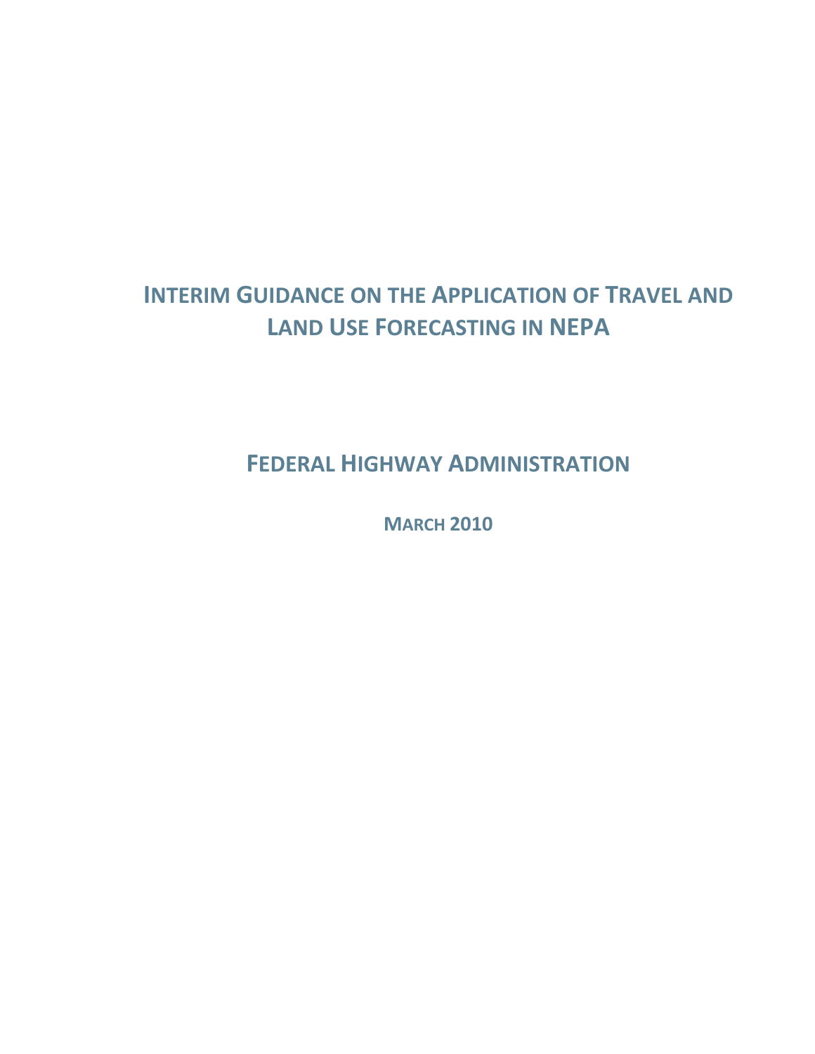# INTERIM GUIDANCE ON THE APPLICATION OF TRAVEL AND LAND USE FORECASTING IN NEPA

## FEDERAL HIGHWAY ADMINISTRATION

**MARCH 2010**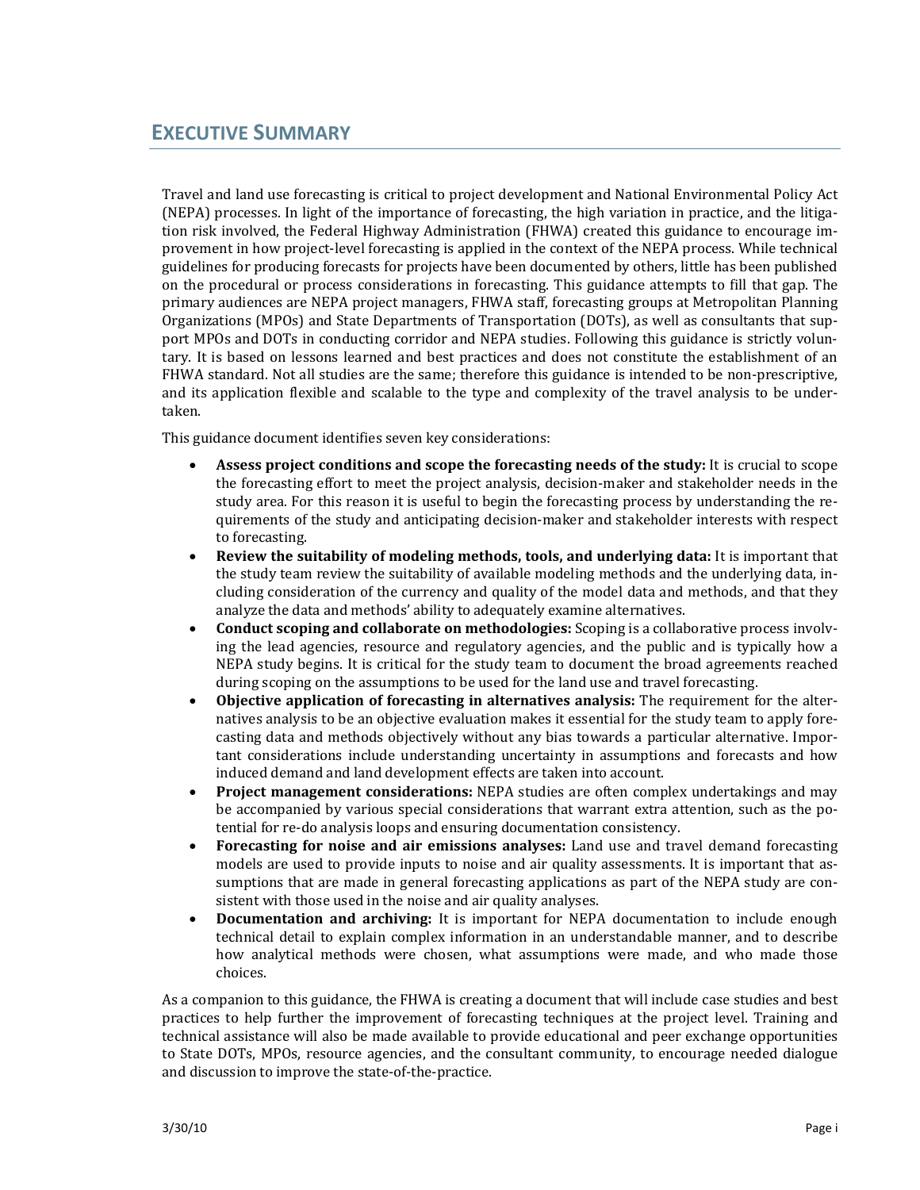# EXECUTIVE SUMMARY

Travel and land use forecasting is critical to project development and National Environmental Policy Act (NEPA) processes. In light of the importance of forecasting, the high variation in practice, and the litigation risk involved, the Federal Highway Administration (FHWA) created this guidance to encourage improvement in how project-level forecasting is applied in the context of the NEPA process. While technical guidelines for producing forecasts for projects have been documented by others, little has been published on the procedural or process considerations in forecasting. This guidance attempts to fill that gap. The primary audiences are NEPA project managers, FHWA staff, forecasting groups at Metropolitan Planning Organizations (MPOs) and State Departments of Transportation (DOTs), as well as consultants that support MPOs and DOTs in conducting corridor and NEPA studies. Following this guidance is strictly voluntary. It is based on lessons learned and best practices and does not constitute the establishment of an FHWA standard. Not all studies are the same; therefore this guidance is intended to be non-prescriptive, and its application flexible and scalable to the type and complexity of the travel analysis to be undertaken.

This guidance document identifies seven key considerations:

- **Assess project conditions and scope the forecasting needs of the study:** It is crucial to scope the forecasting effort to meet the project analysis, decision-maker and stakeholder needs in the study area. For this reason it is useful to begin the forecasting process by understanding the requirements of the study and anticipating decision-maker and stakeholder interests with respect to forecasting.
- **Review the suitability of modeling methods, tools, and underlying data:** It is important that the study team review the suitability of available modeling methods and the underlying data, including consideration of the currency and quality of the model data and methods, and that they analyze the data and methods' ability to adequately examine alternatives.
- **Conduct scoping and collaborate on methodologies:** Scoping is a collaborative process involving the lead agencies, resource and regulatory agencies, and the public and is typically how a NEPA study begins. It is critical for the study team to document the broad agreements reached during scoping on the assumptions to be used for the land use and travel forecasting.
- **Objective application of forecasting in alternatives analysis:** The requirement for the alternatives analysis to be an objective evaluation makes it essential for the study team to apply forecasting data and methods objectively without any bias towards a particular alternative. Important considerations include understanding uncertainty in assumptions and forecasts and how induced demand and land development effects are taken into account.
- **Project management considerations:** NEPA studies are often complex undertakings and may be accompanied by various special considerations that warrant extra attention, such as the potential for re-do analysis loops and ensuring documentation consistency.
- **Forecasting for noise and air emissions analyses:** Land use and travel demand forecasting models are used to provide inputs to noise and air quality assessments. It is important that assumptions that are made in general forecasting applications as part of the NEPA study are consistent with those used in the noise and air quality analyses.
- **Documentation and archiving:** It is important for NEPA documentation to include enough technical detail to explain complex information in an understandable manner, and to describe how analytical methods were chosen, what assumptions were made, and who made those choices.

As a companion to this guidance, the FHWA is creating a document that will include case studies and best practices to help further the improvement of forecasting techniques at the project level. Training and technical assistance will also be made available to provide educational and peer exchange opportunities to State DOTs, MPOs, resource agencies, and the consultant community, to encourage needed dialogue and discussion to improve the state-of-the-practice.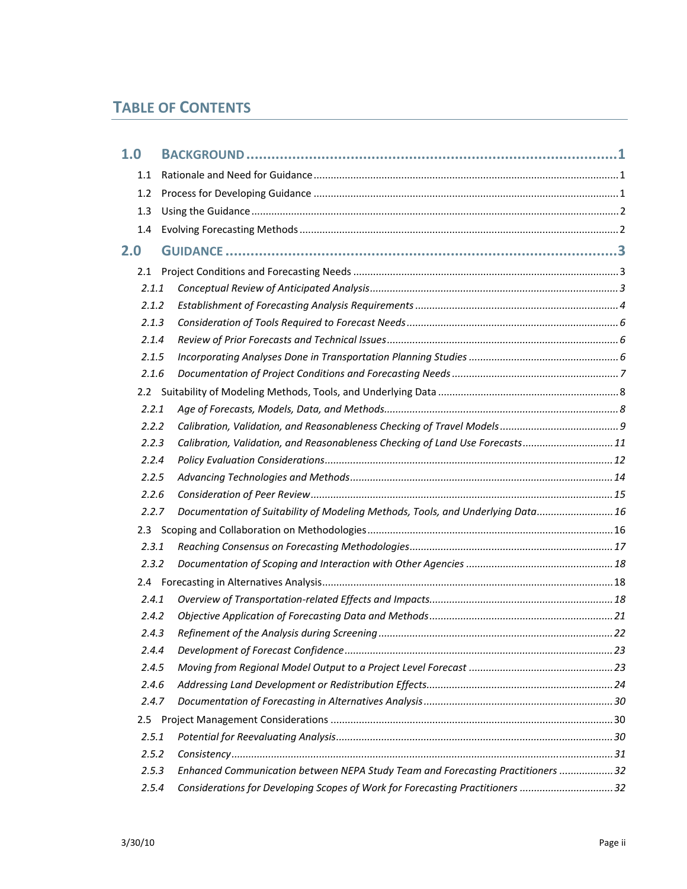# TABLE OF CONTENTS

**1.0 BACKGROUND** ..... 1

- 1.1 Rationale and Need for Guidance ..... 1
- 1.2 Process for Developing Guidance ..... 1
- 1.3 Using the Guidance ..... 2
- 1.4 Evolving Forecasting Methods ..... 2

**2.0 GUIDANCE** ..... 3

- 2.1 Project Conditions and Forecasting Needs ..... 3
  - *2.1.1 Conceptual Review of Anticipated Analysis* ..... 3
  - *2.1.2 Establishment of Forecasting Analysis Requirements* ..... 4
  - *2.1.3 Consideration of Tools Required to Forecast Needs* ..... 6
  - *2.1.4 Review of Prior Forecasts and Technical Issues* ..... 6
  - *2.1.5 Incorporating Analyses Done in Transportation Planning Studies* ..... 6
  - *2.1.6 Documentation of Project Conditions and Forecasting Needs* ..... 7
- 2.2 Suitability of Modeling Methods, Tools, and Underlying Data ..... 8
  - *2.2.1 Age of Forecasts, Models, Data, and Methods* ..... 8
  - *2.2.2 Calibration, Validation, and Reasonableness Checking of Travel Models* ..... 9
  - *2.2.3 Calibration, Validation, and Reasonableness Checking of Land Use Forecasts* ..... 11
  - *2.2.4 Policy Evaluation Considerations* ..... 12
  - *2.2.5 Advancing Technologies and Methods* ..... 14
  - *2.2.6 Consideration of Peer Review* ..... 15
  - *2.2.7 Documentation of Suitability of Modeling Methods, Tools, and Underlying Data* ..... 16
- 2.3 Scoping and Collaboration on Methodologies ..... 16
  - *2.3.1 Reaching Consensus on Forecasting Methodologies* ..... 17
  - *2.3.2 Documentation of Scoping and Interaction with Other Agencies* ..... 18
- 2.4 Forecasting in Alternatives Analysis ..... 18
  - *2.4.1 Overview of Transportation-related Effects and Impacts* ..... 18
  - *2.4.2 Objective Application of Forecasting Data and Methods* ..... 21
  - *2.4.3 Refinement of the Analysis during Screening* ..... 22
  - *2.4.4 Development of Forecast Confidence* ..... 23
  - *2.4.5 Moving from Regional Model Output to a Project Level Forecast* ..... 23
  - *2.4.6 Addressing Land Development or Redistribution Effects* ..... 24
  - *2.4.7 Documentation of Forecasting in Alternatives Analysis* ..... 30
- 2.5 Project Management Considerations ..... 30
  - *2.5.1 Potential for Reevaluating Analysis* ..... 30
  - *2.5.2 Consistency* ..... 31
  - *2.5.3 Enhanced Communication between NEPA Study Team and Forecasting Practitioners* ..... 32
  - *2.5.4 Considerations for Developing Scopes of Work for Forecasting Practitioners* ..... 32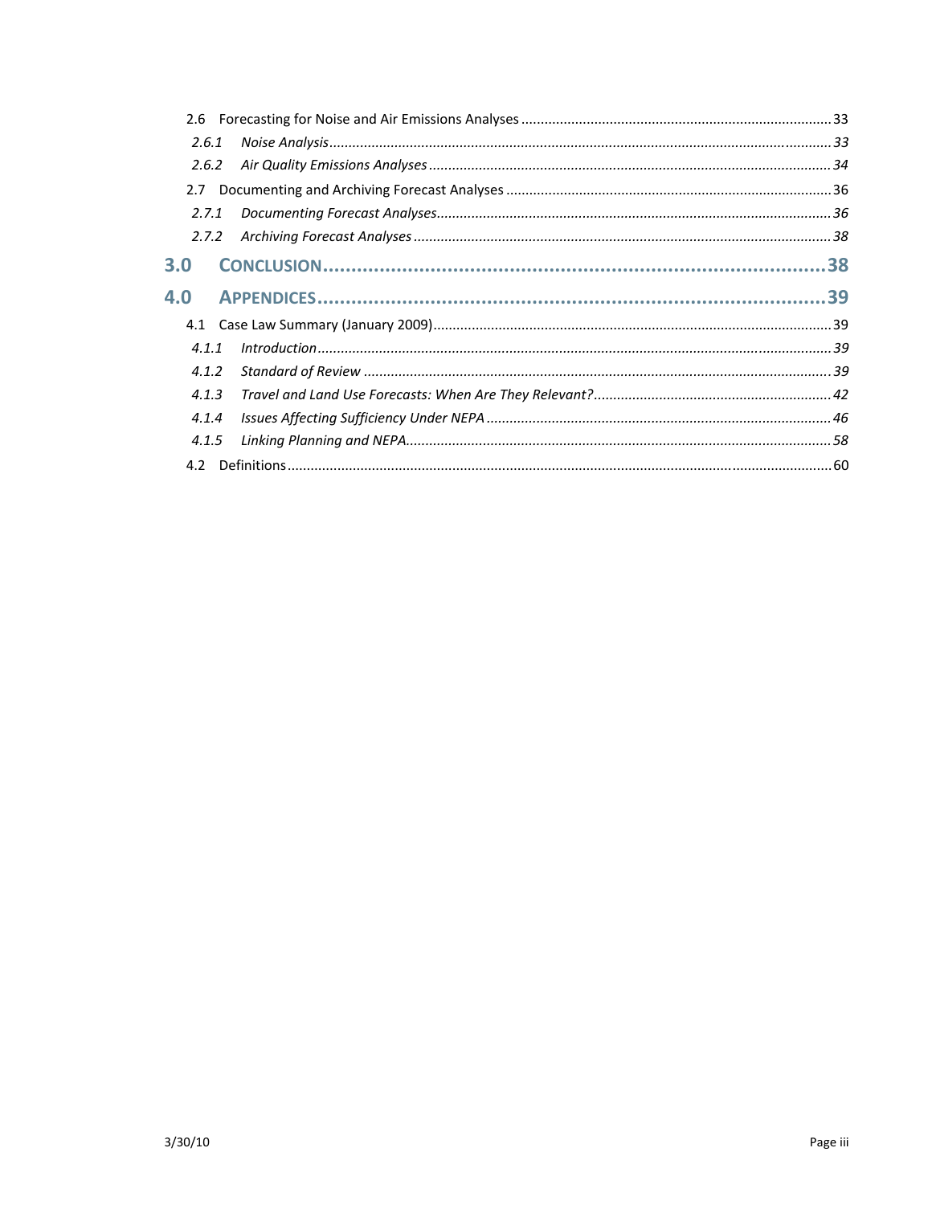2.6 Forecasting for Noise and Air Emissions Analyses ........................................................ 33

*2.6.1 Noise Analysis ........................................................................................ 33*

*2.6.2 Air Quality Emissions Analyses ............................................................. 34*

2.7 Documenting and Archiving Forecast Analyses .................................................. 36

*2.7.1 Documenting Forecast Analyses ........................................................... 36*

*2.7.2 Archiving Forecast Analyses ................................................................. 38*

**3.0 CONCLUSION .................................................................................. 38**

**4.0 APPENDICES ................................................................................... 39**

4.1 Case Law Summary (January 2009) ................................................................. 39

*4.1.1 Introduction ........................................................................................... 39*

*4.1.2 Standard of Review ................................................................................ 39*

*4.1.3 Travel and Land Use Forecasts: When Are They Relevant? .................. 42*

*4.1.4 Issues Affecting Sufficiency Under NEPA ............................................. 46*

*4.1.5 Linking Planning and NEPA .................................................................. 58*

4.2 Definitions ......................................................................................................... 60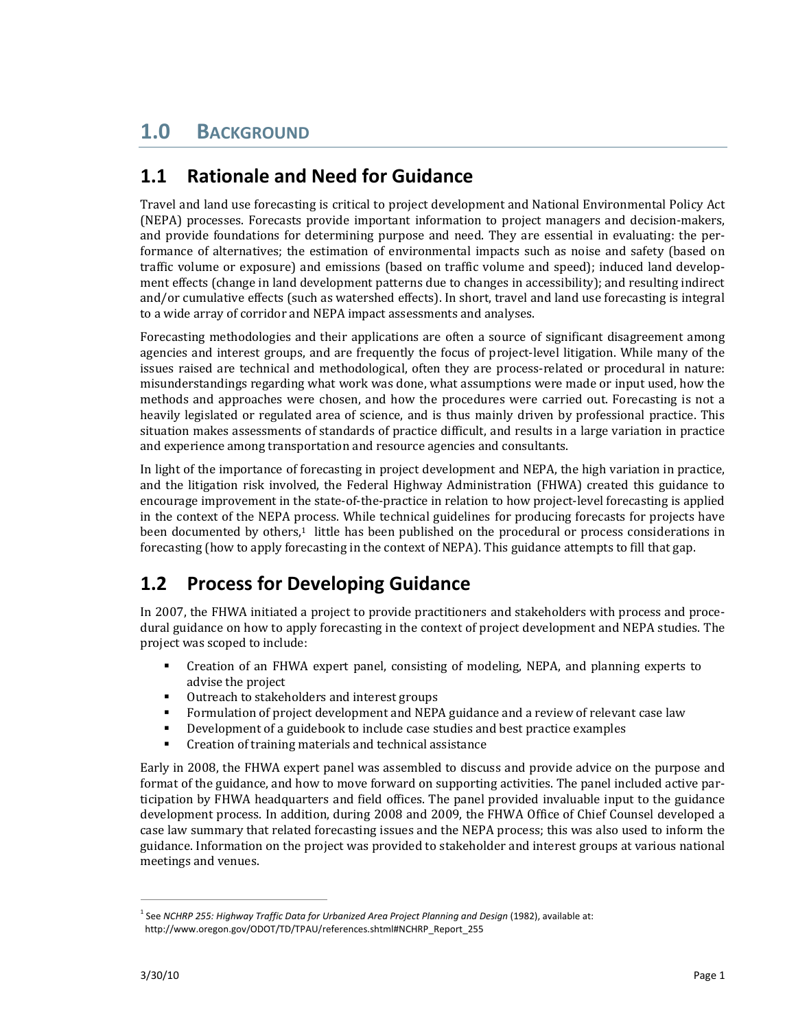# 1.0 BACKGROUND

## 1.1 Rationale and Need for Guidance

Travel and land use forecasting is critical to project development and National Environmental Policy Act (NEPA) processes. Forecasts provide important information to project managers and decision-makers, and provide foundations for determining purpose and need. They are essential in evaluating: the performance of alternatives; the estimation of environmental impacts such as noise and safety (based on traffic volume or exposure) and emissions (based on traffic volume and speed); induced land development effects (change in land development patterns due to changes in accessibility); and resulting indirect and/or cumulative effects (such as watershed effects). In short, travel and land use forecasting is integral to a wide array of corridor and NEPA impact assessments and analyses.

Forecasting methodologies and their applications are often a source of significant disagreement among agencies and interest groups, and are frequently the focus of project-level litigation. While many of the issues raised are technical and methodological, often they are process-related or procedural in nature: misunderstandings regarding what work was done, what assumptions were made or input used, how the methods and approaches were chosen, and how the procedures were carried out. Forecasting is not a heavily legislated or regulated area of science, and is thus mainly driven by professional practice. This situation makes assessments of standards of practice difficult, and results in a large variation in practice and experience among transportation and resource agencies and consultants.

In light of the importance of forecasting in project development and NEPA, the high variation in practice, and the litigation risk involved, the Federal Highway Administration (FHWA) created this guidance to encourage improvement in the state-of-the-practice in relation to how project-level forecasting is applied in the context of the NEPA process. While technical guidelines for producing forecasts for projects have been documented by others,[1] little has been published on the procedural or process considerations in forecasting (how to apply forecasting in the context of NEPA). This guidance attempts to fill that gap.

## 1.2 Process for Developing Guidance

In 2007, the FHWA initiated a project to provide practitioners and stakeholders with process and procedural guidance on how to apply forecasting in the context of project development and NEPA studies. The project was scoped to include:

- Creation of an FHWA expert panel, consisting of modeling, NEPA, and planning experts to advise the project
- Outreach to stakeholders and interest groups
- Formulation of project development and NEPA guidance and a review of relevant case law
- Development of a guidebook to include case studies and best practice examples
- Creation of training materials and technical assistance

Early in 2008, the FHWA expert panel was assembled to discuss and provide advice on the purpose and format of the guidance, and how to move forward on supporting activities. The panel included active participation by FHWA headquarters and field offices. The panel provided invaluable input to the guidance development process. In addition, during 2008 and 2009, the FHWA Office of Chief Counsel developed a case law summary that related forecasting issues and the NEPA process; this was also used to inform the guidance. Information on the project was provided to stakeholder and interest groups at various national meetings and venues.

[1] See *NCHRP 255: Highway Traffic Data for Urbanized Area Project Planning and Design* (1982), available at: http://www.oregon.gov/ODOT/TD/TPAU/references.shtml#NCHRP_Report_255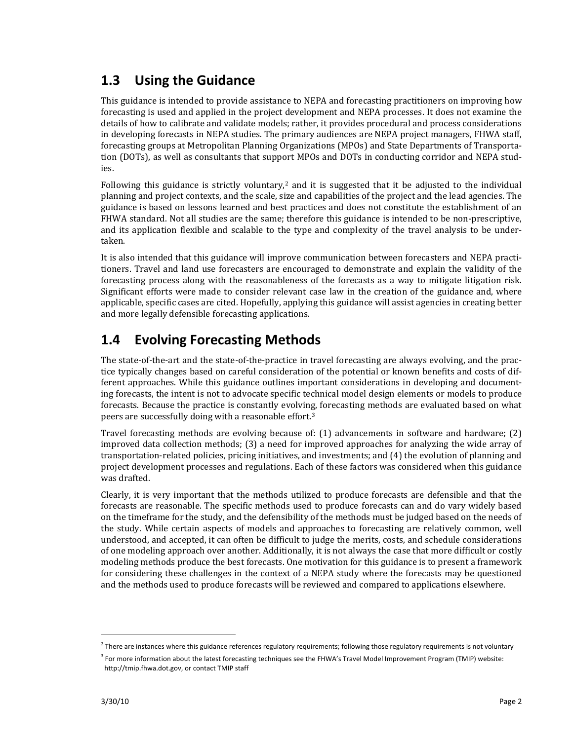## 1.3 Using the Guidance

This guidance is intended to provide assistance to NEPA and forecasting practitioners on improving how forecasting is used and applied in the project development and NEPA processes. It does not examine the details of how to calibrate and validate models; rather, it provides procedural and process considerations in developing forecasts in NEPA studies. The primary audiences are NEPA project managers, FHWA staff, forecasting groups at Metropolitan Planning Organizations (MPOs) and State Departments of Transportation (DOTs), as well as consultants that support MPOs and DOTs in conducting corridor and NEPA studies.

Following this guidance is strictly voluntary,[2] and it is suggested that it be adjusted to the individual planning and project contexts, and the scale, size and capabilities of the project and the lead agencies. The guidance is based on lessons learned and best practices and does not constitute the establishment of an FHWA standard. Not all studies are the same; therefore this guidance is intended to be non-prescriptive, and its application flexible and scalable to the type and complexity of the travel analysis to be undertaken.

It is also intended that this guidance will improve communication between forecasters and NEPA practitioners. Travel and land use forecasters are encouraged to demonstrate and explain the validity of the forecasting process along with the reasonableness of the forecasts as a way to mitigate litigation risk. Significant efforts were made to consider relevant case law in the creation of the guidance and, where applicable, specific cases are cited. Hopefully, applying this guidance will assist agencies in creating better and more legally defensible forecasting applications.

## 1.4 Evolving Forecasting Methods

The state-of-the-art and the state-of-the-practice in travel forecasting are always evolving, and the practice typically changes based on careful consideration of the potential or known benefits and costs of different approaches. While this guidance outlines important considerations in developing and documenting forecasts, the intent is not to advocate specific technical model design elements or models to produce forecasts. Because the practice is constantly evolving, forecasting methods are evaluated based on what peers are successfully doing with a reasonable effort.[3]

Travel forecasting methods are evolving because of: (1) advancements in software and hardware; (2) improved data collection methods; (3) a need for improved approaches for analyzing the wide array of transportation-related policies, pricing initiatives, and investments; and (4) the evolution of planning and project development processes and regulations. Each of these factors was considered when this guidance was drafted.

Clearly, it is very important that the methods utilized to produce forecasts are defensible and that the forecasts are reasonable. The specific methods used to produce forecasts can and do vary widely based on the timeframe for the study, and the defensibility of the methods must be judged based on the needs of the study. While certain aspects of models and approaches to forecasting are relatively common, well understood, and accepted, it can often be difficult to judge the merits, costs, and schedule considerations of one modeling approach over another. Additionally, it is not always the case that more difficult or costly modeling methods produce the best forecasts. One motivation for this guidance is to present a framework for considering these challenges in the context of a NEPA study where the forecasts may be questioned and the methods used to produce forecasts will be reviewed and compared to applications elsewhere.

---

[2] There are instances where this guidance references regulatory requirements; following those regulatory requirements is not voluntary

[3] For more information about the latest forecasting techniques see the FHWA's Travel Model Improvement Program (TMIP) website: http://tmip.fhwa.dot.gov, or contact TMIP staff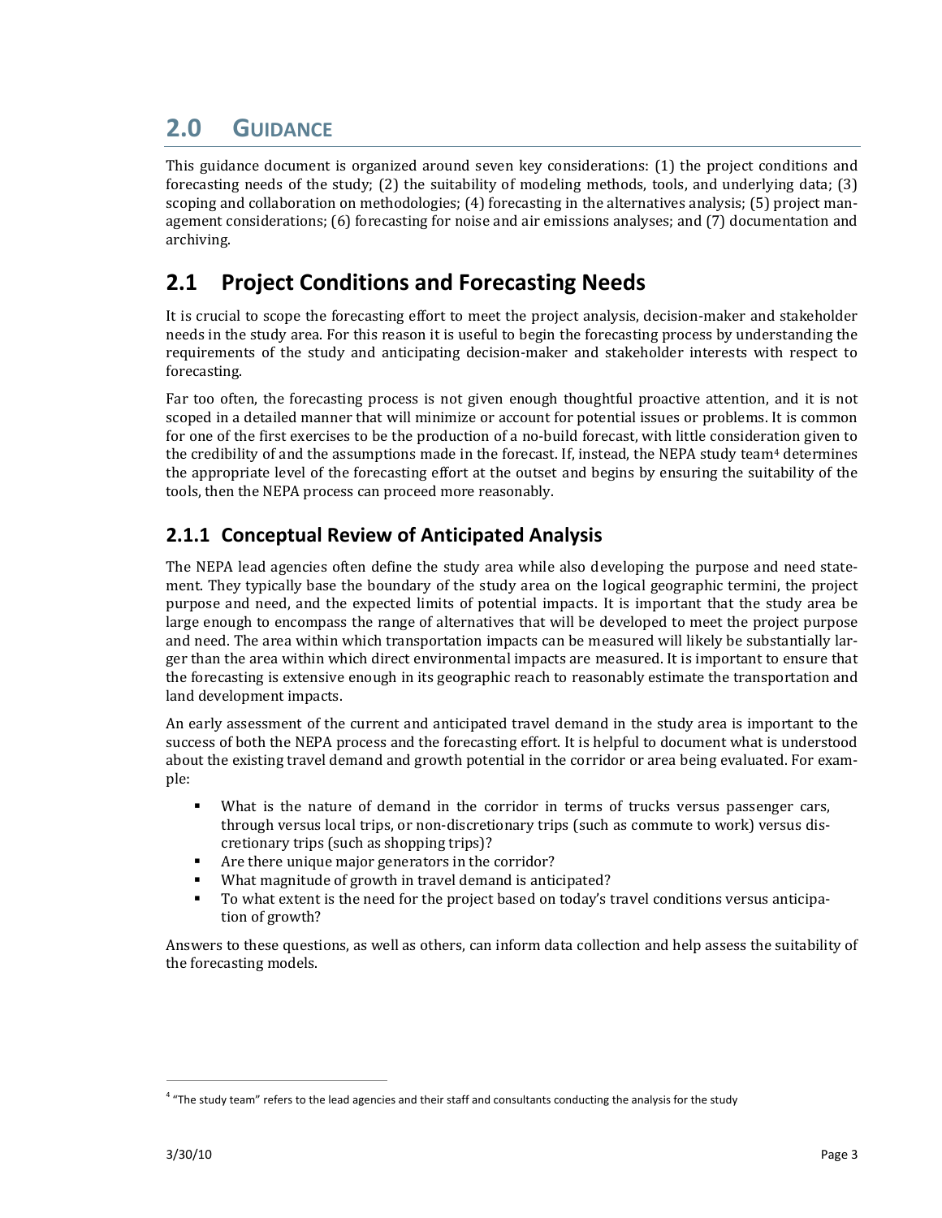# 2.0 GUIDANCE

This guidance document is organized around seven key considerations: (1) the project conditions and forecasting needs of the study; (2) the suitability of modeling methods, tools, and underlying data; (3) scoping and collaboration on methodologies; (4) forecasting in the alternatives analysis; (5) project management considerations; (6) forecasting for noise and air emissions analyses; and (7) documentation and archiving.

## 2.1 Project Conditions and Forecasting Needs

It is crucial to scope the forecasting effort to meet the project analysis, decision-maker and stakeholder needs in the study area. For this reason it is useful to begin the forecasting process by understanding the requirements of the study and anticipating decision-maker and stakeholder interests with respect to forecasting.

Far too often, the forecasting process is not given enough thoughtful proactive attention, and it is not scoped in a detailed manner that will minimize or account for potential issues or problems. It is common for one of the first exercises to be the production of a no-build forecast, with little consideration given to the credibility of and the assumptions made in the forecast. If, instead, the NEPA study team[4] determines the appropriate level of the forecasting effort at the outset and begins by ensuring the suitability of the tools, then the NEPA process can proceed more reasonably.

### 2.1.1 Conceptual Review of Anticipated Analysis

The NEPA lead agencies often define the study area while also developing the purpose and need statement. They typically base the boundary of the study area on the logical geographic termini, the project purpose and need, and the expected limits of potential impacts. It is important that the study area be large enough to encompass the range of alternatives that will be developed to meet the project purpose and need. The area within which transportation impacts can be measured will likely be substantially larger than the area within which direct environmental impacts are measured. It is important to ensure that the forecasting is extensive enough in its geographic reach to reasonably estimate the transportation and land development impacts.

An early assessment of the current and anticipated travel demand in the study area is important to the success of both the NEPA process and the forecasting effort. It is helpful to document what is understood about the existing travel demand and growth potential in the corridor or area being evaluated. For example:

- What is the nature of demand in the corridor in terms of trucks versus passenger cars, through versus local trips, or non-discretionary trips (such as commute to work) versus discretionary trips (such as shopping trips)?
- Are there unique major generators in the corridor?
- What magnitude of growth in travel demand is anticipated?
- To what extent is the need for the project based on today's travel conditions versus anticipation of growth?

Answers to these questions, as well as others, can inform data collection and help assess the suitability of the forecasting models.

[4] "The study team" refers to the lead agencies and their staff and consultants conducting the analysis for the study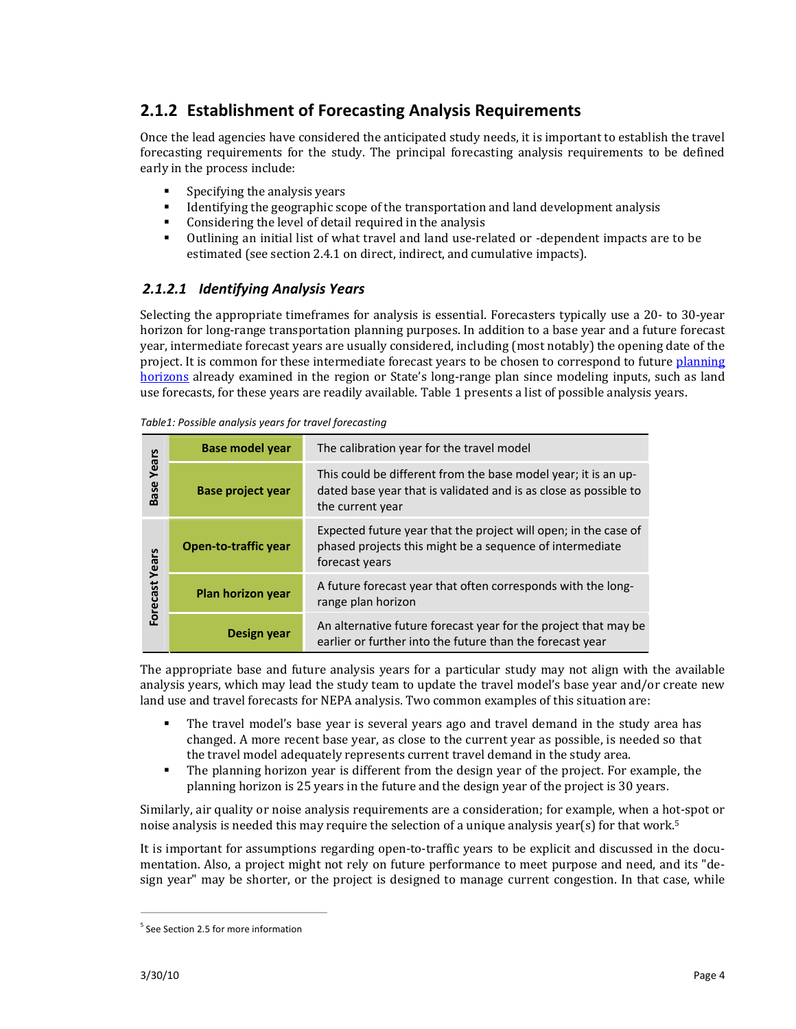## 2.1.2 Establishment of Forecasting Analysis Requirements

Once the lead agencies have considered the anticipated study needs, it is important to establish the travel forecasting requirements for the study. The principal forecasting analysis requirements to be defined early in the process include:

- Specifying the analysis years
- Identifying the geographic scope of the transportation and land development analysis
- Considering the level of detail required in the analysis
- Outlining an initial list of what travel and land use-related or -dependent impacts are to be estimated (see section 2.4.1 on direct, indirect, and cumulative impacts).

### *2.1.2.1 Identifying Analysis Years*

Selecting the appropriate timeframes for analysis is essential. Forecasters typically use a 20- to 30-year horizon for long-range transportation planning purposes. In addition to a base year and a future forecast year, intermediate forecast years are usually considered, including (most notably) the opening date of the project. It is common for these intermediate forecast years to be chosen to correspond to future planning horizons already examined in the region or State's long-range plan since modeling inputs, such as land use forecasts, for these years are readily available. Table 1 presents a list of possible analysis years.

*Table1: Possible analysis years for travel forecasting*

| | | |
|---|---|---|
| **Base Years** | **Base model year** | The calibration year for the travel model |
| | **Base project year** | This could be different from the base model year; it is an up-dated base year that is validated and is as close as possible to the current year |
| **Forecast Years** | **Open-to-traffic year** | Expected future year that the project will open; in the case of phased projects this might be a sequence of intermediate forecast years |
| | **Plan horizon year** | A future forecast year that often corresponds with the long-range plan horizon |
| | **Design year** | An alternative future forecast year for the project that may be earlier or further into the future than the forecast year |

The appropriate base and future analysis years for a particular study may not align with the available analysis years, which may lead the study team to update the travel model's base year and/or create new land use and travel forecasts for NEPA analysis. Two common examples of this situation are:

- The travel model's base year is several years ago and travel demand in the study area has changed. A more recent base year, as close to the current year as possible, is needed so that the travel model adequately represents current travel demand in the study area.
- The planning horizon year is different from the design year of the project. For example, the planning horizon is 25 years in the future and the design year of the project is 30 years.

Similarly, air quality or noise analysis requirements are a consideration; for example, when a hot-spot or noise analysis is needed this may require the selection of a unique analysis year(s) for that work.[5]

It is important for assumptions regarding open-to-traffic years to be explicit and discussed in the documentation. Also, a project might not rely on future performance to meet purpose and need, and its "design year" may be shorter, or the project is designed to manage current congestion. In that case, while

[5] See Section 2.5 for more information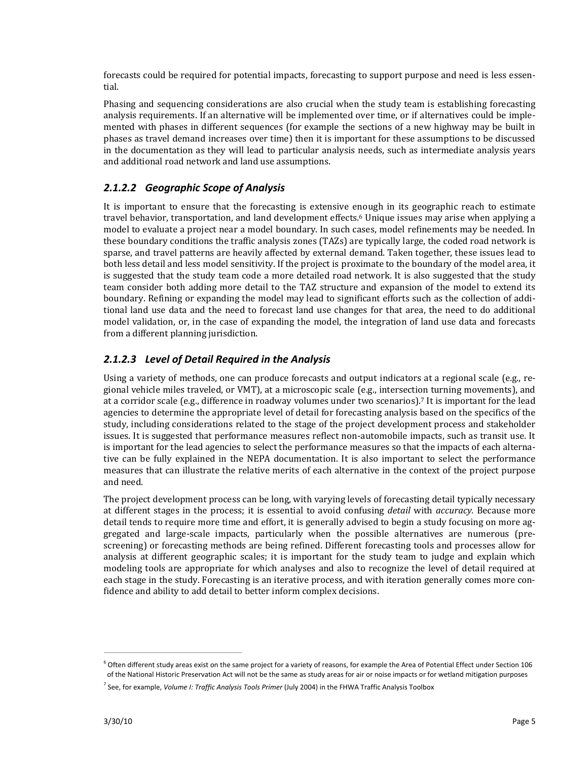forecasts could be required for potential impacts, forecasting to support purpose and need is less essential.

Phasing and sequencing considerations are also crucial when the study team is establishing forecasting analysis requirements. If an alternative will be implemented over time, or if alternatives could be implemented with phases in different sequences (for example the sections of a new highway may be built in phases as travel demand increases over time) then it is important for these assumptions to be discussed in the documentation as they will lead to particular analysis needs, such as intermediate analysis years and additional road network and land use assumptions.

### *2.1.2.2 Geographic Scope of Analysis*

It is important to ensure that the forecasting is extensive enough in its geographic reach to estimate travel behavior, transportation, and land development effects.[6] Unique issues may arise when applying a model to evaluate a project near a model boundary. In such cases, model refinements may be needed. In these boundary conditions the traffic analysis zones (TAZs) are typically large, the coded road network is sparse, and travel patterns are heavily affected by external demand. Taken together, these issues lead to both less detail and less model sensitivity. If the project is proximate to the boundary of the model area, it is suggested that the study team code a more detailed road network. It is also suggested that the study team consider both adding more detail to the TAZ structure and expansion of the model to extend its boundary. Refining or expanding the model may lead to significant efforts such as the collection of additional land use data and the need to forecast land use changes for that area, the need to do additional model validation, or, in the case of expanding the model, the integration of land use data and forecasts from a different planning jurisdiction.

### *2.1.2.3 Level of Detail Required in the Analysis*

Using a variety of methods, one can produce forecasts and output indicators at a regional scale (e.g., regional vehicle miles traveled, or VMT), at a microscopic scale (e.g., intersection turning movements), and at a corridor scale (e.g., difference in roadway volumes under two scenarios).[7] It is important for the lead agencies to determine the appropriate level of detail for forecasting analysis based on the specifics of the study, including considerations related to the stage of the project development process and stakeholder issues. It is suggested that performance measures reflect non-automobile impacts, such as transit use. It is important for the lead agencies to select the performance measures so that the impacts of each alternative can be fully explained in the NEPA documentation. It is also important to select the performance measures that can illustrate the relative merits of each alternative in the context of the project purpose and need.

The project development process can be long, with varying levels of forecasting detail typically necessary at different stages in the process; it is essential to avoid confusing *detail* with *accuracy.* Because more detail tends to require more time and effort, it is generally advised to begin a study focusing on more aggregated and large-scale impacts, particularly when the possible alternatives are numerous (prescreening) or forecasting methods are being refined. Different forecasting tools and processes allow for analysis at different geographic scales; it is important for the study team to judge and explain which modeling tools are appropriate for which analyses and also to recognize the level of detail required at each stage in the study. Forecasting is an iterative process, and with iteration generally comes more confidence and ability to add detail to better inform complex decisions.

---

[6] Often different study areas exist on the same project for a variety of reasons, for example the Area of Potential Effect under Section 106 of the National Historic Preservation Act will not be the same as study areas for air or noise impacts or for wetland mitigation purposes

[7] See, for example, *Volume I: Traffic Analysis Tools Primer* (July 2004) in the FHWA Traffic Analysis Toolbox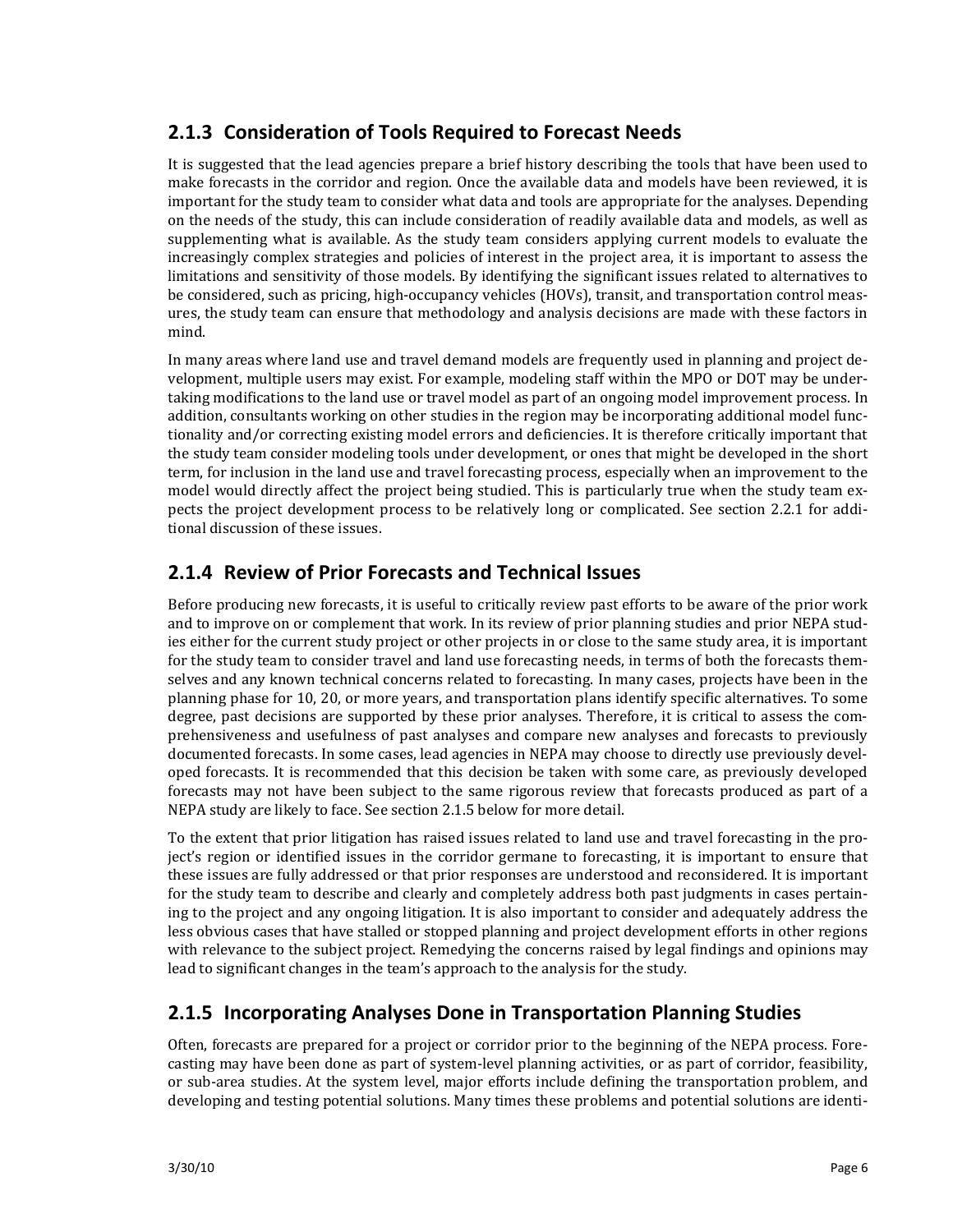### 2.1.3 Consideration of Tools Required to Forecast Needs

It is suggested that the lead agencies prepare a brief history describing the tools that have been used to make forecasts in the corridor and region. Once the available data and models have been reviewed, it is important for the study team to consider what data and tools are appropriate for the analyses. Depending on the needs of the study, this can include consideration of readily available data and models, as well as supplementing what is available. As the study team considers applying current models to evaluate the increasingly complex strategies and policies of interest in the project area, it is important to assess the limitations and sensitivity of those models. By identifying the significant issues related to alternatives to be considered, such as pricing, high-occupancy vehicles (HOVs), transit, and transportation control measures, the study team can ensure that methodology and analysis decisions are made with these factors in mind.

In many areas where land use and travel demand models are frequently used in planning and project development, multiple users may exist. For example, modeling staff within the MPO or DOT may be undertaking modifications to the land use or travel model as part of an ongoing model improvement process. In addition, consultants working on other studies in the region may be incorporating additional model functionality and/or correcting existing model errors and deficiencies. It is therefore critically important that the study team consider modeling tools under development, or ones that might be developed in the short term, for inclusion in the land use and travel forecasting process, especially when an improvement to the model would directly affect the project being studied. This is particularly true when the study team expects the project development process to be relatively long or complicated. See section 2.2.1 for additional discussion of these issues.

### 2.1.4 Review of Prior Forecasts and Technical Issues

Before producing new forecasts, it is useful to critically review past efforts to be aware of the prior work and to improve on or complement that work. In its review of prior planning studies and prior NEPA studies either for the current study project or other projects in or close to the same study area, it is important for the study team to consider travel and land use forecasting needs, in terms of both the forecasts themselves and any known technical concerns related to forecasting. In many cases, projects have been in the planning phase for 10, 20, or more years, and transportation plans identify specific alternatives. To some degree, past decisions are supported by these prior analyses. Therefore, it is critical to assess the comprehensiveness and usefulness of past analyses and compare new analyses and forecasts to previously documented forecasts. In some cases, lead agencies in NEPA may choose to directly use previously developed forecasts. It is recommended that this decision be taken with some care, as previously developed forecasts may not have been subject to the same rigorous review that forecasts produced as part of a NEPA study are likely to face. See section 2.1.5 below for more detail.

To the extent that prior litigation has raised issues related to land use and travel forecasting in the project's region or identified issues in the corridor germane to forecasting, it is important to ensure that these issues are fully addressed or that prior responses are understood and reconsidered. It is important for the study team to describe and clearly and completely address both past judgments in cases pertaining to the project and any ongoing litigation. It is also important to consider and adequately address the less obvious cases that have stalled or stopped planning and project development efforts in other regions with relevance to the subject project. Remedying the concerns raised by legal findings and opinions may lead to significant changes in the team's approach to the analysis for the study.

### 2.1.5 Incorporating Analyses Done in Transportation Planning Studies

Often, forecasts are prepared for a project or corridor prior to the beginning of the NEPA process. Forecasting may have been done as part of system-level planning activities, or as part of corridor, feasibility, or sub-area studies. At the system level, major efforts include defining the transportation problem, and developing and testing potential solutions. Many times these problems and potential solutions are identi-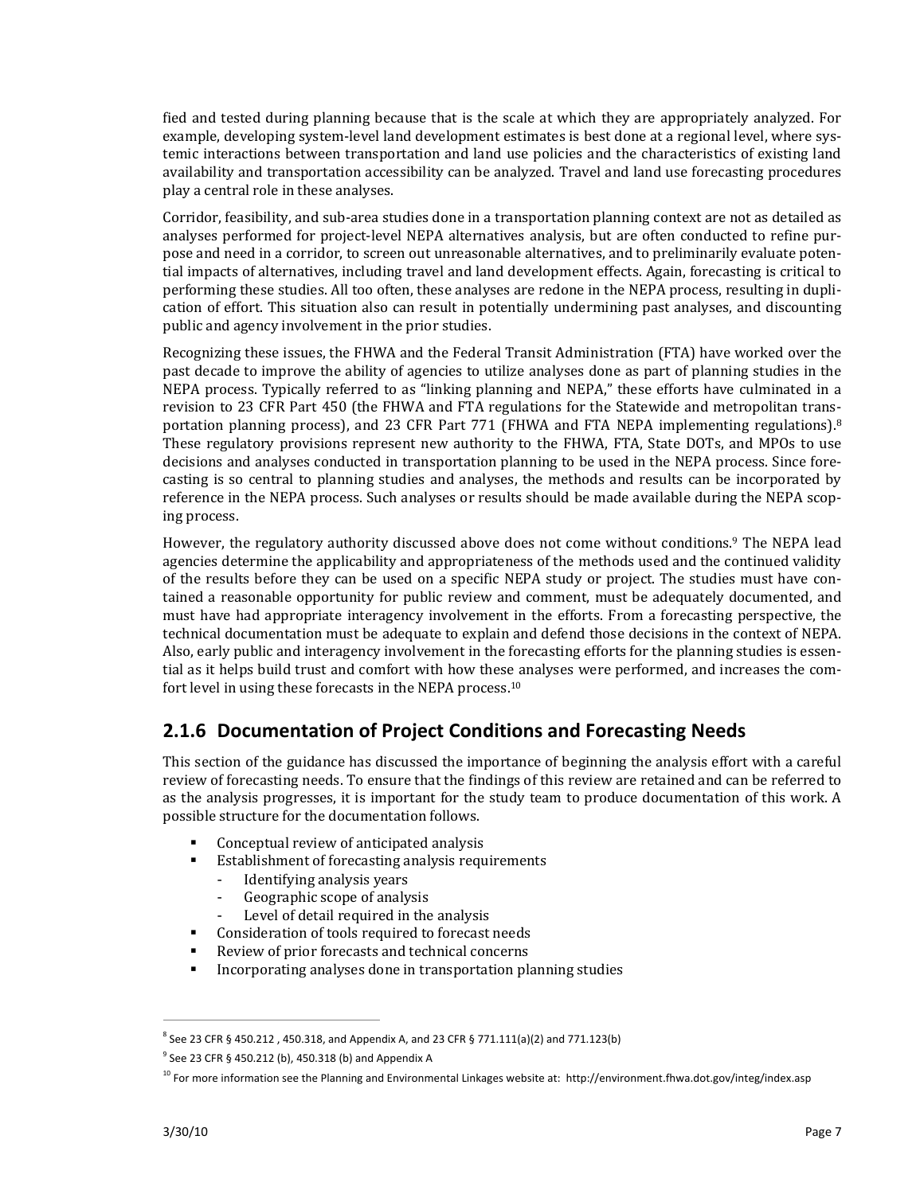fied and tested during planning because that is the scale at which they are appropriately analyzed. For example, developing system-level land development estimates is best done at a regional level, where systemic interactions between transportation and land use policies and the characteristics of existing land availability and transportation accessibility can be analyzed. Travel and land use forecasting procedures play a central role in these analyses.

Corridor, feasibility, and sub-area studies done in a transportation planning context are not as detailed as analyses performed for project-level NEPA alternatives analysis, but are often conducted to refine purpose and need in a corridor, to screen out unreasonable alternatives, and to preliminarily evaluate potential impacts of alternatives, including travel and land development effects. Again, forecasting is critical to performing these studies. All too often, these analyses are redone in the NEPA process, resulting in duplication of effort. This situation also can result in potentially undermining past analyses, and discounting public and agency involvement in the prior studies.

Recognizing these issues, the FHWA and the Federal Transit Administration (FTA) have worked over the past decade to improve the ability of agencies to utilize analyses done as part of planning studies in the NEPA process. Typically referred to as "linking planning and NEPA," these efforts have culminated in a revision to 23 CFR Part 450 (the FHWA and FTA regulations for the Statewide and metropolitan transportation planning process), and 23 CFR Part 771 (FHWA and FTA NEPA implementing regulations).[8] These regulatory provisions represent new authority to the FHWA, FTA, State DOTs, and MPOs to use decisions and analyses conducted in transportation planning to be used in the NEPA process. Since forecasting is so central to planning studies and analyses, the methods and results can be incorporated by reference in the NEPA process. Such analyses or results should be made available during the NEPA scoping process.

However, the regulatory authority discussed above does not come without conditions.[9] The NEPA lead agencies determine the applicability and appropriateness of the methods used and the continued validity of the results before they can be used on a specific NEPA study or project. The studies must have contained a reasonable opportunity for public review and comment, must be adequately documented, and must have had appropriate interagency involvement in the efforts. From a forecasting perspective, the technical documentation must be adequate to explain and defend those decisions in the context of NEPA. Also, early public and interagency involvement in the forecasting efforts for the planning studies is essential as it helps build trust and comfort with how these analyses were performed, and increases the comfort level in using these forecasts in the NEPA process.[10]

## 2.1.6 Documentation of Project Conditions and Forecasting Needs

This section of the guidance has discussed the importance of beginning the analysis effort with a careful review of forecasting needs. To ensure that the findings of this review are retained and can be referred to as the analysis progresses, it is important for the study team to produce documentation of this work. A possible structure for the documentation follows.

- Conceptual review of anticipated analysis
- Establishment of forecasting analysis requirements
  - Identifying analysis years
  - Geographic scope of analysis
  - Level of detail required in the analysis
- Consideration of tools required to forecast needs
- Review of prior forecasts and technical concerns
- Incorporating analyses done in transportation planning studies

---

[8] See 23 CFR § 450.212 , 450.318, and Appendix A, and 23 CFR § 771.111(a)(2) and 771.123(b)

[9] See 23 CFR § 450.212 (b), 450.318 (b) and Appendix A

[10] For more information see the Planning and Environmental Linkages website at: http://environment.fhwa.dot.gov/integ/index.asp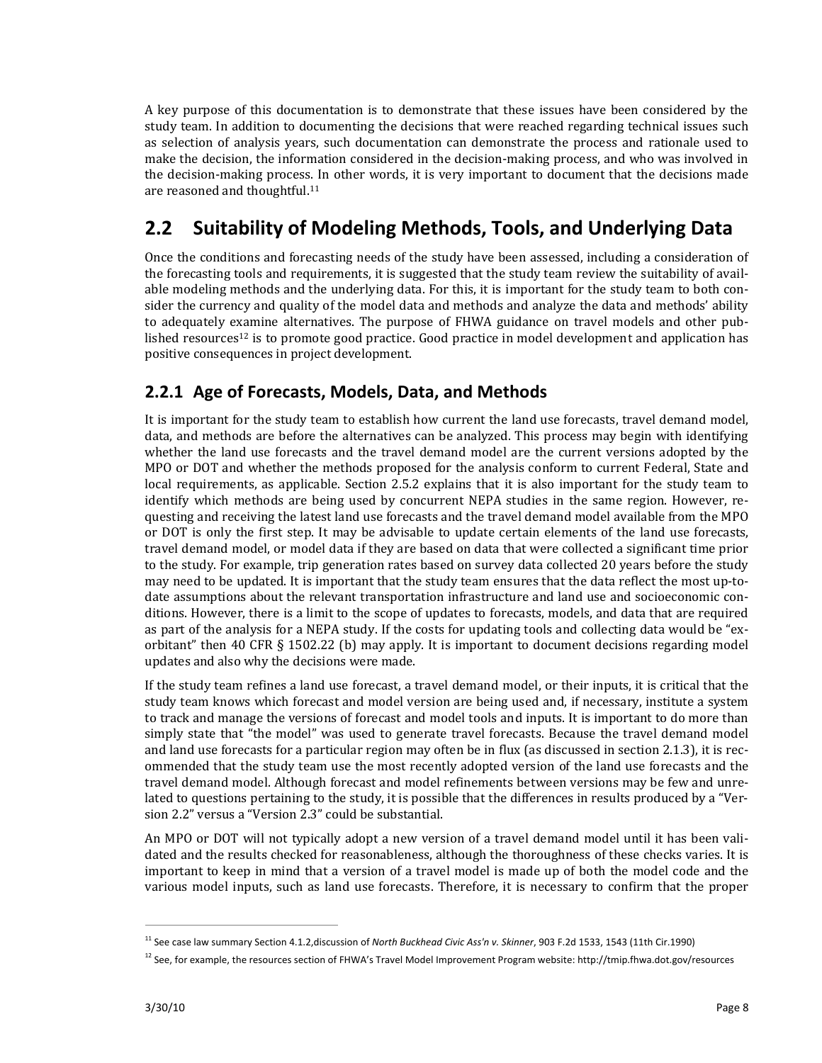A key purpose of this documentation is to demonstrate that these issues have been considered by the study team. In addition to documenting the decisions that were reached regarding technical issues such as selection of analysis years, such documentation can demonstrate the process and rationale used to make the decision, the information considered in the decision-making process, and who was involved in the decision-making process. In other words, it is very important to document that the decisions made are reasoned and thoughtful.[11]

## 2.2 Suitability of Modeling Methods, Tools, and Underlying Data

Once the conditions and forecasting needs of the study have been assessed, including a consideration of the forecasting tools and requirements, it is suggested that the study team review the suitability of available modeling methods and the underlying data. For this, it is important for the study team to both consider the currency and quality of the model data and methods and analyze the data and methods' ability to adequately examine alternatives. The purpose of FHWA guidance on travel models and other published resources[12] is to promote good practice. Good practice in model development and application has positive consequences in project development.

### 2.2.1 Age of Forecasts, Models, Data, and Methods

It is important for the study team to establish how current the land use forecasts, travel demand model, data, and methods are before the alternatives can be analyzed. This process may begin with identifying whether the land use forecasts and the travel demand model are the current versions adopted by the MPO or DOT and whether the methods proposed for the analysis conform to current Federal, State and local requirements, as applicable. Section 2.5.2 explains that it is also important for the study team to identify which methods are being used by concurrent NEPA studies in the same region. However, requesting and receiving the latest land use forecasts and the travel demand model available from the MPO or DOT is only the first step. It may be advisable to update certain elements of the land use forecasts, travel demand model, or model data if they are based on data that were collected a significant time prior to the study. For example, trip generation rates based on survey data collected 20 years before the study may need to be updated. It is important that the study team ensures that the data reflect the most up-to-date assumptions about the relevant transportation infrastructure and land use and socioeconomic conditions. However, there is a limit to the scope of updates to forecasts, models, and data that are required as part of the analysis for a NEPA study. If the costs for updating tools and collecting data would be "exorbitant" then 40 CFR § 1502.22 (b) may apply. It is important to document decisions regarding model updates and also why the decisions were made.

If the study team refines a land use forecast, a travel demand model, or their inputs, it is critical that the study team knows which forecast and model version are being used and, if necessary, institute a system to track and manage the versions of forecast and model tools and inputs. It is important to do more than simply state that "the model" was used to generate travel forecasts. Because the travel demand model and land use forecasts for a particular region may often be in flux (as discussed in section 2.1.3), it is recommended that the study team use the most recently adopted version of the land use forecasts and the travel demand model. Although forecast and model refinements between versions may be few and unrelated to questions pertaining to the study, it is possible that the differences in results produced by a "Version 2.2" versus a "Version 2.3" could be substantial.

An MPO or DOT will not typically adopt a new version of a travel demand model until it has been validated and the results checked for reasonableness, although the thoroughness of these checks varies. It is important to keep in mind that a version of a travel model is made up of both the model code and the various model inputs, such as land use forecasts. Therefore, it is necessary to confirm that the proper

---

[11] See case law summary Section 4.1.2,discussion of *North Buckhead Civic Ass'n v. Skinner*, 903 F.2d 1533, 1543 (11th Cir.1990)

[12] See, for example, the resources section of FHWA's Travel Model Improvement Program website: http://tmip.fhwa.dot.gov/resources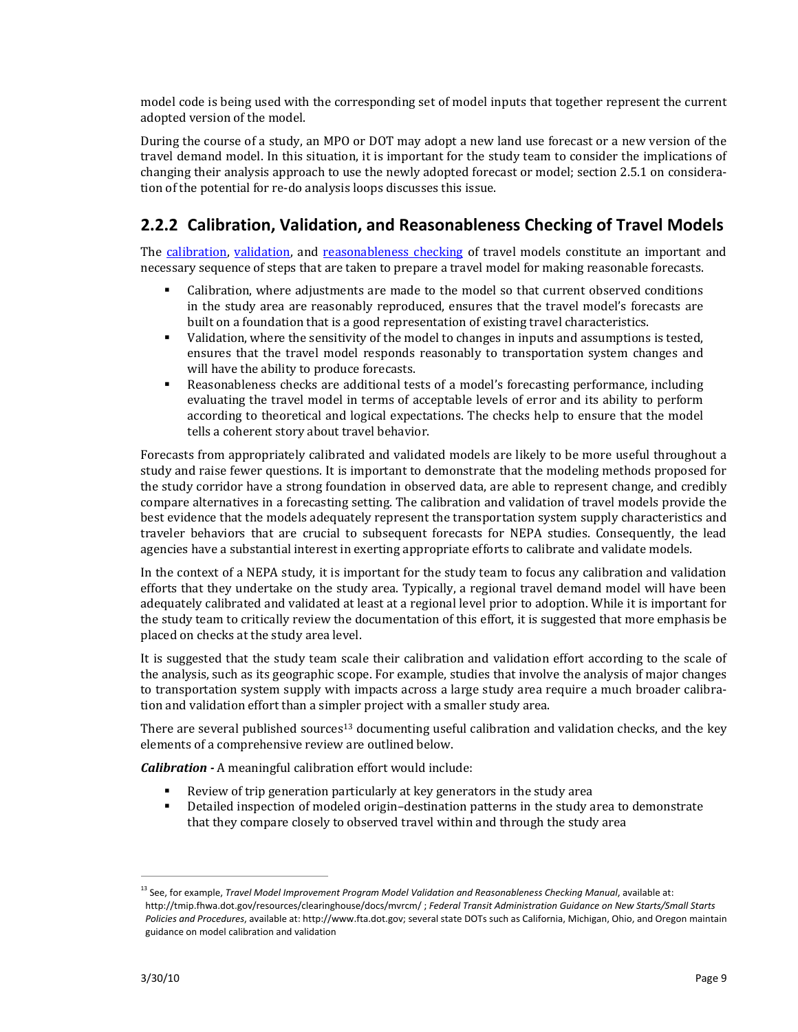model code is being used with the corresponding set of model inputs that together represent the current adopted version of the model.

During the course of a study, an MPO or DOT may adopt a new land use forecast or a new version of the travel demand model. In this situation, it is important for the study team to consider the implications of changing their analysis approach to use the newly adopted forecast or model; section 2.5.1 on consideration of the potential for re-do analysis loops discusses this issue.

## 2.2.2 Calibration, Validation, and Reasonableness Checking of Travel Models

The calibration, validation, and reasonableness checking of travel models constitute an important and necessary sequence of steps that are taken to prepare a travel model for making reasonable forecasts.

- Calibration, where adjustments are made to the model so that current observed conditions in the study area are reasonably reproduced, ensures that the travel model's forecasts are built on a foundation that is a good representation of existing travel characteristics.
- Validation, where the sensitivity of the model to changes in inputs and assumptions is tested, ensures that the travel model responds reasonably to transportation system changes and will have the ability to produce forecasts.
- Reasonableness checks are additional tests of a model's forecasting performance, including evaluating the travel model in terms of acceptable levels of error and its ability to perform according to theoretical and logical expectations. The checks help to ensure that the model tells a coherent story about travel behavior.

Forecasts from appropriately calibrated and validated models are likely to be more useful throughout a study and raise fewer questions. It is important to demonstrate that the modeling methods proposed for the study corridor have a strong foundation in observed data, are able to represent change, and credibly compare alternatives in a forecasting setting. The calibration and validation of travel models provide the best evidence that the models adequately represent the transportation system supply characteristics and traveler behaviors that are crucial to subsequent forecasts for NEPA studies. Consequently, the lead agencies have a substantial interest in exerting appropriate efforts to calibrate and validate models.

In the context of a NEPA study, it is important for the study team to focus any calibration and validation efforts that they undertake on the study area. Typically, a regional travel demand model will have been adequately calibrated and validated at least at a regional level prior to adoption. While it is important for the study team to critically review the documentation of this effort, it is suggested that more emphasis be placed on checks at the study area level.

It is suggested that the study team scale their calibration and validation effort according to the scale of the analysis, such as its geographic scope. For example, studies that involve the analysis of major changes to transportation system supply with impacts across a large study area require a much broader calibration and validation effort than a simpler project with a smaller study area.

There are several published sources[13] documenting useful calibration and validation checks, and the key elements of a comprehensive review are outlined below.

***Calibration -*** A meaningful calibration effort would include:

- Review of trip generation particularly at key generators in the study area
- Detailed inspection of modeled origin–destination patterns in the study area to demonstrate that they compare closely to observed travel within and through the study area

---

[13] See, for example, *Travel Model Improvement Program Model Validation and Reasonableness Checking Manual*, available at: http://tmip.fhwa.dot.gov/resources/clearinghouse/docs/mvrcm/ ; *Federal Transit Administration Guidance on New Starts/Small Starts Policies and Procedures*, available at: http://www.fta.dot.gov; several state DOTs such as California, Michigan, Ohio, and Oregon maintain guidance on model calibration and validation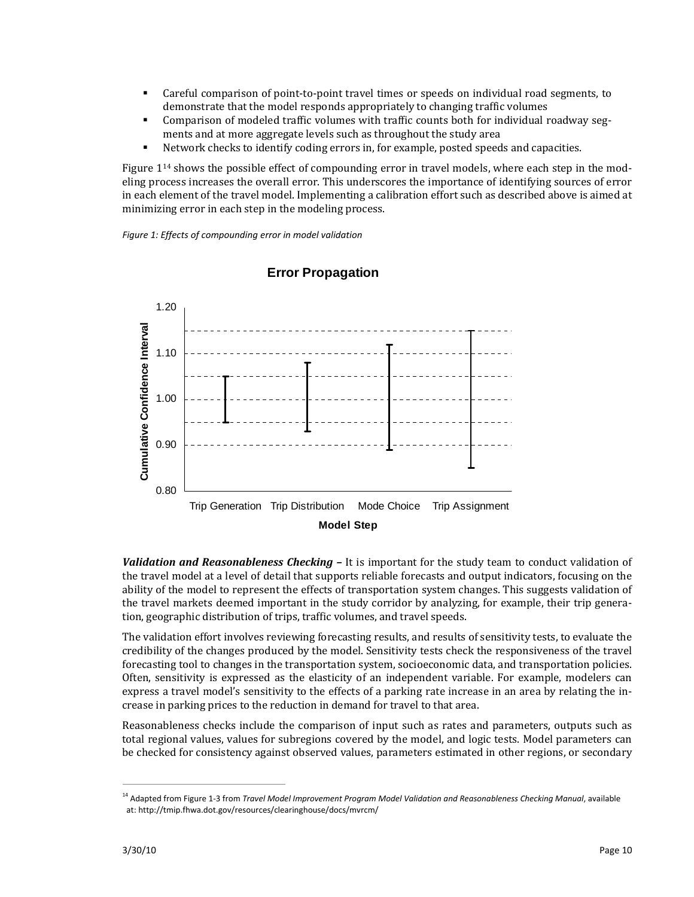- Careful comparison of point-to-point travel times or speeds on individual road segments, to demonstrate that the model responds appropriately to changing traffic volumes
- Comparison of modeled traffic volumes with traffic counts both for individual roadway segments and at more aggregate levels such as throughout the study area
- Network checks to identify coding errors in, for example, posted speeds and capacities.

Figure 1[14] shows the possible effect of compounding error in travel models, where each step in the modeling process increases the overall error. This underscores the importance of identifying sources of error in each element of the travel model. Implementing a calibration effort such as described above is aimed at minimizing error in each step in the modeling process.

*Figure 1: Effects of compounding error in model validation*

***Validation and Reasonableness Checking –*** It is important for the study team to conduct validation of the travel model at a level of detail that supports reliable forecasts and output indicators, focusing on the ability of the model to represent the effects of transportation system changes. This suggests validation of the travel markets deemed important in the study corridor by analyzing, for example, their trip generation, geographic distribution of trips, traffic volumes, and travel speeds.

The validation effort involves reviewing forecasting results, and results of sensitivity tests, to evaluate the credibility of the changes produced by the model. Sensitivity tests check the responsiveness of the travel forecasting tool to changes in the transportation system, socioeconomic data, and transportation policies. Often, sensitivity is expressed as the elasticity of an independent variable. For example, modelers can express a travel model's sensitivity to the effects of a parking rate increase in an area by relating the increase in parking prices to the reduction in demand for travel to that area.

Reasonableness checks include the comparison of input such as rates and parameters, outputs such as total regional values, values for subregions covered by the model, and logic tests. Model parameters can be checked for consistency against observed values, parameters estimated in other regions, or secondary

[14] Adapted from Figure 1-3 from *Travel Model Improvement Program Model Validation and Reasonableness Checking Manual*, available at: http://tmip.fhwa.dot.gov/resources/clearinghouse/docs/mvrcm/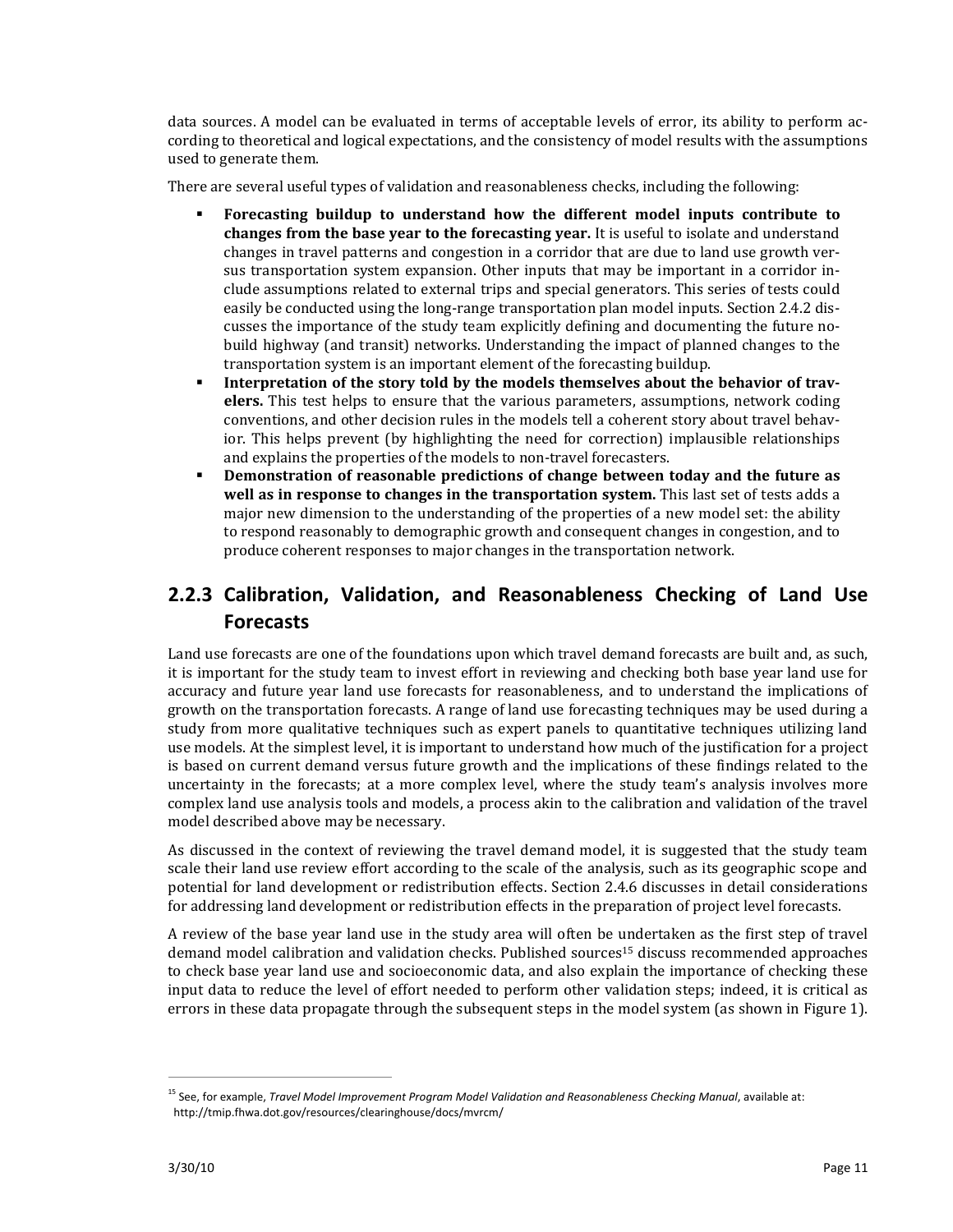data sources. A model can be evaluated in terms of acceptable levels of error, its ability to perform according to theoretical and logical expectations, and the consistency of model results with the assumptions used to generate them.

There are several useful types of validation and reasonableness checks, including the following:

- **Forecasting buildup to understand how the different model inputs contribute to changes from the base year to the forecasting year.** It is useful to isolate and understand changes in travel patterns and congestion in a corridor that are due to land use growth versus transportation system expansion. Other inputs that may be important in a corridor include assumptions related to external trips and special generators. This series of tests could easily be conducted using the long-range transportation plan model inputs. Section 2.4.2 discusses the importance of the study team explicitly defining and documenting the future no-build highway (and transit) networks. Understanding the impact of planned changes to the transportation system is an important element of the forecasting buildup.
- **Interpretation of the story told by the models themselves about the behavior of travelers.** This test helps to ensure that the various parameters, assumptions, network coding conventions, and other decision rules in the models tell a coherent story about travel behavior. This helps prevent (by highlighting the need for correction) implausible relationships and explains the properties of the models to non-travel forecasters.
- **Demonstration of reasonable predictions of change between today and the future as well as in response to changes in the transportation system.** This last set of tests adds a major new dimension to the understanding of the properties of a new model set: the ability to respond reasonably to demographic growth and consequent changes in congestion, and to produce coherent responses to major changes in the transportation network.

## 2.2.3 Calibration, Validation, and Reasonableness Checking of Land Use Forecasts

Land use forecasts are one of the foundations upon which travel demand forecasts are built and, as such, it is important for the study team to invest effort in reviewing and checking both base year land use for accuracy and future year land use forecasts for reasonableness, and to understand the implications of growth on the transportation forecasts. A range of land use forecasting techniques may be used during a study from more qualitative techniques such as expert panels to quantitative techniques utilizing land use models. At the simplest level, it is important to understand how much of the justification for a project is based on current demand versus future growth and the implications of these findings related to the uncertainty in the forecasts; at a more complex level, where the study team's analysis involves more complex land use analysis tools and models, a process akin to the calibration and validation of the travel model described above may be necessary.

As discussed in the context of reviewing the travel demand model, it is suggested that the study team scale their land use review effort according to the scale of the analysis, such as its geographic scope and potential for land development or redistribution effects. Section 2.4.6 discusses in detail considerations for addressing land development or redistribution effects in the preparation of project level forecasts.

A review of the base year land use in the study area will often be undertaken as the first step of travel demand model calibration and validation checks. Published sources[15] discuss recommended approaches to check base year land use and socioeconomic data, and also explain the importance of checking these input data to reduce the level of effort needed to perform other validation steps; indeed, it is critical as errors in these data propagate through the subsequent steps in the model system (as shown in Figure 1).

[15] See, for example, *Travel Model Improvement Program Model Validation and Reasonableness Checking Manual*, available at: http://tmip.fhwa.dot.gov/resources/clearinghouse/docs/mvrcm/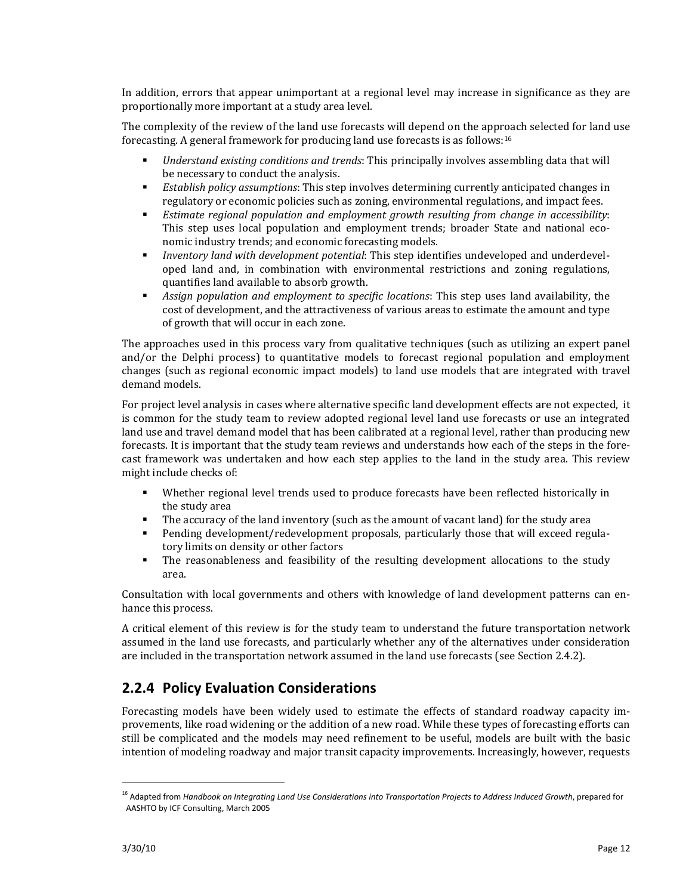In addition, errors that appear unimportant at a regional level may increase in significance as they are proportionally more important at a study area level.

The complexity of the review of the land use forecasts will depend on the approach selected for land use forecasting. A general framework for producing land use forecasts is as follows:[16]

- *Understand existing conditions and trends*: This principally involves assembling data that will be necessary to conduct the analysis.
- *Establish policy assumptions*: This step involves determining currently anticipated changes in regulatory or economic policies such as zoning, environmental regulations, and impact fees.
- *Estimate regional population and employment growth resulting from change in accessibility*: This step uses local population and employment trends; broader State and national economic industry trends; and economic forecasting models.
- *Inventory land with development potential*: This step identifies undeveloped and underdeveloped land and, in combination with environmental restrictions and zoning regulations, quantifies land available to absorb growth.
- *Assign population and employment to specific locations*: This step uses land availability, the cost of development, and the attractiveness of various areas to estimate the amount and type of growth that will occur in each zone.

The approaches used in this process vary from qualitative techniques (such as utilizing an expert panel and/or the Delphi process) to quantitative models to forecast regional population and employment changes (such as regional economic impact models) to land use models that are integrated with travel demand models.

For project level analysis in cases where alternative specific land development effects are not expected, it is common for the study team to review adopted regional level land use forecasts or use an integrated land use and travel demand model that has been calibrated at a regional level, rather than producing new forecasts. It is important that the study team reviews and understands how each of the steps in the forecast framework was undertaken and how each step applies to the land in the study area. This review might include checks of:

- Whether regional level trends used to produce forecasts have been reflected historically in the study area
- The accuracy of the land inventory (such as the amount of vacant land) for the study area
- Pending development/redevelopment proposals, particularly those that will exceed regulatory limits on density or other factors
- The reasonableness and feasibility of the resulting development allocations to the study area.

Consultation with local governments and others with knowledge of land development patterns can enhance this process.

A critical element of this review is for the study team to understand the future transportation network assumed in the land use forecasts, and particularly whether any of the alternatives under consideration are included in the transportation network assumed in the land use forecasts (see Section 2.4.2).

## 2.2.4 Policy Evaluation Considerations

Forecasting models have been widely used to estimate the effects of standard roadway capacity improvements, like road widening or the addition of a new road. While these types of forecasting efforts can still be complicated and the models may need refinement to be useful, models are built with the basic intention of modeling roadway and major transit capacity improvements. Increasingly, however, requests

[16] Adapted from *Handbook on Integrating Land Use Considerations into Transportation Projects to Address Induced Growth*, prepared for AASHTO by ICF Consulting, March 2005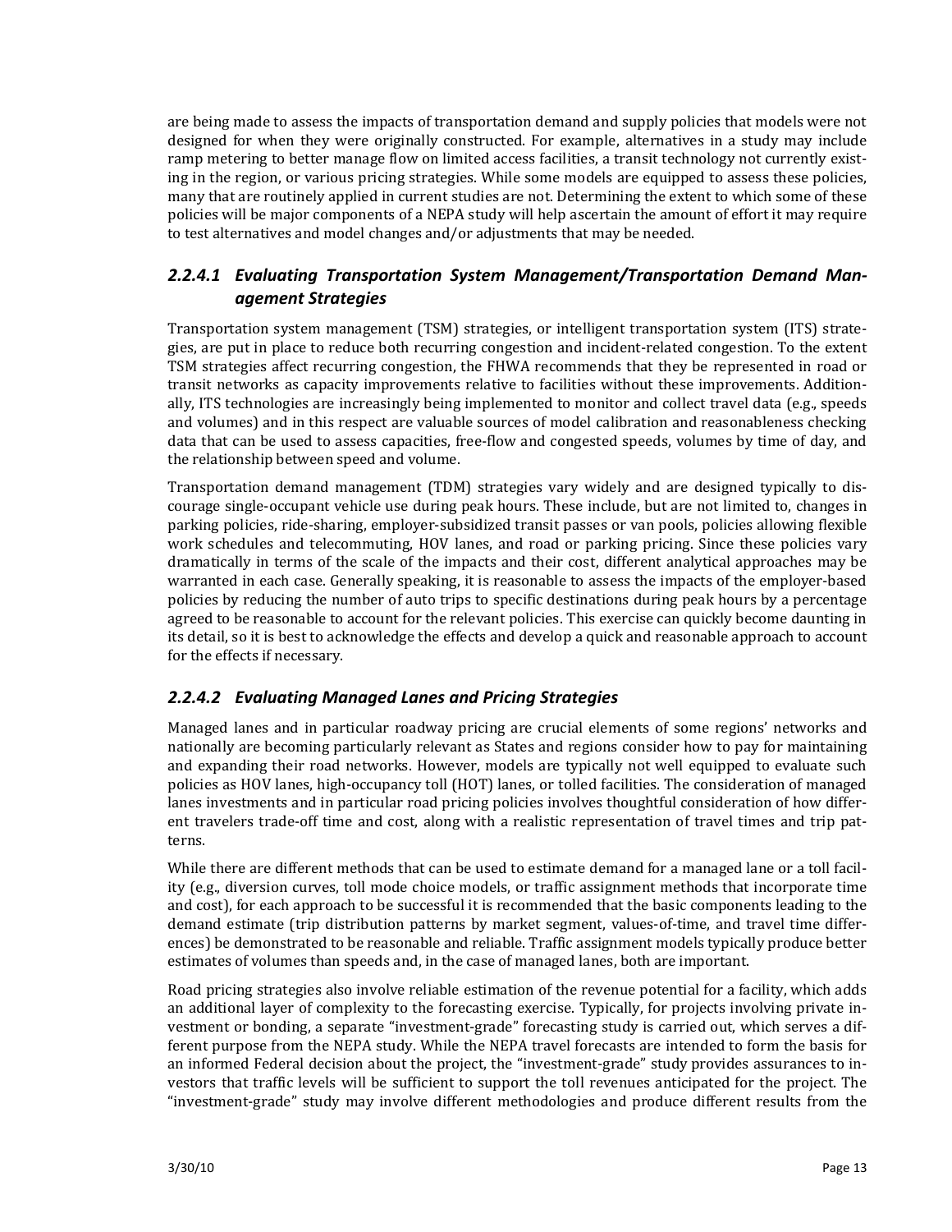are being made to assess the impacts of transportation demand and supply policies that models were not designed for when they were originally constructed. For example, alternatives in a study may include ramp metering to better manage flow on limited access facilities, a transit technology not currently existing in the region, or various pricing strategies. While some models are equipped to assess these policies, many that are routinely applied in current studies are not. Determining the extent to which some of these policies will be major components of a NEPA study will help ascertain the amount of effort it may require to test alternatives and model changes and/or adjustments that may be needed.

### *2.2.4.1 Evaluating Transportation System Management/Transportation Demand Management Strategies*

Transportation system management (TSM) strategies, or intelligent transportation system (ITS) strategies, are put in place to reduce both recurring congestion and incident-related congestion. To the extent TSM strategies affect recurring congestion, the FHWA recommends that they be represented in road or transit networks as capacity improvements relative to facilities without these improvements. Additionally, ITS technologies are increasingly being implemented to monitor and collect travel data (e.g., speeds and volumes) and in this respect are valuable sources of model calibration and reasonableness checking data that can be used to assess capacities, free-flow and congested speeds, volumes by time of day, and the relationship between speed and volume.

Transportation demand management (TDM) strategies vary widely and are designed typically to discourage single-occupant vehicle use during peak hours. These include, but are not limited to, changes in parking policies, ride-sharing, employer-subsidized transit passes or van pools, policies allowing flexible work schedules and telecommuting, HOV lanes, and road or parking pricing. Since these policies vary dramatically in terms of the scale of the impacts and their cost, different analytical approaches may be warranted in each case. Generally speaking, it is reasonable to assess the impacts of the employer-based policies by reducing the number of auto trips to specific destinations during peak hours by a percentage agreed to be reasonable to account for the relevant policies. This exercise can quickly become daunting in its detail, so it is best to acknowledge the effects and develop a quick and reasonable approach to account for the effects if necessary.

### *2.2.4.2 Evaluating Managed Lanes and Pricing Strategies*

Managed lanes and in particular roadway pricing are crucial elements of some regions' networks and nationally are becoming particularly relevant as States and regions consider how to pay for maintaining and expanding their road networks. However, models are typically not well equipped to evaluate such policies as HOV lanes, high-occupancy toll (HOT) lanes, or tolled facilities. The consideration of managed lanes investments and in particular road pricing policies involves thoughtful consideration of how different travelers trade-off time and cost, along with a realistic representation of travel times and trip patterns.

While there are different methods that can be used to estimate demand for a managed lane or a toll facility (e.g., diversion curves, toll mode choice models, or traffic assignment methods that incorporate time and cost), for each approach to be successful it is recommended that the basic components leading to the demand estimate (trip distribution patterns by market segment, values-of-time, and travel time differences) be demonstrated to be reasonable and reliable. Traffic assignment models typically produce better estimates of volumes than speeds and, in the case of managed lanes, both are important.

Road pricing strategies also involve reliable estimation of the revenue potential for a facility, which adds an additional layer of complexity to the forecasting exercise. Typically, for projects involving private investment or bonding, a separate "investment-grade" forecasting study is carried out, which serves a different purpose from the NEPA study. While the NEPA travel forecasts are intended to form the basis for an informed Federal decision about the project, the "investment-grade" study provides assurances to investors that traffic levels will be sufficient to support the toll revenues anticipated for the project. The "investment-grade" study may involve different methodologies and produce different results from the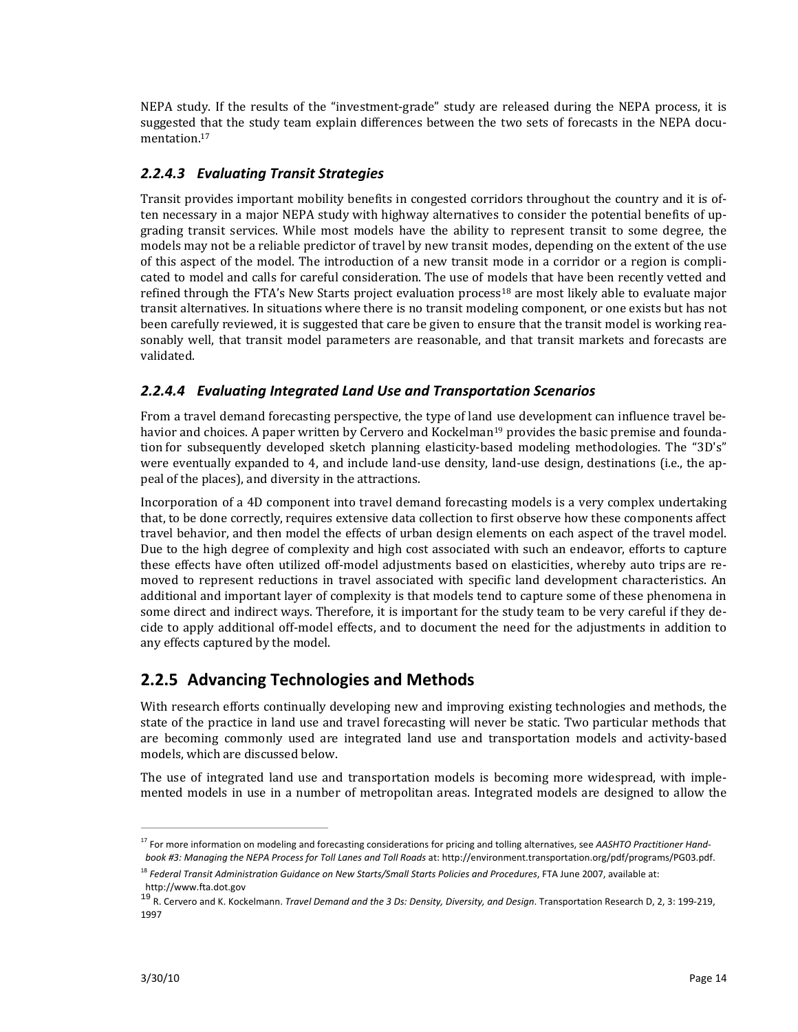NEPA study. If the results of the "investment-grade" study are released during the NEPA process, it is suggested that the study team explain differences between the two sets of forecasts in the NEPA documentation.[17]

#### *2.2.4.3 Evaluating Transit Strategies*

Transit provides important mobility benefits in congested corridors throughout the country and it is often necessary in a major NEPA study with highway alternatives to consider the potential benefits of upgrading transit services. While most models have the ability to represent transit to some degree, the models may not be a reliable predictor of travel by new transit modes, depending on the extent of the use of this aspect of the model. The introduction of a new transit mode in a corridor or a region is complicated to model and calls for careful consideration. The use of models that have been recently vetted and refined through the FTA's New Starts project evaluation process[18] are most likely able to evaluate major transit alternatives. In situations where there is no transit modeling component, or one exists but has not been carefully reviewed, it is suggested that care be given to ensure that the transit model is working reasonably well, that transit model parameters are reasonable, and that transit markets and forecasts are validated.

#### *2.2.4.4 Evaluating Integrated Land Use and Transportation Scenarios*

From a travel demand forecasting perspective, the type of land use development can influence travel behavior and choices. A paper written by Cervero and Kockelman[19] provides the basic premise and foundation for subsequently developed sketch planning elasticity-based modeling methodologies. The "3D's" were eventually expanded to 4, and include land-use density, land-use design, destinations (i.e., the appeal of the places), and diversity in the attractions.

Incorporation of a 4D component into travel demand forecasting models is a very complex undertaking that, to be done correctly, requires extensive data collection to first observe how these components affect travel behavior, and then model the effects of urban design elements on each aspect of the travel model. Due to the high degree of complexity and high cost associated with such an endeavor, efforts to capture these effects have often utilized off-model adjustments based on elasticities, whereby auto trips are removed to represent reductions in travel associated with specific land development characteristics. An additional and important layer of complexity is that models tend to capture some of these phenomena in some direct and indirect ways. Therefore, it is important for the study team to be very careful if they decide to apply additional off-model effects, and to document the need for the adjustments in addition to any effects captured by the model.

### 2.2.5 Advancing Technologies and Methods

With research efforts continually developing new and improving existing technologies and methods, the state of the practice in land use and travel forecasting will never be static. Two particular methods that are becoming commonly used are integrated land use and transportation models and activity-based models, which are discussed below.

The use of integrated land use and transportation models is becoming more widespread, with implemented models in use in a number of metropolitan areas. Integrated models are designed to allow the

---

[17] For more information on modeling and forecasting considerations for pricing and tolling alternatives, see *AASHTO Practitioner Handbook #3: Managing the NEPA Process for Toll Lanes and Toll Roads* at: http://environment.transportation.org/pdf/programs/PG03.pdf.

[18] *Federal Transit Administration Guidance on New Starts/Small Starts Policies and Procedures*, FTA June 2007, available at: http://www.fta.dot.gov

[19] R. Cervero and K. Kockelmann. *Travel Demand and the 3 Ds: Density, Diversity, and Design*. Transportation Research D, 2, 3: 199-219, 1997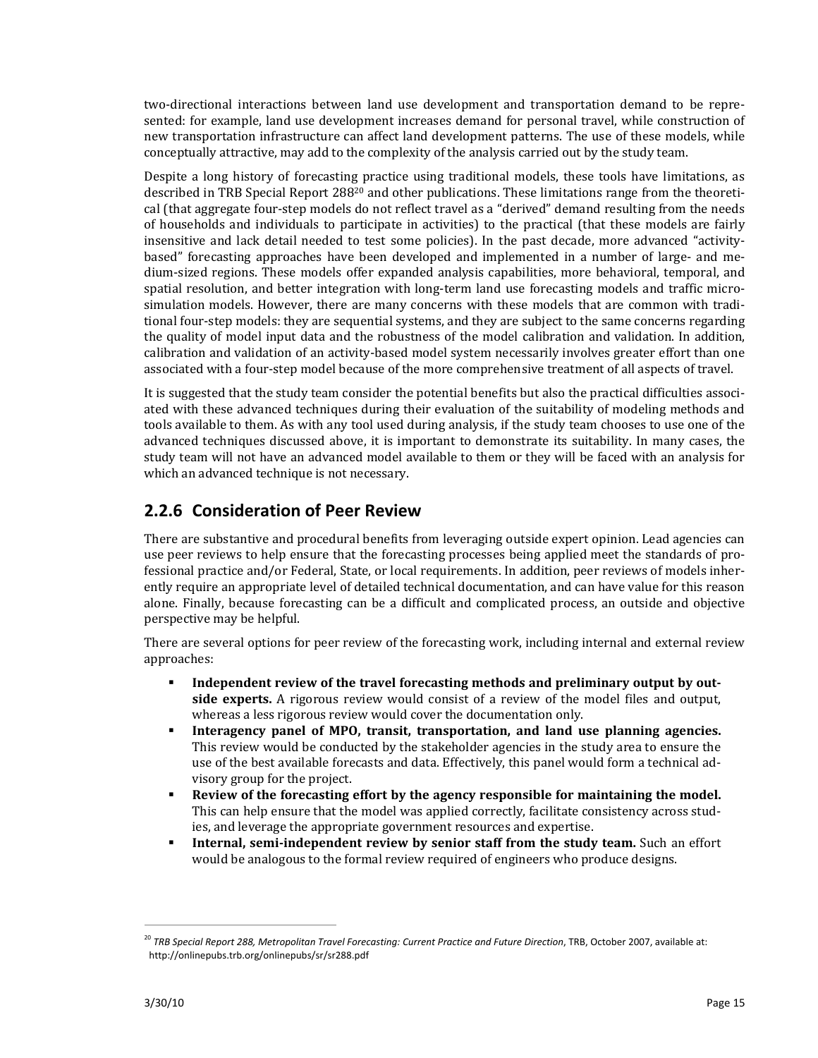two-directional interactions between land use development and transportation demand to be represented: for example, land use development increases demand for personal travel, while construction of new transportation infrastructure can affect land development patterns. The use of these models, while conceptually attractive, may add to the complexity of the analysis carried out by the study team.

Despite a long history of forecasting practice using traditional models, these tools have limitations, as described in TRB Special Report 288[20] and other publications. These limitations range from the theoretical (that aggregate four-step models do not reflect travel as a "derived" demand resulting from the needs of households and individuals to participate in activities) to the practical (that these models are fairly insensitive and lack detail needed to test some policies). In the past decade, more advanced "activity-based" forecasting approaches have been developed and implemented in a number of large- and medium-sized regions. These models offer expanded analysis capabilities, more behavioral, temporal, and spatial resolution, and better integration with long-term land use forecasting models and traffic microsimulation models. However, there are many concerns with these models that are common with traditional four-step models: they are sequential systems, and they are subject to the same concerns regarding the quality of model input data and the robustness of the model calibration and validation. In addition, calibration and validation of an activity-based model system necessarily involves greater effort than one associated with a four-step model because of the more comprehensive treatment of all aspects of travel.

It is suggested that the study team consider the potential benefits but also the practical difficulties associated with these advanced techniques during their evaluation of the suitability of modeling methods and tools available to them. As with any tool used during analysis, if the study team chooses to use one of the advanced techniques discussed above, it is important to demonstrate its suitability. In many cases, the study team will not have an advanced model available to them or they will be faced with an analysis for which an advanced technique is not necessary.

### 2.2.6 Consideration of Peer Review

There are substantive and procedural benefits from leveraging outside expert opinion. Lead agencies can use peer reviews to help ensure that the forecasting processes being applied meet the standards of professional practice and/or Federal, State, or local requirements. In addition, peer reviews of models inherently require an appropriate level of detailed technical documentation, and can have value for this reason alone. Finally, because forecasting can be a difficult and complicated process, an outside and objective perspective may be helpful.

There are several options for peer review of the forecasting work, including internal and external review approaches:

- **Independent review of the travel forecasting methods and preliminary output by outside experts.** A rigorous review would consist of a review of the model files and output, whereas a less rigorous review would cover the documentation only.
- **Interagency panel of MPO, transit, transportation, and land use planning agencies.** This review would be conducted by the stakeholder agencies in the study area to ensure the use of the best available forecasts and data. Effectively, this panel would form a technical advisory group for the project.
- **Review of the forecasting effort by the agency responsible for maintaining the model.** This can help ensure that the model was applied correctly, facilitate consistency across studies, and leverage the appropriate government resources and expertise.
- **Internal, semi-independent review by senior staff from the study team.** Such an effort would be analogous to the formal review required of engineers who produce designs.

[20] *TRB Special Report 288, Metropolitan Travel Forecasting: Current Practice and Future Direction*, TRB, October 2007, available at: http://onlinepubs.trb.org/onlinepubs/sr/sr288.pdf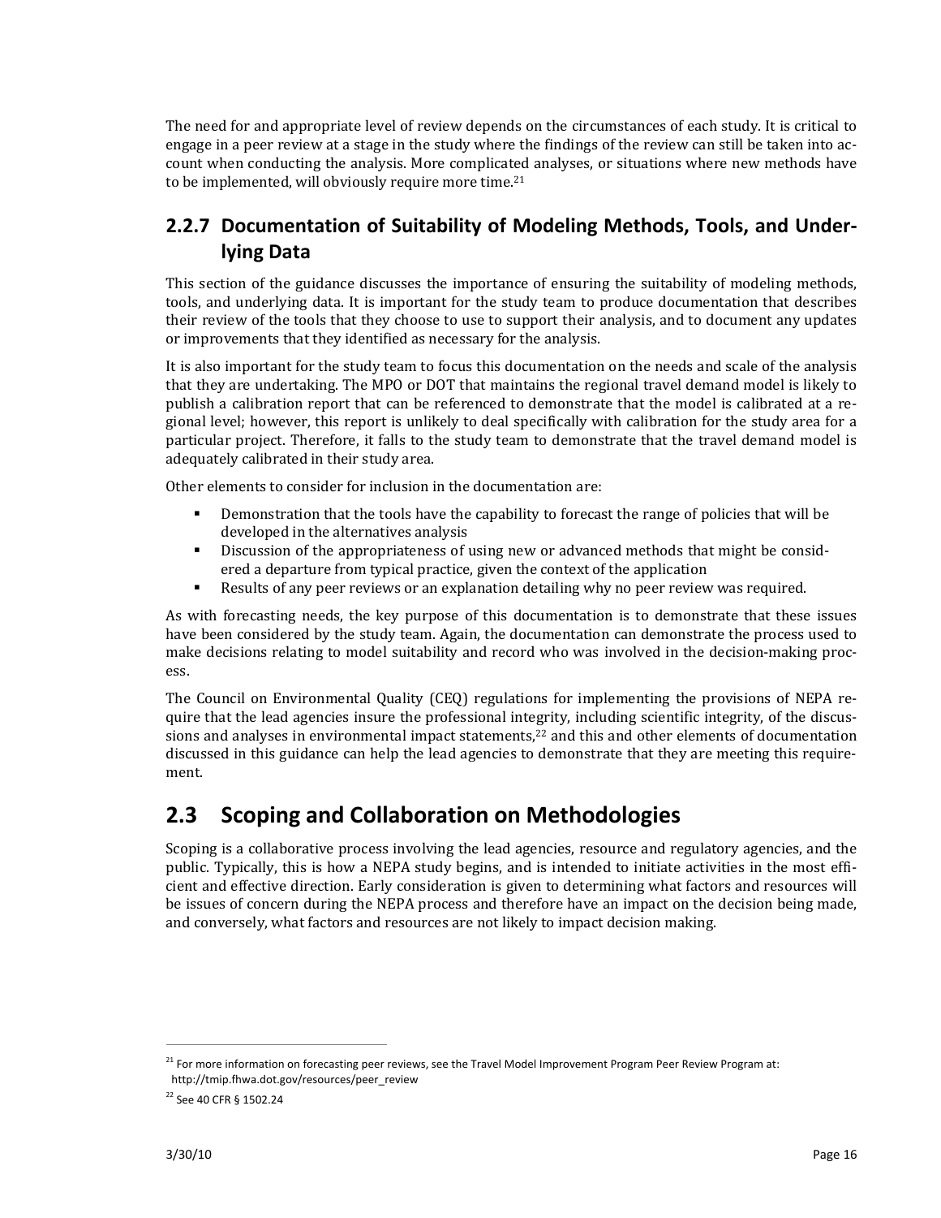The need for and appropriate level of review depends on the circumstances of each study. It is critical to engage in a peer review at a stage in the study where the findings of the review can still be taken into account when conducting the analysis. More complicated analyses, or situations where new methods have to be implemented, will obviously require more time.[21]

### 2.2.7 Documentation of Suitability of Modeling Methods, Tools, and Underlying Data

This section of the guidance discusses the importance of ensuring the suitability of modeling methods, tools, and underlying data. It is important for the study team to produce documentation that describes their review of the tools that they choose to use to support their analysis, and to document any updates or improvements that they identified as necessary for the analysis.

It is also important for the study team to focus this documentation on the needs and scale of the analysis that they are undertaking. The MPO or DOT that maintains the regional travel demand model is likely to publish a calibration report that can be referenced to demonstrate that the model is calibrated at a regional level; however, this report is unlikely to deal specifically with calibration for the study area for a particular project. Therefore, it falls to the study team to demonstrate that the travel demand model is adequately calibrated in their study area.

Other elements to consider for inclusion in the documentation are:

- Demonstration that the tools have the capability to forecast the range of policies that will be developed in the alternatives analysis
- Discussion of the appropriateness of using new or advanced methods that might be considered a departure from typical practice, given the context of the application
- Results of any peer reviews or an explanation detailing why no peer review was required.

As with forecasting needs, the key purpose of this documentation is to demonstrate that these issues have been considered by the study team. Again, the documentation can demonstrate the process used to make decisions relating to model suitability and record who was involved in the decision-making process.

The Council on Environmental Quality (CEQ) regulations for implementing the provisions of NEPA require that the lead agencies insure the professional integrity, including scientific integrity, of the discussions and analyses in environmental impact statements,[22] and this and other elements of documentation discussed in this guidance can help the lead agencies to demonstrate that they are meeting this requirement.

## 2.3 Scoping and Collaboration on Methodologies

Scoping is a collaborative process involving the lead agencies, resource and regulatory agencies, and the public. Typically, this is how a NEPA study begins, and is intended to initiate activities in the most efficient and effective direction. Early consideration is given to determining what factors and resources will be issues of concern during the NEPA process and therefore have an impact on the decision being made, and conversely, what factors and resources are not likely to impact decision making.

---

[21] For more information on forecasting peer reviews, see the Travel Model Improvement Program Peer Review Program at: http://tmip.fhwa.dot.gov/resources/peer_review

[22] See 40 CFR § 1502.24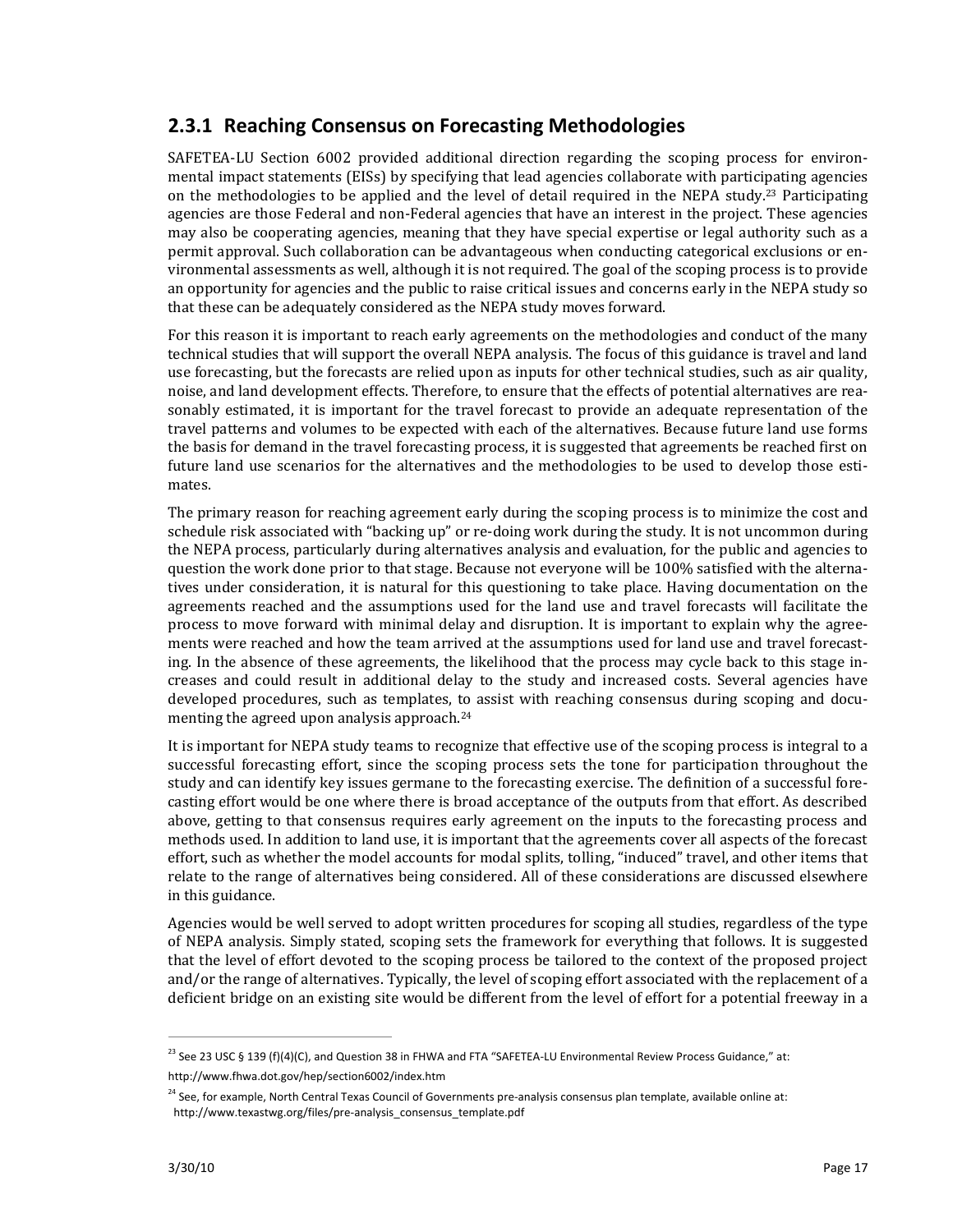### 2.3.1 Reaching Consensus on Forecasting Methodologies

SAFETEA-LU Section 6002 provided additional direction regarding the scoping process for environmental impact statements (EISs) by specifying that lead agencies collaborate with participating agencies on the methodologies to be applied and the level of detail required in the NEPA study.[23] Participating agencies are those Federal and non-Federal agencies that have an interest in the project. These agencies may also be cooperating agencies, meaning that they have special expertise or legal authority such as a permit approval. Such collaboration can be advantageous when conducting categorical exclusions or environmental assessments as well, although it is not required. The goal of the scoping process is to provide an opportunity for agencies and the public to raise critical issues and concerns early in the NEPA study so that these can be adequately considered as the NEPA study moves forward.

For this reason it is important to reach early agreements on the methodologies and conduct of the many technical studies that will support the overall NEPA analysis. The focus of this guidance is travel and land use forecasting, but the forecasts are relied upon as inputs for other technical studies, such as air quality, noise, and land development effects. Therefore, to ensure that the effects of potential alternatives are reasonably estimated, it is important for the travel forecast to provide an adequate representation of the travel patterns and volumes to be expected with each of the alternatives. Because future land use forms the basis for demand in the travel forecasting process, it is suggested that agreements be reached first on future land use scenarios for the alternatives and the methodologies to be used to develop those estimates.

The primary reason for reaching agreement early during the scoping process is to minimize the cost and schedule risk associated with "backing up" or re-doing work during the study. It is not uncommon during the NEPA process, particularly during alternatives analysis and evaluation, for the public and agencies to question the work done prior to that stage. Because not everyone will be 100% satisfied with the alternatives under consideration, it is natural for this questioning to take place. Having documentation on the agreements reached and the assumptions used for the land use and travel forecasts will facilitate the process to move forward with minimal delay and disruption. It is important to explain why the agreements were reached and how the team arrived at the assumptions used for land use and travel forecasting. In the absence of these agreements, the likelihood that the process may cycle back to this stage increases and could result in additional delay to the study and increased costs. Several agencies have developed procedures, such as templates, to assist with reaching consensus during scoping and documenting the agreed upon analysis approach.[24]

It is important for NEPA study teams to recognize that effective use of the scoping process is integral to a successful forecasting effort, since the scoping process sets the tone for participation throughout the study and can identify key issues germane to the forecasting exercise. The definition of a successful forecasting effort would be one where there is broad acceptance of the outputs from that effort. As described above, getting to that consensus requires early agreement on the inputs to the forecasting process and methods used. In addition to land use, it is important that the agreements cover all aspects of the forecast effort, such as whether the model accounts for modal splits, tolling, "induced" travel, and other items that relate to the range of alternatives being considered. All of these considerations are discussed elsewhere in this guidance.

Agencies would be well served to adopt written procedures for scoping all studies, regardless of the type of NEPA analysis. Simply stated, scoping sets the framework for everything that follows. It is suggested that the level of effort devoted to the scoping process be tailored to the context of the proposed project and/or the range of alternatives. Typically, the level of scoping effort associated with the replacement of a deficient bridge on an existing site would be different from the level of effort for a potential freeway in a

---

[23] See 23 USC § 139 (f)(4)(C), and Question 38 in FHWA and FTA "SAFETEA-LU Environmental Review Process Guidance," at: http://www.fhwa.dot.gov/hep/section6002/index.htm

[24] See, for example, North Central Texas Council of Governments pre-analysis consensus plan template, available online at: http://www.texastwg.org/files/pre-analysis_consensus_template.pdf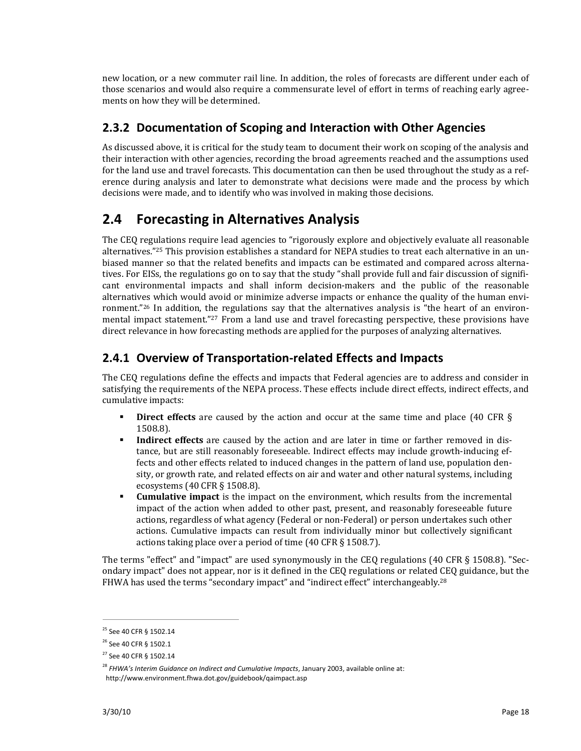new location, or a new commuter rail line. In addition, the roles of forecasts are different under each of those scenarios and would also require a commensurate level of effort in terms of reaching early agreements on how they will be determined.

### 2.3.2 Documentation of Scoping and Interaction with Other Agencies

As discussed above, it is critical for the study team to document their work on scoping of the analysis and their interaction with other agencies, recording the broad agreements reached and the assumptions used for the land use and travel forecasts. This documentation can then be used throughout the study as a reference during analysis and later to demonstrate what decisions were made and the process by which decisions were made, and to identify who was involved in making those decisions.

## 2.4 Forecasting in Alternatives Analysis

The CEQ regulations require lead agencies to "rigorously explore and objectively evaluate all reasonable alternatives."[25] This provision establishes a standard for NEPA studies to treat each alternative in an unbiased manner so that the related benefits and impacts can be estimated and compared across alternatives. For EISs, the regulations go on to say that the study "shall provide full and fair discussion of significant environmental impacts and shall inform decision-makers and the public of the reasonable alternatives which would avoid or minimize adverse impacts or enhance the quality of the human environment."[26] In addition, the regulations say that the alternatives analysis is "the heart of an environmental impact statement."[27] From a land use and travel forecasting perspective, these provisions have direct relevance in how forecasting methods are applied for the purposes of analyzing alternatives.

### 2.4.1 Overview of Transportation-related Effects and Impacts

The CEQ regulations define the effects and impacts that Federal agencies are to address and consider in satisfying the requirements of the NEPA process. These effects include direct effects, indirect effects, and cumulative impacts:

- **Direct effects** are caused by the action and occur at the same time and place (40 CFR § 1508.8).
- **Indirect effects** are caused by the action and are later in time or farther removed in distance, but are still reasonably foreseeable. Indirect effects may include growth-inducing effects and other effects related to induced changes in the pattern of land use, population density, or growth rate, and related effects on air and water and other natural systems, including ecosystems (40 CFR § 1508.8).
- **Cumulative impact** is the impact on the environment, which results from the incremental impact of the action when added to other past, present, and reasonably foreseeable future actions, regardless of what agency (Federal or non-Federal) or person undertakes such other actions. Cumulative impacts can result from individually minor but collectively significant actions taking place over a period of time (40 CFR § 1508.7).

The terms "effect" and "impact" are used synonymously in the CEQ regulations (40 CFR § 1508.8). "Secondary impact" does not appear, nor is it defined in the CEQ regulations or related CEQ guidance, but the FHWA has used the terms "secondary impact" and "indirect effect" interchangeably.[28]

---

[25] See 40 CFR § 1502.14

[26] See 40 CFR § 1502.1

[27] See 40 CFR § 1502.14

[28] *FHWA's Interim Guidance on Indirect and Cumulative Impacts*, January 2003, available online at: http://www.environment.fhwa.dot.gov/guidebook/qaimpact.asp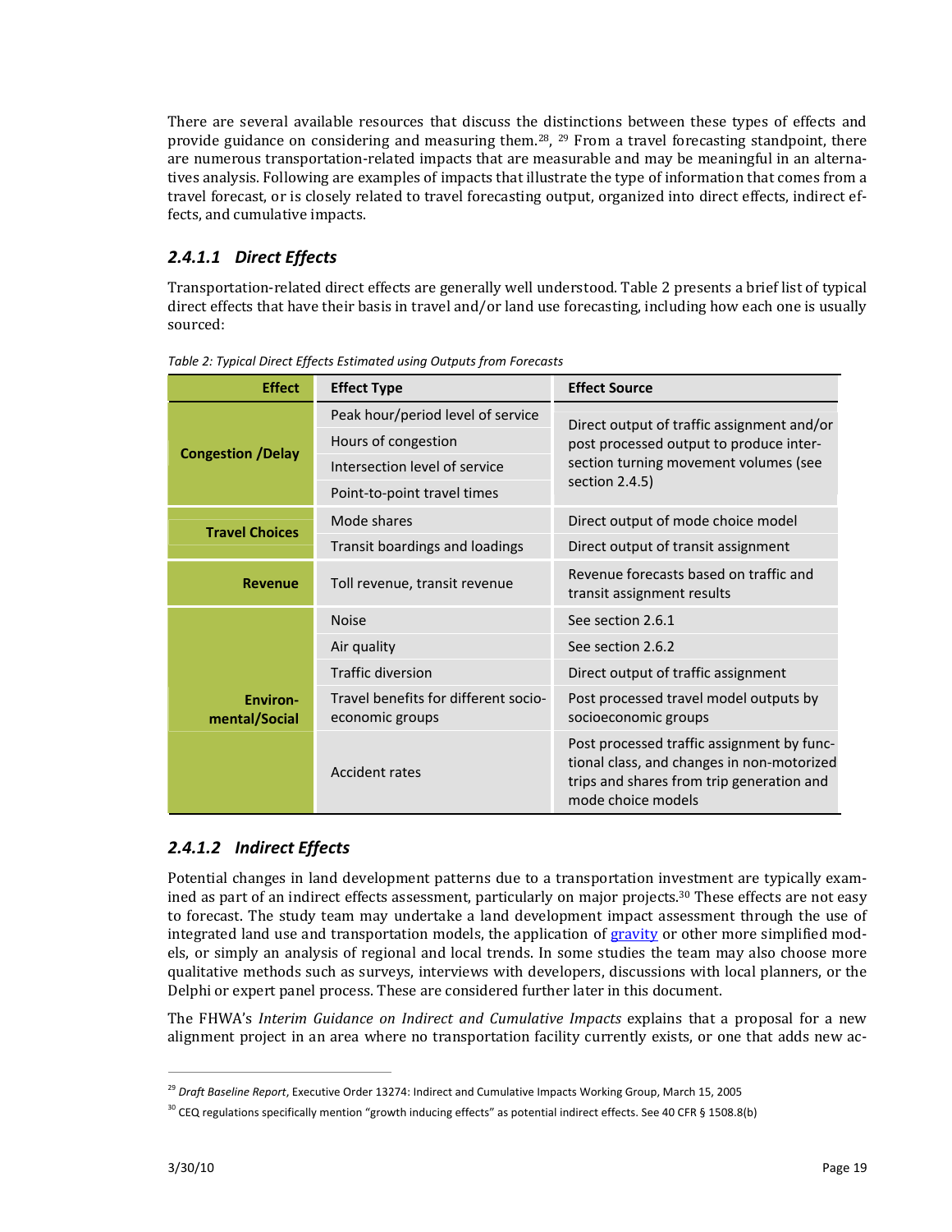There are several available resources that discuss the distinctions between these types of effects and provide guidance on considering and measuring them.[28], [29] From a travel forecasting standpoint, there are numerous transportation-related impacts that are measurable and may be meaningful in an alternatives analysis. Following are examples of impacts that illustrate the type of information that comes from a travel forecast, or is closely related to travel forecasting output, organized into direct effects, indirect effects, and cumulative impacts.

### *2.4.1.1 Direct Effects*

Transportation-related direct effects are generally well understood. Table 2 presents a brief list of typical direct effects that have their basis in travel and/or land use forecasting, including how each one is usually sourced:

*Table 2: Typical Direct Effects Estimated using Outputs from Forecasts*

| Effect | Effect Type | Effect Source |
|---|---|---|
| Congestion /Delay | Peak hour/period level of service | Direct output of traffic assignment and/or post processed output to produce intersection turning movement volumes (see section 2.4.5) |
| | Hours of congestion | |
| | Intersection level of service | |
| | Point-to-point travel times | |
| Travel Choices | Mode shares | Direct output of mode choice model |
| | Transit boardings and loadings | Direct output of transit assignment |
| Revenue | Toll revenue, transit revenue | Revenue forecasts based on traffic and transit assignment results |
| Environmental/Social | Noise | See section 2.6.1 |
| | Air quality | See section 2.6.2 |
| | Traffic diversion | Direct output of traffic assignment |
| | Travel benefits for different socio-economic groups | Post processed travel model outputs by socioeconomic groups |
| | Accident rates | Post processed traffic assignment by functional class, and changes in non-motorized trips and shares from trip generation and mode choice models |

### *2.4.1.2 Indirect Effects*

Potential changes in land development patterns due to a transportation investment are typically examined as part of an indirect effects assessment, particularly on major projects.[30] These effects are not easy to forecast. The study team may undertake a land development impact assessment through the use of integrated land use and transportation models, the application of gravity or other more simplified models, or simply an analysis of regional and local trends. In some studies the team may also choose more qualitative methods such as surveys, interviews with developers, discussions with local planners, or the Delphi or expert panel process. These are considered further later in this document.

The FHWA's *Interim Guidance on Indirect and Cumulative Impacts* explains that a proposal for a new alignment project in an area where no transportation facility currently exists, or one that adds new ac-

[29] *Draft Baseline Report*, Executive Order 13274: Indirect and Cumulative Impacts Working Group, March 15, 2005

[30] CEQ regulations specifically mention "growth inducing effects" as potential indirect effects. See 40 CFR § 1508.8(b)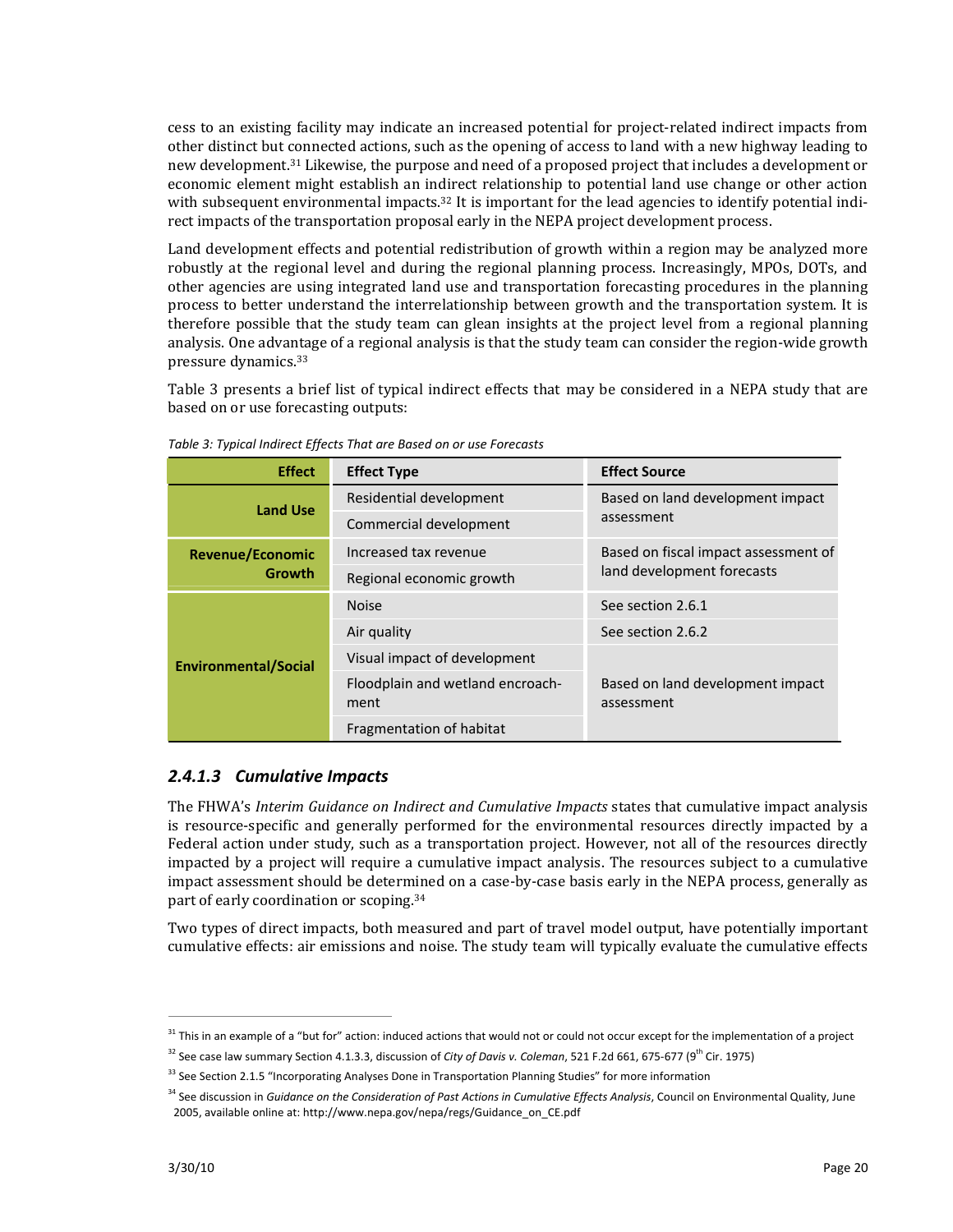cess to an existing facility may indicate an increased potential for project-related indirect impacts from other distinct but connected actions, such as the opening of access to land with a new highway leading to new development.[31] Likewise, the purpose and need of a proposed project that includes a development or economic element might establish an indirect relationship to potential land use change or other action with subsequent environmental impacts.[32] It is important for the lead agencies to identify potential indirect impacts of the transportation proposal early in the NEPA project development process.

Land development effects and potential redistribution of growth within a region may be analyzed more robustly at the regional level and during the regional planning process. Increasingly, MPOs, DOTs, and other agencies are using integrated land use and transportation forecasting procedures in the planning process to better understand the interrelationship between growth and the transportation system. It is therefore possible that the study team can glean insights at the project level from a regional planning analysis. One advantage of a regional analysis is that the study team can consider the region-wide growth pressure dynamics.[33]

Table 3 presents a brief list of typical indirect effects that may be considered in a NEPA study that are based on or use forecasting outputs:

*Table 3: Typical Indirect Effects That are Based on or use Forecasts*

| Effect | Effect Type | Effect Source |
|---|---|---|
| **Land Use** | Residential development | Based on land development impact assessment |
| | Commercial development | |
| **Revenue/Economic Growth** | Increased tax revenue | Based on fiscal impact assessment of land development forecasts |
| | Regional economic growth | |
| **Environmental/Social** | Noise | See section 2.6.1 |
| | Air quality | See section 2.6.2 |
| | Visual impact of development | Based on land development impact assessment |
| | Floodplain and wetland encroachment | |
| | Fragmentation of habitat | |

### *2.4.1.3 Cumulative Impacts*

The FHWA's *Interim Guidance on Indirect and Cumulative Impacts* states that cumulative impact analysis is resource-specific and generally performed for the environmental resources directly impacted by a Federal action under study, such as a transportation project. However, not all of the resources directly impacted by a project will require a cumulative impact analysis. The resources subject to a cumulative impact assessment should be determined on a case-by-case basis early in the NEPA process, generally as part of early coordination or scoping.[34]

Two types of direct impacts, both measured and part of travel model output, have potentially important cumulative effects: air emissions and noise. The study team will typically evaluate the cumulative effects

---

[31] This in an example of a "but for" action: induced actions that would not or could not occur except for the implementation of a project

[32] See case law summary Section 4.1.3.3, discussion of *City of Davis v. Coleman*, 521 F.2d 661, 675-677 (9th Cir. 1975)

[33] See Section 2.1.5 "Incorporating Analyses Done in Transportation Planning Studies" for more information

[34] See discussion in *Guidance on the Consideration of Past Actions in Cumulative Effects Analysis*, Council on Environmental Quality, June 2005, available online at: http://www.nepa.gov/nepa/regs/Guidance_on_CE.pdf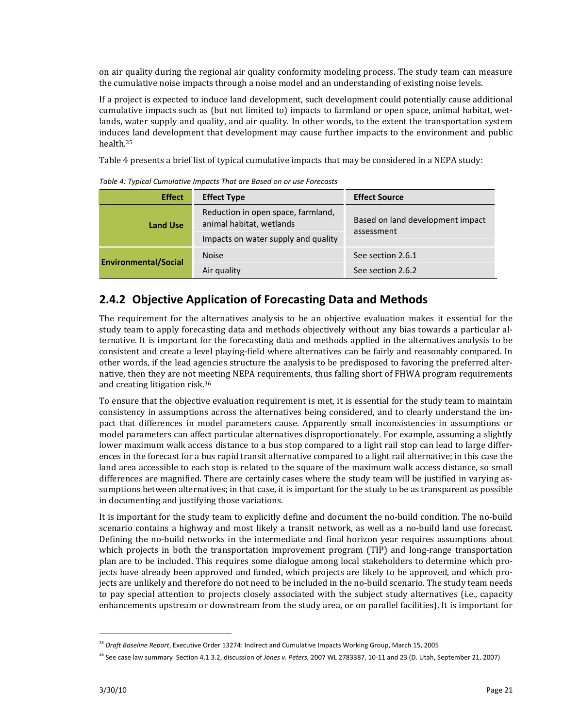on air quality during the regional air quality conformity modeling process. The study team can measure the cumulative noise impacts through a noise model and an understanding of existing noise levels.

If a project is expected to induce land development, such development could potentially cause additional cumulative impacts such as (but not limited to) impacts to farmland or open space, animal habitat, wetlands, water supply and quality, and air quality. In other words, to the extent the transportation system induces land development that development may cause further impacts to the environment and public health.[35]

Table 4 presents a brief list of typical cumulative impacts that may be considered in a NEPA study:

*Table 4: Typical Cumulative Impacts That are Based on or use Forecasts*

| Effect | Effect Type | Effect Source |
|---|---|---|
| Land Use | Reduction in open space, farmland, animal habitat, wetlands | Based on land development impact assessment |
| | Impacts on water supply and quality | |
| Environmental/Social | Noise | See section 2.6.1 |
| | Air quality | See section 2.6.2 |

## 2.4.2 Objective Application of Forecasting Data and Methods

The requirement for the alternatives analysis to be an objective evaluation makes it essential for the study team to apply forecasting data and methods objectively without any bias towards a particular alternative. It is important for the forecasting data and methods applied in the alternatives analysis to be consistent and create a level playing-field where alternatives can be fairly and reasonably compared. In other words, if the lead agencies structure the analysis to be predisposed to favoring the preferred alternative, then they are not meeting NEPA requirements, thus falling short of FHWA program requirements and creating litigation risk.[36]

To ensure that the objective evaluation requirement is met, it is essential for the study team to maintain consistency in assumptions across the alternatives being considered, and to clearly understand the impact that differences in model parameters cause. Apparently small inconsistencies in assumptions or model parameters can affect particular alternatives disproportionately. For example, assuming a slightly lower maximum walk access distance to a bus stop compared to a light rail stop can lead to large differences in the forecast for a bus rapid transit alternative compared to a light rail alternative; in this case the land area accessible to each stop is related to the square of the maximum walk access distance, so small differences are magnified. There are certainly cases where the study team will be justified in varying assumptions between alternatives; in that case, it is important for the study to be as transparent as possible in documenting and justifying those variations.

It is important for the study team to explicitly define and document the no-build condition. The no-build scenario contains a highway and most likely a transit network, as well as a no-build land use forecast. Defining the no-build networks in the intermediate and final horizon year requires assumptions about which projects in both the transportation improvement program (TIP) and long-range transportation plan are to be included. This requires some dialogue among local stakeholders to determine which projects have already been approved and funded, which projects are likely to be approved, and which projects are unlikely and therefore do not need to be included in the no-build scenario. The study team needs to pay special attention to projects closely associated with the subject study alternatives (i.e., capacity enhancements upstream or downstream from the study area, or on parallel facilities). It is important for

[35] *Draft Baseline Report*, Executive Order 13274: Indirect and Cumulative Impacts Working Group, March 15, 2005

[36] See case law summary Section 4.1.3.2, discussion of *Jones v. Peters,* 2007 WL 2783387, 10-11 and 23 (D. Utah, September 21, 2007)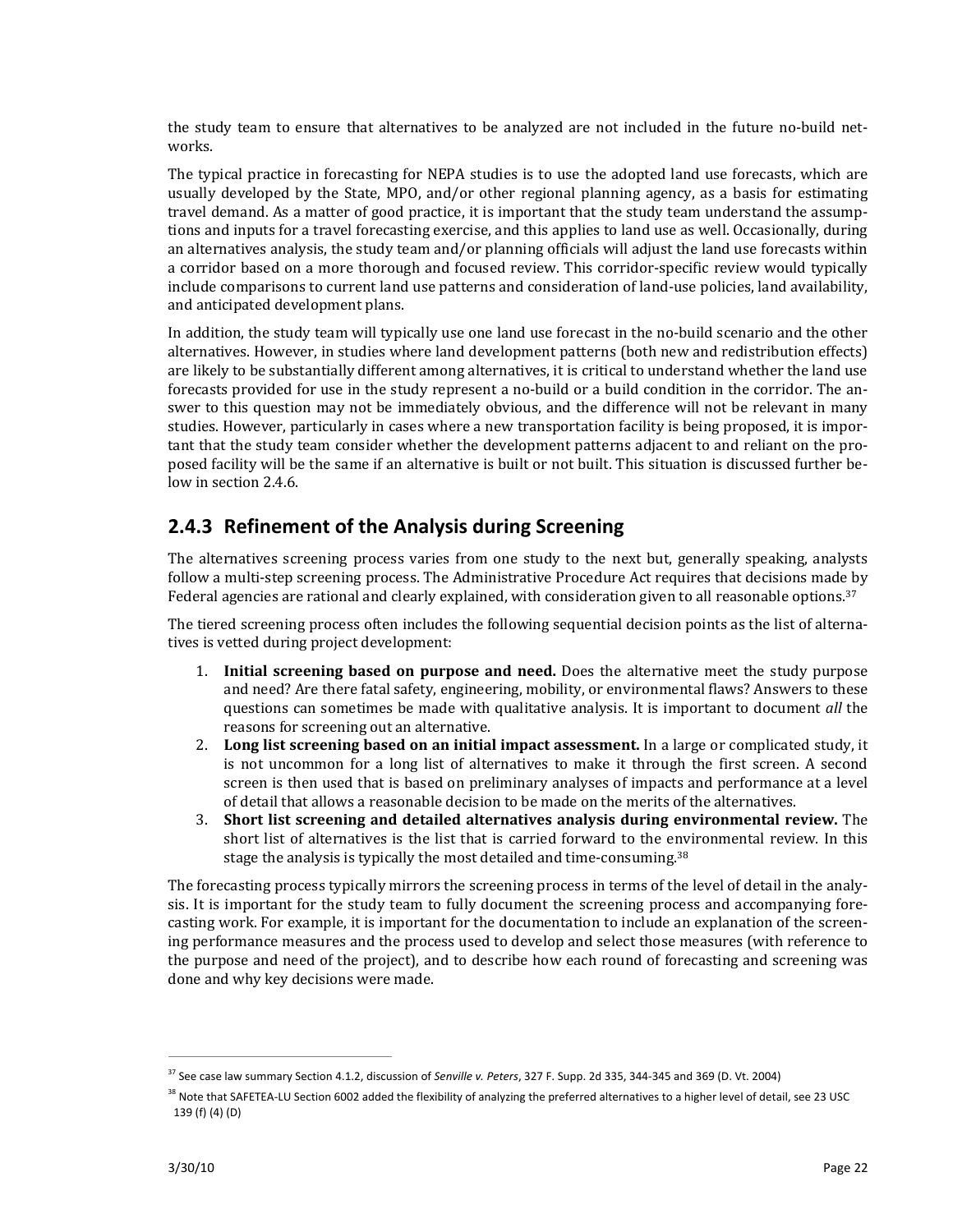the study team to ensure that alternatives to be analyzed are not included in the future no-build networks.

The typical practice in forecasting for NEPA studies is to use the adopted land use forecasts, which are usually developed by the State, MPO, and/or other regional planning agency, as a basis for estimating travel demand. As a matter of good practice, it is important that the study team understand the assumptions and inputs for a travel forecasting exercise, and this applies to land use as well. Occasionally, during an alternatives analysis, the study team and/or planning officials will adjust the land use forecasts within a corridor based on a more thorough and focused review. This corridor-specific review would typically include comparisons to current land use patterns and consideration of land-use policies, land availability, and anticipated development plans.

In addition, the study team will typically use one land use forecast in the no-build scenario and the other alternatives. However, in studies where land development patterns (both new and redistribution effects) are likely to be substantially different among alternatives, it is critical to understand whether the land use forecasts provided for use in the study represent a no-build or a build condition in the corridor. The answer to this question may not be immediately obvious, and the difference will not be relevant in many studies. However, particularly in cases where a new transportation facility is being proposed, it is important that the study team consider whether the development patterns adjacent to and reliant on the proposed facility will be the same if an alternative is built or not built. This situation is discussed further below in section 2.4.6.

## 2.4.3 Refinement of the Analysis during Screening

The alternatives screening process varies from one study to the next but, generally speaking, analysts follow a multi-step screening process. The Administrative Procedure Act requires that decisions made by Federal agencies are rational and clearly explained, with consideration given to all reasonable options.[37]

The tiered screening process often includes the following sequential decision points as the list of alternatives is vetted during project development:

1. **Initial screening based on purpose and need.** Does the alternative meet the study purpose and need? Are there fatal safety, engineering, mobility, or environmental flaws? Answers to these questions can sometimes be made with qualitative analysis. It is important to document *all* the reasons for screening out an alternative.
2. **Long list screening based on an initial impact assessment.** In a large or complicated study, it is not uncommon for a long list of alternatives to make it through the first screen. A second screen is then used that is based on preliminary analyses of impacts and performance at a level of detail that allows a reasonable decision to be made on the merits of the alternatives.
3. **Short list screening and detailed alternatives analysis during environmental review.** The short list of alternatives is the list that is carried forward to the environmental review. In this stage the analysis is typically the most detailed and time-consuming.[38]

The forecasting process typically mirrors the screening process in terms of the level of detail in the analysis. It is important for the study team to fully document the screening process and accompanying forecasting work. For example, it is important for the documentation to include an explanation of the screening performance measures and the process used to develop and select those measures (with reference to the purpose and need of the project), and to describe how each round of forecasting and screening was done and why key decisions were made.

---

[37] See case law summary Section 4.1.2, discussion of *Senville v. Peters*, 327 F. Supp. 2d 335, 344-345 and 369 (D. Vt. 2004)

[38] Note that SAFETEA-LU Section 6002 added the flexibility of analyzing the preferred alternatives to a higher level of detail, see 23 USC 139 (f) (4) (D)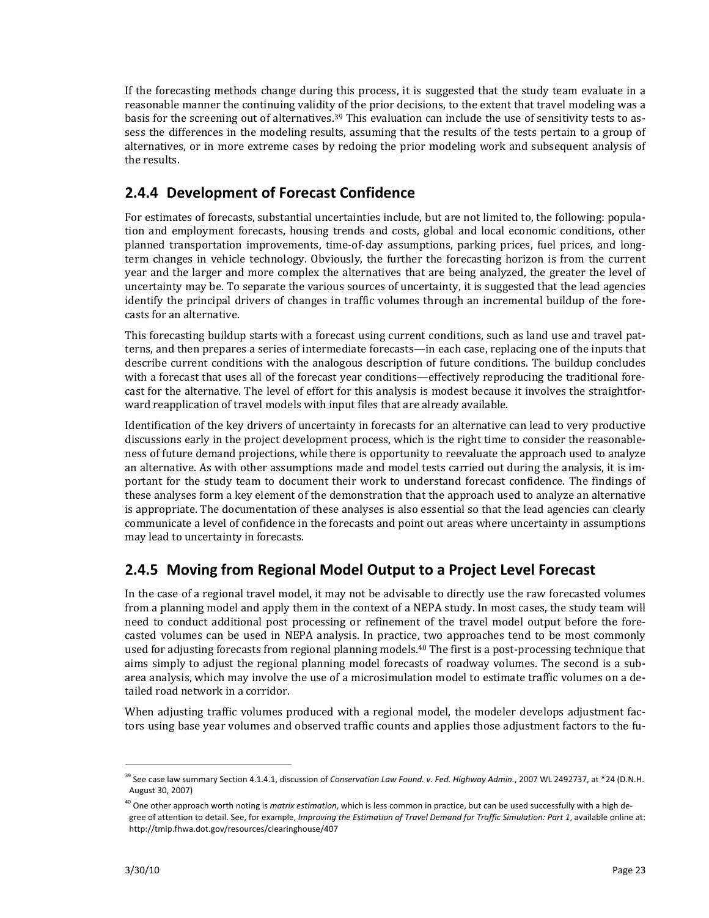If the forecasting methods change during this process, it is suggested that the study team evaluate in a reasonable manner the continuing validity of the prior decisions, to the extent that travel modeling was a basis for the screening out of alternatives.[39] This evaluation can include the use of sensitivity tests to assess the differences in the modeling results, assuming that the results of the tests pertain to a group of alternatives, or in more extreme cases by redoing the prior modeling work and subsequent analysis of the results.

### 2.4.4 Development of Forecast Confidence

For estimates of forecasts, substantial uncertainties include, but are not limited to, the following: population and employment forecasts, housing trends and costs, global and local economic conditions, other planned transportation improvements, time-of-day assumptions, parking prices, fuel prices, and long-term changes in vehicle technology. Obviously, the further the forecasting horizon is from the current year and the larger and more complex the alternatives that are being analyzed, the greater the level of uncertainty may be. To separate the various sources of uncertainty, it is suggested that the lead agencies identify the principal drivers of changes in traffic volumes through an incremental buildup of the forecasts for an alternative.

This forecasting buildup starts with a forecast using current conditions, such as land use and travel patterns, and then prepares a series of intermediate forecasts—in each case, replacing one of the inputs that describe current conditions with the analogous description of future conditions. The buildup concludes with a forecast that uses all of the forecast year conditions—effectively reproducing the traditional forecast for the alternative. The level of effort for this analysis is modest because it involves the straightforward reapplication of travel models with input files that are already available.

Identification of the key drivers of uncertainty in forecasts for an alternative can lead to very productive discussions early in the project development process, which is the right time to consider the reasonableness of future demand projections, while there is opportunity to reevaluate the approach used to analyze an alternative. As with other assumptions made and model tests carried out during the analysis, it is important for the study team to document their work to understand forecast confidence. The findings of these analyses form a key element of the demonstration that the approach used to analyze an alternative is appropriate. The documentation of these analyses is also essential so that the lead agencies can clearly communicate a level of confidence in the forecasts and point out areas where uncertainty in assumptions may lead to uncertainty in forecasts.

### 2.4.5 Moving from Regional Model Output to a Project Level Forecast

In the case of a regional travel model, it may not be advisable to directly use the raw forecasted volumes from a planning model and apply them in the context of a NEPA study. In most cases, the study team will need to conduct additional post processing or refinement of the travel model output before the forecasted volumes can be used in NEPA analysis. In practice, two approaches tend to be most commonly used for adjusting forecasts from regional planning models.[40] The first is a post-processing technique that aims simply to adjust the regional planning model forecasts of roadway volumes. The second is a subarea analysis, which may involve the use of a microsimulation model to estimate traffic volumes on a detailed road network in a corridor.

When adjusting traffic volumes produced with a regional model, the modeler develops adjustment factors using base year volumes and observed traffic counts and applies those adjustment factors to the fu-

---

[39] See case law summary Section 4.1.4.1, discussion of *Conservation Law Found. v. Fed. Highway Admin.*, 2007 WL 2492737, at *24 (D.N.H. August 30, 2007)

[40] One other approach worth noting is *matrix estimation*, which is less common in practice, but can be used successfully with a high degree of attention to detail. See, for example, *Improving the Estimation of Travel Demand for Traffic Simulation: Part 1*, available online at: http://tmip.fhwa.dot.gov/resources/clearinghouse/407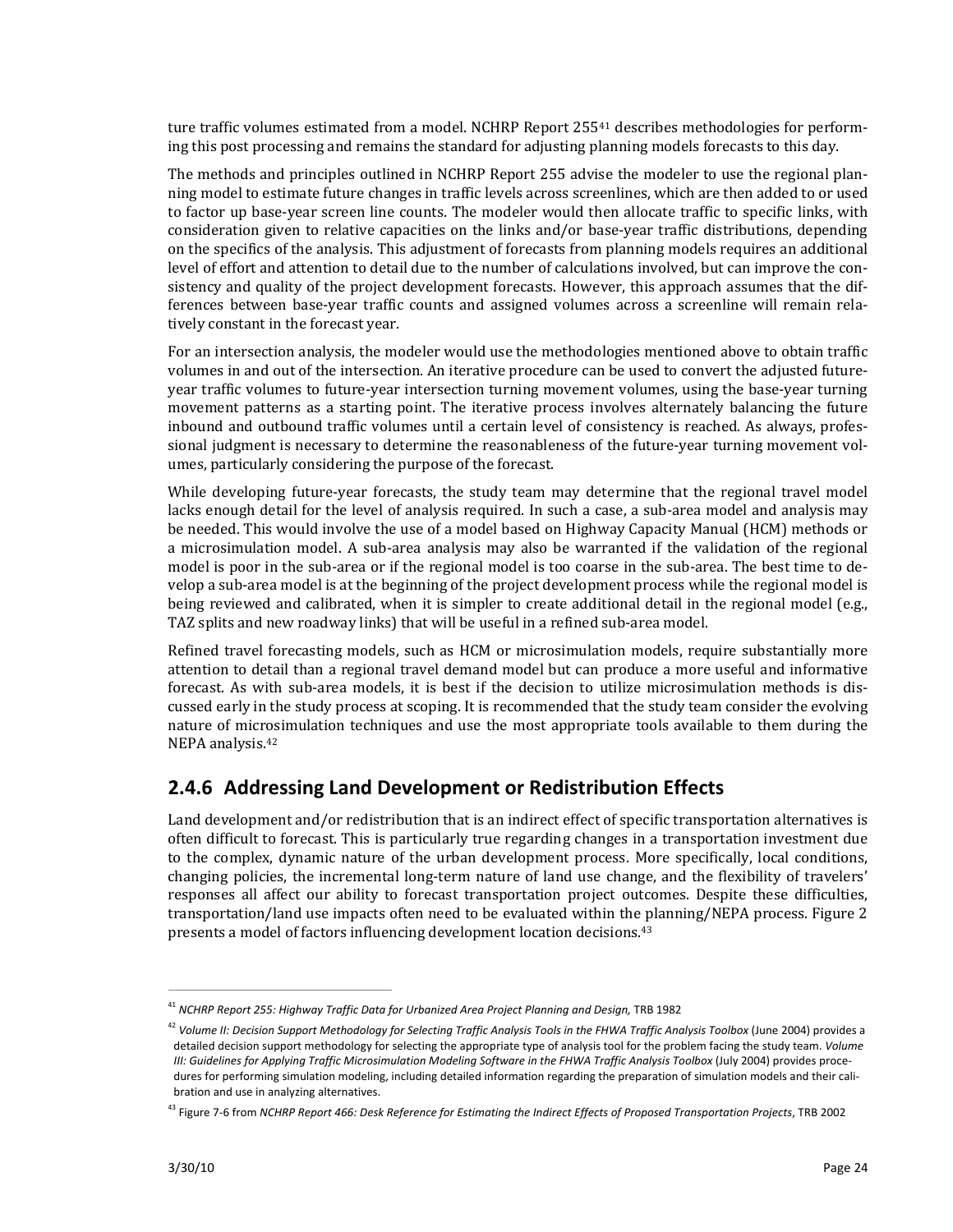ture traffic volumes estimated from a model. NCHRP Report 255[41] describes methodologies for performing this post processing and remains the standard for adjusting planning models forecasts to this day.

The methods and principles outlined in NCHRP Report 255 advise the modeler to use the regional planning model to estimate future changes in traffic levels across screenlines, which are then added to or used to factor up base-year screen line counts. The modeler would then allocate traffic to specific links, with consideration given to relative capacities on the links and/or base-year traffic distributions, depending on the specifics of the analysis. This adjustment of forecasts from planning models requires an additional level of effort and attention to detail due to the number of calculations involved, but can improve the consistency and quality of the project development forecasts. However, this approach assumes that the differences between base-year traffic counts and assigned volumes across a screenline will remain relatively constant in the forecast year.

For an intersection analysis, the modeler would use the methodologies mentioned above to obtain traffic volumes in and out of the intersection. An iterative procedure can be used to convert the adjusted future-year traffic volumes to future-year intersection turning movement volumes, using the base-year turning movement patterns as a starting point. The iterative process involves alternately balancing the future inbound and outbound traffic volumes until a certain level of consistency is reached. As always, professional judgment is necessary to determine the reasonableness of the future-year turning movement volumes, particularly considering the purpose of the forecast.

While developing future-year forecasts, the study team may determine that the regional travel model lacks enough detail for the level of analysis required. In such a case, a sub-area model and analysis may be needed. This would involve the use of a model based on Highway Capacity Manual (HCM) methods or a microsimulation model. A sub-area analysis may also be warranted if the validation of the regional model is poor in the sub-area or if the regional model is too coarse in the sub-area. The best time to develop a sub-area model is at the beginning of the project development process while the regional model is being reviewed and calibrated, when it is simpler to create additional detail in the regional model (e.g., TAZ splits and new roadway links) that will be useful in a refined sub-area model.

Refined travel forecasting models, such as HCM or microsimulation models, require substantially more attention to detail than a regional travel demand model but can produce a more useful and informative forecast. As with sub-area models, it is best if the decision to utilize microsimulation methods is discussed early in the study process at scoping. It is recommended that the study team consider the evolving nature of microsimulation techniques and use the most appropriate tools available to them during the NEPA analysis.[42]

## 2.4.6 Addressing Land Development or Redistribution Effects

Land development and/or redistribution that is an indirect effect of specific transportation alternatives is often difficult to forecast. This is particularly true regarding changes in a transportation investment due to the complex, dynamic nature of the urban development process. More specifically, local conditions, changing policies, the incremental long-term nature of land use change, and the flexibility of travelers' responses all affect our ability to forecast transportation project outcomes. Despite these difficulties, transportation/land use impacts often need to be evaluated within the planning/NEPA process. Figure 2 presents a model of factors influencing development location decisions.[43]

---

[41] *NCHRP Report 255: Highway Traffic Data for Urbanized Area Project Planning and Design,* TRB 1982

[42] *Volume II: Decision Support Methodology for Selecting Traffic Analysis Tools in the FHWA Traffic Analysis Toolbox* (June 2004) provides a detailed decision support methodology for selecting the appropriate type of analysis tool for the problem facing the study team. *Volume III: Guidelines for Applying Traffic Microsimulation Modeling Software in the FHWA Traffic Analysis Toolbox* (July 2004) provides procedures for performing simulation modeling, including detailed information regarding the preparation of simulation models and their calibration and use in analyzing alternatives.

[43] Figure 7-6 from *NCHRP Report 466: Desk Reference for Estimating the Indirect Effects of Proposed Transportation Projects*, TRB 2002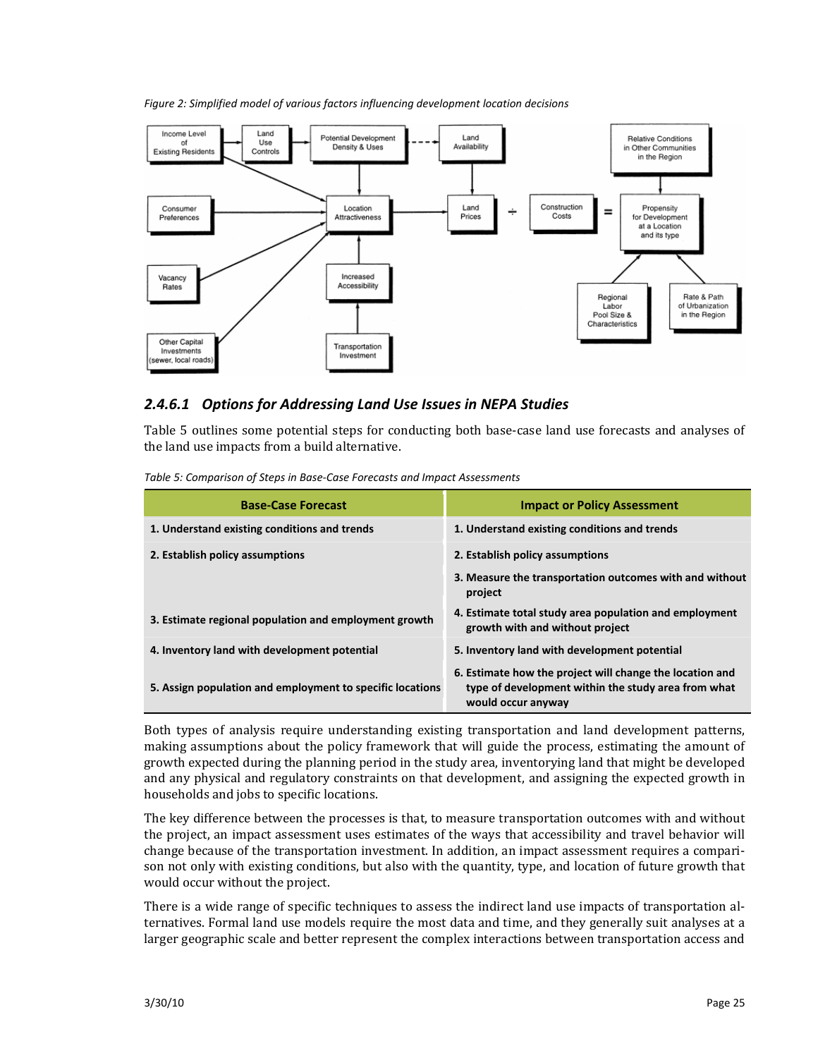*Figure 2: Simplified model of various factors influencing development location decisions*

### 2.4.6.1 Options for Addressing Land Use Issues in NEPA Studies

Table 5 outlines some potential steps for conducting both base-case land use forecasts and analyses of the land use impacts from a build alternative.

*Table 5: Comparison of Steps in Base-Case Forecasts and Impact Assessments*

| Base-Case Forecast | Impact or Policy Assessment |
|---|---|
| **1. Understand existing conditions and trends** | **1. Understand existing conditions and trends** |
| **2. Establish policy assumptions** | **2. Establish policy assumptions** |
| | **3. Measure the transportation outcomes with and without project** |
| **3. Estimate regional population and employment growth** | **4. Estimate total study area population and employment growth with and without project** |
| **4. Inventory land with development potential** | **5. Inventory land with development potential** |
| **5. Assign population and employment to specific locations** | **6. Estimate how the project will change the location and type of development within the study area from what would occur anyway** |

Both types of analysis require understanding existing transportation and land development patterns, making assumptions about the policy framework that will guide the process, estimating the amount of growth expected during the planning period in the study area, inventorying land that might be developed and any physical and regulatory constraints on that development, and assigning the expected growth in households and jobs to specific locations.

The key difference between the processes is that, to measure transportation outcomes with and without the project, an impact assessment uses estimates of the ways that accessibility and travel behavior will change because of the transportation investment. In addition, an impact assessment requires a comparison not only with existing conditions, but also with the quantity, type, and location of future growth that would occur without the project.

There is a wide range of specific techniques to assess the indirect land use impacts of transportation alternatives. Formal land use models require the most data and time, and they generally suit analyses at a larger geographic scale and better represent the complex interactions between transportation access and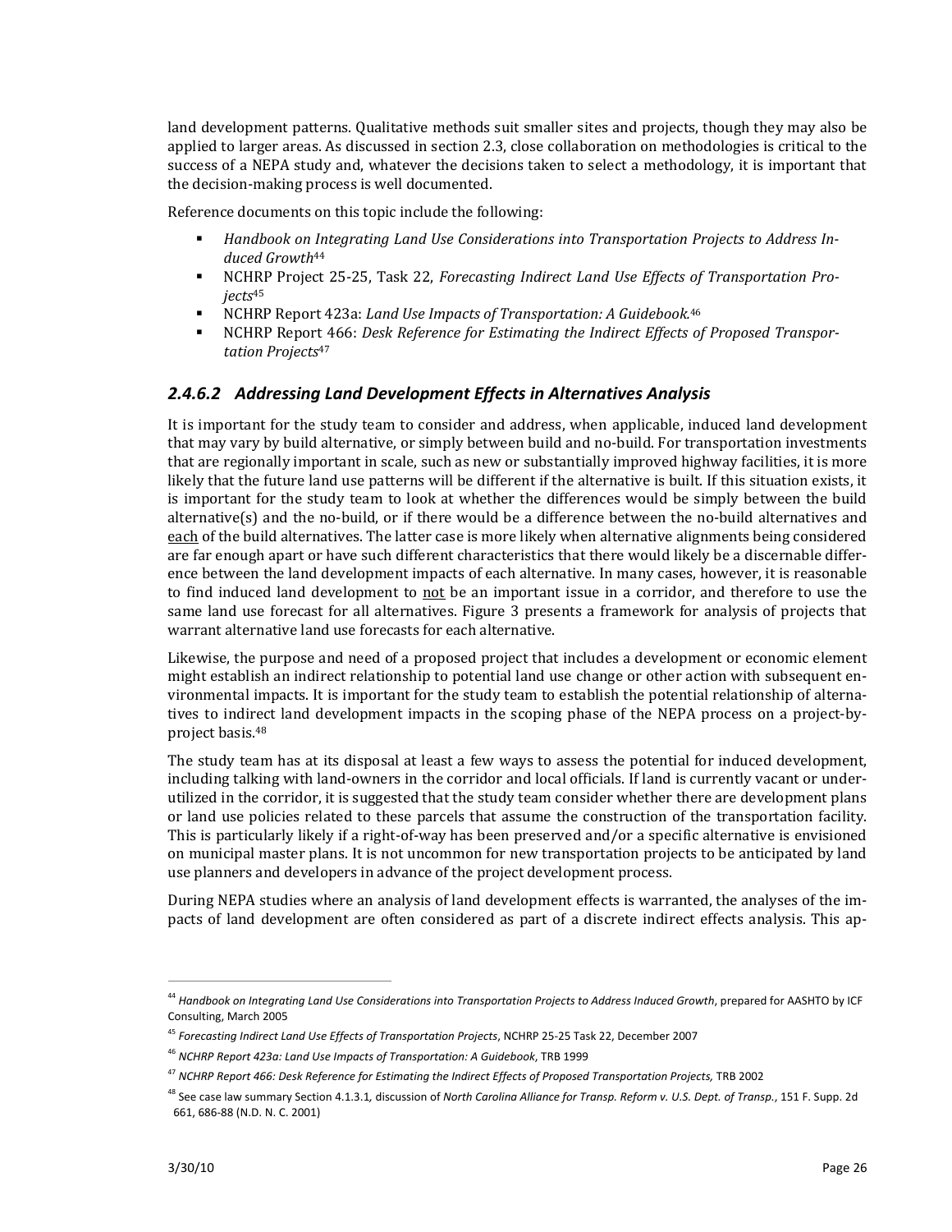land development patterns. Qualitative methods suit smaller sites and projects, though they may also be applied to larger areas. As discussed in section 2.3, close collaboration on methodologies is critical to the success of a NEPA study and, whatever the decisions taken to select a methodology, it is important that the decision-making process is well documented.

Reference documents on this topic include the following:

- *Handbook on Integrating Land Use Considerations into Transportation Projects to Address Induced Growth*[44]
- NCHRP Project 25-25, Task 22, *Forecasting Indirect Land Use Effects of Transportation Projects*[45]
- NCHRP Report 423a: *Land Use Impacts of Transportation: A Guidebook.*[46]
- NCHRP Report 466: *Desk Reference for Estimating the Indirect Effects of Proposed Transportation Projects*[47]

### *2.4.6.2 Addressing Land Development Effects in Alternatives Analysis*

It is important for the study team to consider and address, when applicable, induced land development that may vary by build alternative, or simply between build and no-build. For transportation investments that are regionally important in scale, such as new or substantially improved highway facilities, it is more likely that the future land use patterns will be different if the alternative is built. If this situation exists, it is important for the study team to look at whether the differences would be simply between the build alternative(s) and the no-build, or if there would be a difference between the no-build alternatives and each of the build alternatives. The latter case is more likely when alternative alignments being considered are far enough apart or have such different characteristics that there would likely be a discernable difference between the land development impacts of each alternative. In many cases, however, it is reasonable to find induced land development to not be an important issue in a corridor, and therefore to use the same land use forecast for all alternatives. Figure 3 presents a framework for analysis of projects that warrant alternative land use forecasts for each alternative.

Likewise, the purpose and need of a proposed project that includes a development or economic element might establish an indirect relationship to potential land use change or other action with subsequent environmental impacts. It is important for the study team to establish the potential relationship of alternatives to indirect land development impacts in the scoping phase of the NEPA process on a project-by-project basis.[48]

The study team has at its disposal at least a few ways to assess the potential for induced development, including talking with land-owners in the corridor and local officials. If land is currently vacant or underutilized in the corridor, it is suggested that the study team consider whether there are development plans or land use policies related to these parcels that assume the construction of the transportation facility. This is particularly likely if a right-of-way has been preserved and/or a specific alternative is envisioned on municipal master plans. It is not uncommon for new transportation projects to be anticipated by land use planners and developers in advance of the project development process.

During NEPA studies where an analysis of land development effects is warranted, the analyses of the impacts of land development are often considered as part of a discrete indirect effects analysis. This ap-

---

[44] *Handbook on Integrating Land Use Considerations into Transportation Projects to Address Induced Growth*, prepared for AASHTO by ICF Consulting, March 2005

[45] *Forecasting Indirect Land Use Effects of Transportation Projects*, NCHRP 25-25 Task 22, December 2007

[46] *NCHRP Report 423a: Land Use Impacts of Transportation: A Guidebook*, TRB 1999

[47] *NCHRP Report 466: Desk Reference for Estimating the Indirect Effects of Proposed Transportation Projects,* TRB 2002

[48] See case law summary Section 4.1.3.1, discussion of *North Carolina Alliance for Transp. Reform v. U.S. Dept. of Transp.*, 151 F. Supp. 2d 661, 686-88 (N.D. N. C. 2001)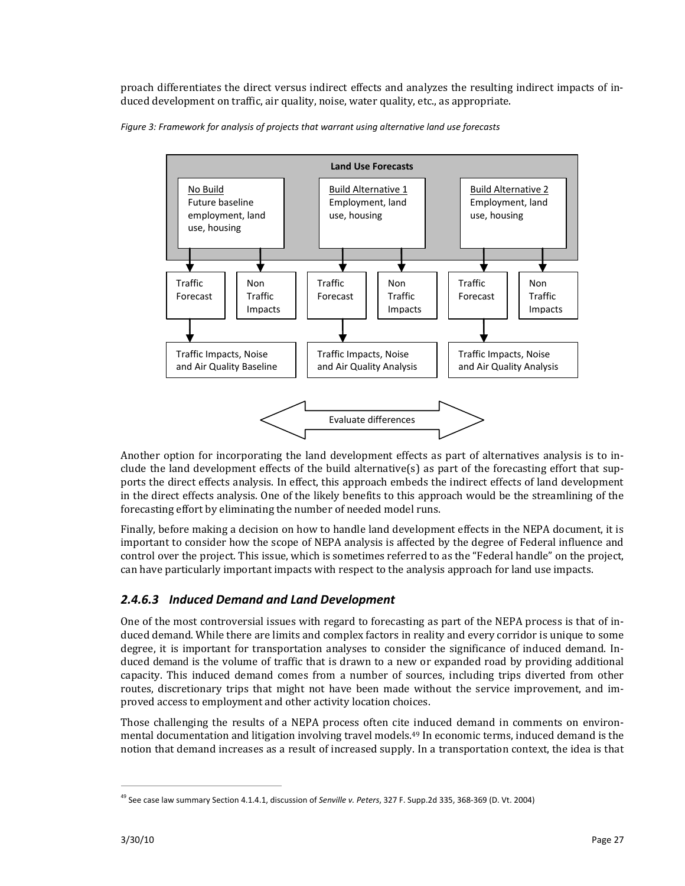proach differentiates the direct versus indirect effects and analyzes the resulting indirect impacts of induced development on traffic, air quality, noise, water quality, etc., as appropriate.

*Figure 3: Framework for analysis of projects that warrant using alternative land use forecasts*

**Land Use Forecasts**

| No Build | Build Alternative 1 | Build Alternative 2 |
|---|---|---|
| Future baseline employment, land use, housing | Employment, land use, housing | Employment, land use, housing |
| Traffic Forecast / Non Traffic Impacts | Traffic Forecast / Non Traffic Impacts | Traffic Forecast / Non Traffic Impacts |
| Traffic Impacts, Noise and Air Quality Baseline | Traffic Impacts, Noise and Air Quality Analysis | Traffic Impacts, Noise and Air Quality Analysis |

Evaluate differences

Another option for incorporating the land development effects as part of alternatives analysis is to include the land development effects of the build alternative(s) as part of the forecasting effort that supports the direct effects analysis. In effect, this approach embeds the indirect effects of land development in the direct effects analysis. One of the likely benefits to this approach would be the streamlining of the forecasting effort by eliminating the number of needed model runs.

Finally, before making a decision on how to handle land development effects in the NEPA document, it is important to consider how the scope of NEPA analysis is affected by the degree of Federal influence and control over the project. This issue, which is sometimes referred to as the "Federal handle" on the project, can have particularly important impacts with respect to the analysis approach for land use impacts.

### *2.4.6.3 Induced Demand and Land Development*

One of the most controversial issues with regard to forecasting as part of the NEPA process is that of induced demand. While there are limits and complex factors in reality and every corridor is unique to some degree, it is important for transportation analyses to consider the significance of induced demand. Induced demand is the volume of traffic that is drawn to a new or expanded road by providing additional capacity. This induced demand comes from a number of sources, including trips diverted from other routes, discretionary trips that might not have been made without the service improvement, and improved access to employment and other activity location choices.

Those challenging the results of a NEPA process often cite induced demand in comments on environmental documentation and litigation involving travel models.[49] In economic terms, induced demand is the notion that demand increases as a result of increased supply. In a transportation context, the idea is that

[49] See case law summary Section 4.1.4.1, discussion of *Senville v. Peters*, 327 F. Supp.2d 335, 368-369 (D. Vt. 2004)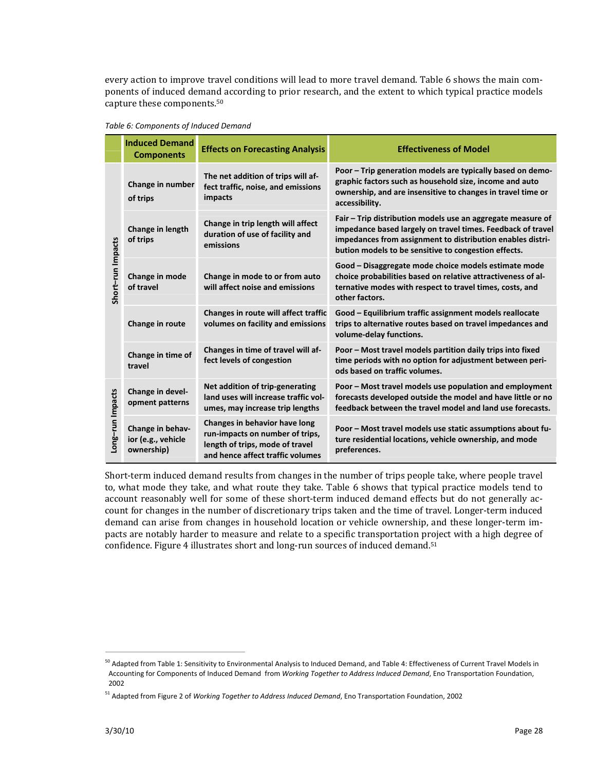every action to improve travel conditions will lead to more travel demand. Table 6 shows the main components of induced demand according to prior research, and the extent to which typical practice models capture these components.[50]

*Table 6: Components of Induced Demand*

| | Induced Demand Components | Effects on Forecasting Analysis | Effectiveness of Model |
|---|---|---|---|
| Short–run Impacts | Change in number of trips | The net addition of trips will affect traffic, noise, and emissions impacts | Poor – Trip generation models are typically based on demographic factors such as household size, income and auto ownership, and are insensitive to changes in travel time or accessibility. |
| | Change in length of trips | Change in trip length will affect duration of use of facility and emissions | Fair – Trip distribution models use an aggregate measure of impedance based largely on travel times. Feedback of travel impedances from assignment to distribution enables distribution models to be sensitive to congestion effects. |
| | Change in mode of travel | Change in mode to or from auto will affect noise and emissions | Good – Disaggregate mode choice models estimate mode choice probabilities based on relative attractiveness of alternative modes with respect to travel times, costs, and other factors. |
| | Change in route | Changes in route will affect traffic volumes on facility and emissions | Good – Equilibrium traffic assignment models reallocate trips to alternative routes based on travel impedances and volume-delay functions. |
| | Change in time of travel | Changes in time of travel will affect levels of congestion | Poor – Most travel models partition daily trips into fixed time periods with no option for adjustment between periods based on traffic volumes. |
| Long–run Impacts | Change in development patterns | Net addition of trip-generating land uses will increase traffic volumes, may increase trip lengths | Poor – Most travel models use population and employment forecasts developed outside the model and have little or no feedback between the travel model and land use forecasts. |
| | Change in behavior (e.g., vehicle ownership) | Changes in behavior have long run-impacts on number of trips, length of trips, mode of travel and hence affect traffic volumes | Poor – Most travel models use static assumptions about future residential locations, vehicle ownership, and mode preferences. |

Short-term induced demand results from changes in the number of trips people take, where people travel to, what mode they take, and what route they take. Table 6 shows that typical practice models tend to account reasonably well for some of these short-term induced demand effects but do not generally account for changes in the number of discretionary trips taken and the time of travel. Longer-term induced demand can arise from changes in household location or vehicle ownership, and these longer-term impacts are notably harder to measure and relate to a specific transportation project with a high degree of confidence. Figure 4 illustrates short and long-run sources of induced demand.[51]

---

[50] Adapted from Table 1: Sensitivity to Environmental Analysis to Induced Demand, and Table 4: Effectiveness of Current Travel Models in Accounting for Components of Induced Demand from *Working Together to Address Induced Demand*, Eno Transportation Foundation, 2002

[51] Adapted from Figure 2 of *Working Together to Address Induced Demand*, Eno Transportation Foundation, 2002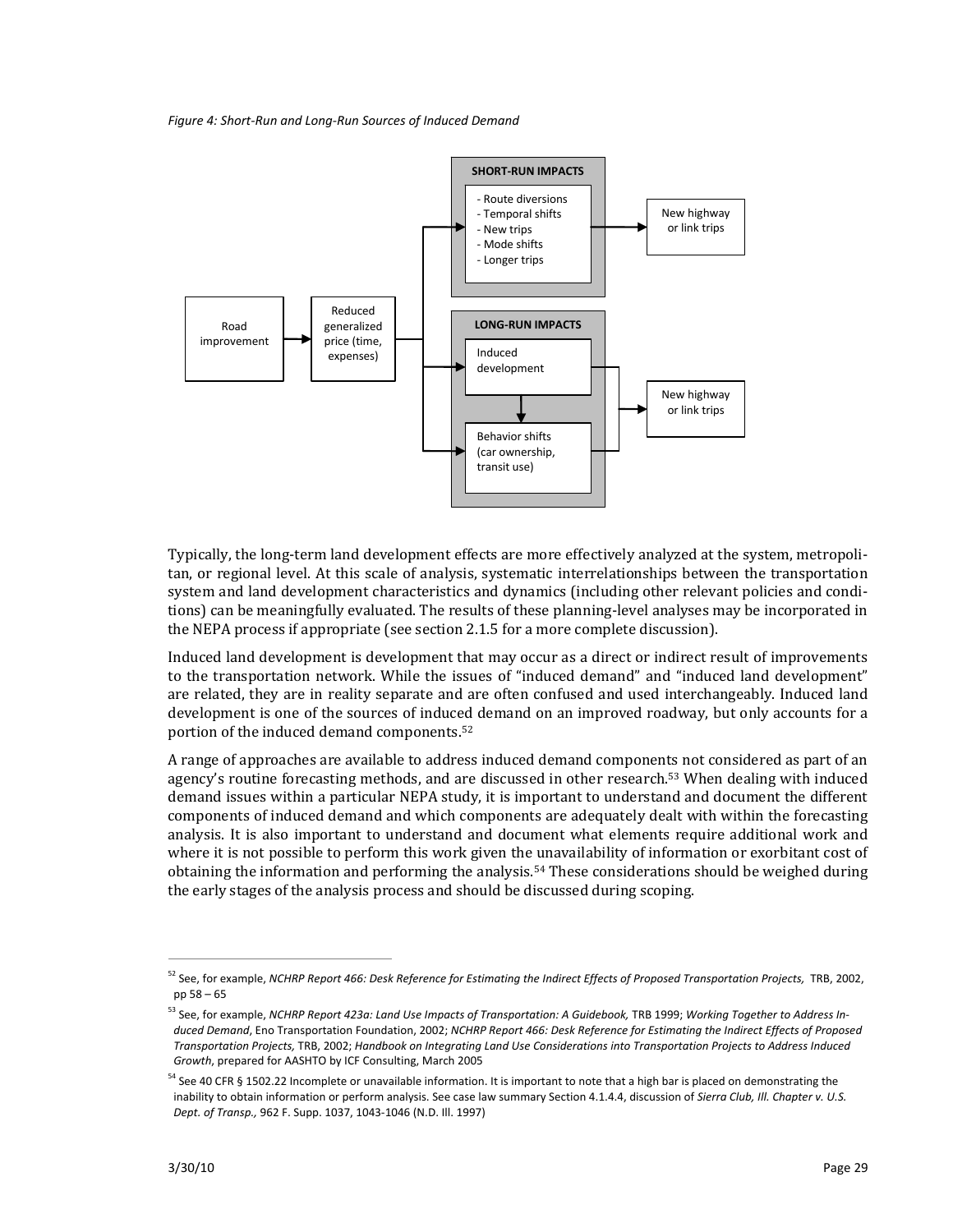*Figure 4: Short-Run and Long-Run Sources of Induced Demand*

Road improvement → Reduced generalized price (time, expenses) →

**SHORT-RUN IMPACTS**
- Route diversions
- Temporal shifts
- New trips
- Mode shifts
- Longer trips

→ New highway or link trips

**LONG-RUN IMPACTS**
- Induced development
- Behavior shifts (car ownership, transit use)

→ New highway or link trips

Typically, the long-term land development effects are more effectively analyzed at the system, metropolitan, or regional level. At this scale of analysis, systematic interrelationships between the transportation system and land development characteristics and dynamics (including other relevant policies and conditions) can be meaningfully evaluated. The results of these planning-level analyses may be incorporated in the NEPA process if appropriate (see section 2.1.5 for a more complete discussion).

Induced land development is development that may occur as a direct or indirect result of improvements to the transportation network. While the issues of "induced demand" and "induced land development" are related, they are in reality separate and are often confused and used interchangeably. Induced land development is one of the sources of induced demand on an improved roadway, but only accounts for a portion of the induced demand components.[52]

A range of approaches are available to address induced demand components not considered as part of an agency's routine forecasting methods, and are discussed in other research.[53] When dealing with induced demand issues within a particular NEPA study, it is important to understand and document the different components of induced demand and which components are adequately dealt with within the forecasting analysis. It is also important to understand and document what elements require additional work and where it is not possible to perform this work given the unavailability of information or exorbitant cost of obtaining the information and performing the analysis.[54] These considerations should be weighed during the early stages of the analysis process and should be discussed during scoping.

---

[52] See, for example, *NCHRP Report 466: Desk Reference for Estimating the Indirect Effects of Proposed Transportation Projects,* TRB, 2002, pp 58 – 65

[53] See, for example, *NCHRP Report 423a: Land Use Impacts of Transportation: A Guidebook,* TRB 1999; *Working Together to Address Induced Demand*, Eno Transportation Foundation, 2002; *NCHRP Report 466: Desk Reference for Estimating the Indirect Effects of Proposed Transportation Projects,* TRB, 2002; *Handbook on Integrating Land Use Considerations into Transportation Projects to Address Induced Growth*, prepared for AASHTO by ICF Consulting, March 2005

[54] See 40 CFR § 1502.22 Incomplete or unavailable information. It is important to note that a high bar is placed on demonstrating the inability to obtain information or perform analysis. See case law summary Section 4.1.4.4, discussion of *Sierra Club, Ill. Chapter v. U.S. Dept. of Transp.,* 962 F. Supp. 1037, 1043-1046 (N.D. Ill. 1997)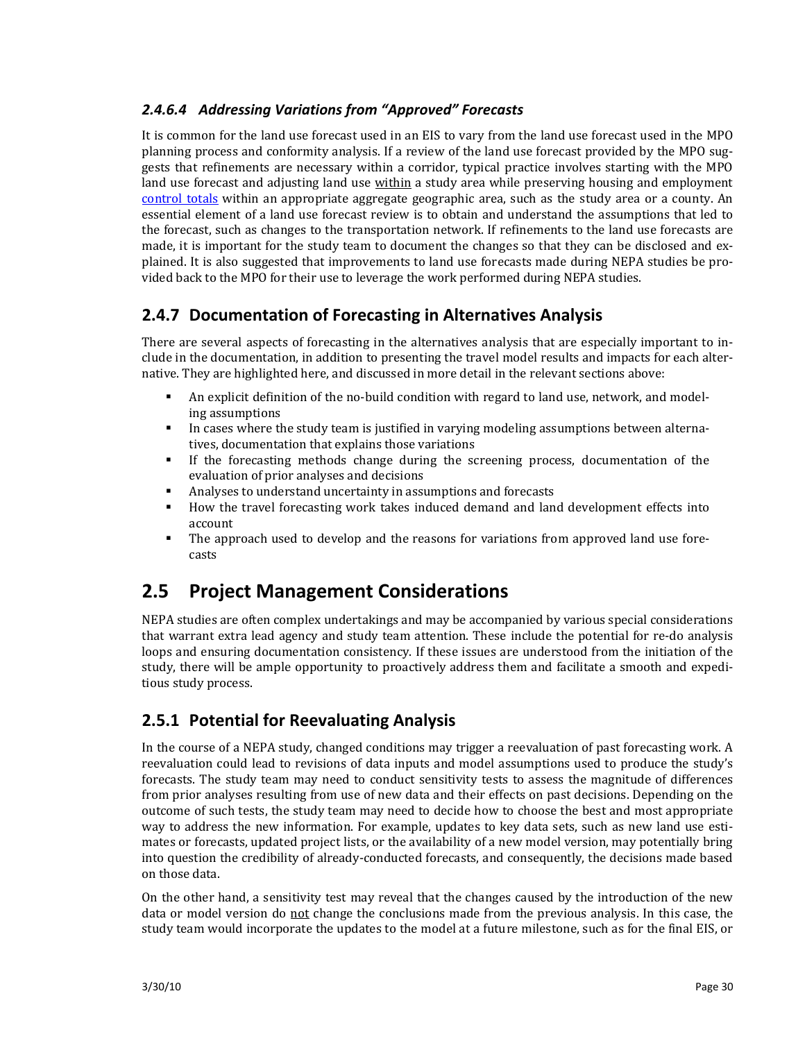#### *2.4.6.4 Addressing Variations from "Approved" Forecasts*

It is common for the land use forecast used in an EIS to vary from the land use forecast used in the MPO planning process and conformity analysis. If a review of the land use forecast provided by the MPO suggests that refinements are necessary within a corridor, typical practice involves starting with the MPO land use forecast and adjusting land use within a study area while preserving housing and employment control totals within an appropriate aggregate geographic area, such as the study area or a county. An essential element of a land use forecast review is to obtain and understand the assumptions that led to the forecast, such as changes to the transportation network. If refinements to the land use forecasts are made, it is important for the study team to document the changes so that they can be disclosed and explained. It is also suggested that improvements to land use forecasts made during NEPA studies be provided back to the MPO for their use to leverage the work performed during NEPA studies.

### 2.4.7 Documentation of Forecasting in Alternatives Analysis

There are several aspects of forecasting in the alternatives analysis that are especially important to include in the documentation, in addition to presenting the travel model results and impacts for each alternative. They are highlighted here, and discussed in more detail in the relevant sections above:

- An explicit definition of the no-build condition with regard to land use, network, and modeling assumptions
- In cases where the study team is justified in varying modeling assumptions between alternatives, documentation that explains those variations
- If the forecasting methods change during the screening process, documentation of the evaluation of prior analyses and decisions
- Analyses to understand uncertainty in assumptions and forecasts
- How the travel forecasting work takes induced demand and land development effects into account
- The approach used to develop and the reasons for variations from approved land use forecasts

## 2.5 Project Management Considerations

NEPA studies are often complex undertakings and may be accompanied by various special considerations that warrant extra lead agency and study team attention. These include the potential for re-do analysis loops and ensuring documentation consistency. If these issues are understood from the initiation of the study, there will be ample opportunity to proactively address them and facilitate a smooth and expeditious study process.

### 2.5.1 Potential for Reevaluating Analysis

In the course of a NEPA study, changed conditions may trigger a reevaluation of past forecasting work. A reevaluation could lead to revisions of data inputs and model assumptions used to produce the study's forecasts. The study team may need to conduct sensitivity tests to assess the magnitude of differences from prior analyses resulting from use of new data and their effects on past decisions. Depending on the outcome of such tests, the study team may need to decide how to choose the best and most appropriate way to address the new information. For example, updates to key data sets, such as new land use estimates or forecasts, updated project lists, or the availability of a new model version, may potentially bring into question the credibility of already-conducted forecasts, and consequently, the decisions made based on those data.

On the other hand, a sensitivity test may reveal that the changes caused by the introduction of the new data or model version do not change the conclusions made from the previous analysis. In this case, the study team would incorporate the updates to the model at a future milestone, such as for the final EIS, or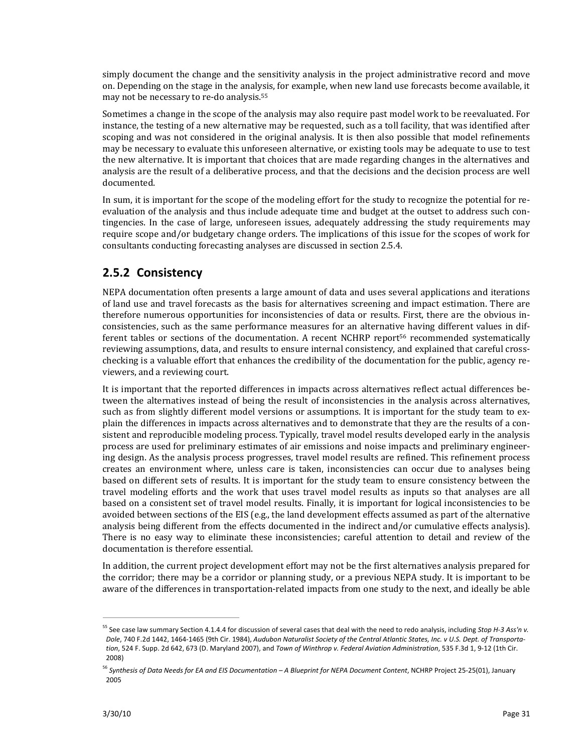simply document the change and the sensitivity analysis in the project administrative record and move on. Depending on the stage in the analysis, for example, when new land use forecasts become available, it may not be necessary to re-do analysis.[55]

Sometimes a change in the scope of the analysis may also require past model work to be reevaluated. For instance, the testing of a new alternative may be requested, such as a toll facility, that was identified after scoping and was not considered in the original analysis. It is then also possible that model refinements may be necessary to evaluate this unforeseen alternative, or existing tools may be adequate to use to test the new alternative. It is important that choices that are made regarding changes in the alternatives and analysis are the result of a deliberative process, and that the decisions and the decision process are well documented.

In sum, it is important for the scope of the modeling effort for the study to recognize the potential for re-evaluation of the analysis and thus include adequate time and budget at the outset to address such contingencies. In the case of large, unforeseen issues, adequately addressing the study requirements may require scope and/or budgetary change orders. The implications of this issue for the scopes of work for consultants conducting forecasting analyses are discussed in section 2.5.4.

## 2.5.2 Consistency

NEPA documentation often presents a large amount of data and uses several applications and iterations of land use and travel forecasts as the basis for alternatives screening and impact estimation. There are therefore numerous opportunities for inconsistencies of data or results. First, there are the obvious inconsistencies, such as the same performance measures for an alternative having different values in different tables or sections of the documentation. A recent NCHRP report[56] recommended systematically reviewing assumptions, data, and results to ensure internal consistency, and explained that careful cross-checking is a valuable effort that enhances the credibility of the documentation for the public, agency reviewers, and a reviewing court.

It is important that the reported differences in impacts across alternatives reflect actual differences between the alternatives instead of being the result of inconsistencies in the analysis across alternatives, such as from slightly different model versions or assumptions. It is important for the study team to explain the differences in impacts across alternatives and to demonstrate that they are the results of a consistent and reproducible modeling process. Typically, travel model results developed early in the analysis process are used for preliminary estimates of air emissions and noise impacts and preliminary engineering design. As the analysis process progresses, travel model results are refined. This refinement process creates an environment where, unless care is taken, inconsistencies can occur due to analyses being based on different sets of results. It is important for the study team to ensure consistency between the travel modeling efforts and the work that uses travel model results as inputs so that analyses are all based on a consistent set of travel model results. Finally, it is important for logical inconsistencies to be avoided between sections of the EIS (e.g., the land development effects assumed as part of the alternative analysis being different from the effects documented in the indirect and/or cumulative effects analysis). There is no easy way to eliminate these inconsistencies; careful attention to detail and review of the documentation is therefore essential.

In addition, the current project development effort may not be the first alternatives analysis prepared for the corridor; there may be a corridor or planning study, or a previous NEPA study. It is important to be aware of the differences in transportation-related impacts from one study to the next, and ideally be able

---

[55] See case law summary Section 4.1.4.4 for discussion of several cases that deal with the need to redo analysis, including *Stop H-3 Ass'n v. Dole*, 740 F.2d 1442, 1464-1465 (9th Cir. 1984), *Audubon Naturalist Society of the Central Atlantic States, Inc. v U.S. Dept. of Transportation*, 524 F. Supp. 2d 642, 673 (D. Maryland 2007), and *Town of Winthrop v. Federal Aviation Administration*, 535 F.3d 1, 9-12 (1th Cir. 2008)

[56] *Synthesis of Data Needs for EA and EIS Documentation – A Blueprint for NEPA Document Content*, NCHRP Project 25-25(01), January 2005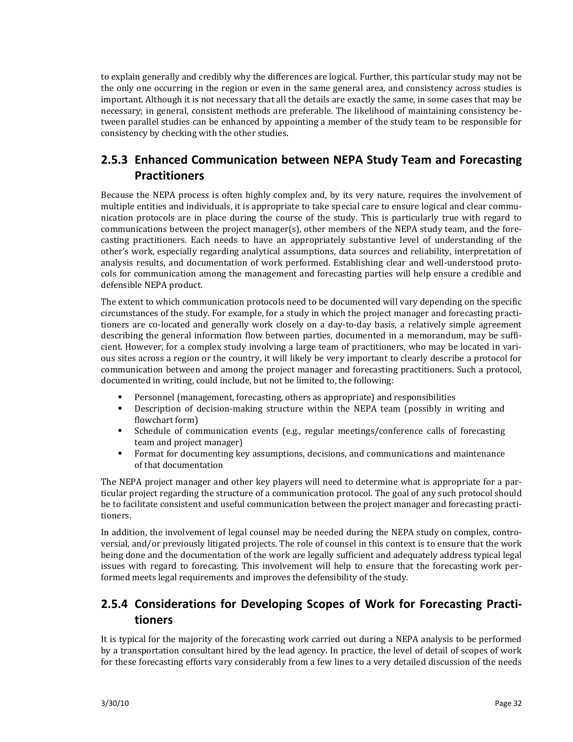to explain generally and credibly why the differences are logical. Further, this particular study may not be the only one occurring in the region or even in the same general area, and consistency across studies is important. Although it is not necessary that all the details are exactly the same, in some cases that may be necessary; in general, consistent methods are preferable. The likelihood of maintaining consistency between parallel studies can be enhanced by appointing a member of the study team to be responsible for consistency by checking with the other studies.

## 2.5.3 Enhanced Communication between NEPA Study Team and Forecasting Practitioners

Because the NEPA process is often highly complex and, by its very nature, requires the involvement of multiple entities and individuals, it is appropriate to take special care to ensure logical and clear communication protocols are in place during the course of the study. This is particularly true with regard to communications between the project manager(s), other members of the NEPA study team, and the forecasting practitioners. Each needs to have an appropriately substantive level of understanding of the other's work, especially regarding analytical assumptions, data sources and reliability, interpretation of analysis results, and documentation of work performed. Establishing clear and well-understood protocols for communication among the management and forecasting parties will help ensure a credible and defensible NEPA product.

The extent to which communication protocols need to be documented will vary depending on the specific circumstances of the study. For example, for a study in which the project manager and forecasting practitioners are co-located and generally work closely on a day-to-day basis, a relatively simple agreement describing the general information flow between parties, documented in a memorandum, may be sufficient. However, for a complex study involving a large team of practitioners, who may be located in various sites across a region or the country, it will likely be very important to clearly describe a protocol for communication between and among the project manager and forecasting practitioners. Such a protocol, documented in writing, could include, but not be limited to, the following:

- Personnel (management, forecasting, others as appropriate) and responsibilities
- Description of decision-making structure within the NEPA team (possibly in writing and flowchart form)
- Schedule of communication events (e.g., regular meetings/conference calls of forecasting team and project manager)
- Format for documenting key assumptions, decisions, and communications and maintenance of that documentation

The NEPA project manager and other key players will need to determine what is appropriate for a particular project regarding the structure of a communication protocol. The goal of any such protocol should be to facilitate consistent and useful communication between the project manager and forecasting practitioners.

In addition, the involvement of legal counsel may be needed during the NEPA study on complex, controversial, and/or previously litigated projects. The role of counsel in this context is to ensure that the work being done and the documentation of the work are legally sufficient and adequately address typical legal issues with regard to forecasting. This involvement will help to ensure that the forecasting work performed meets legal requirements and improves the defensibility of the study.

## 2.5.4 Considerations for Developing Scopes of Work for Forecasting Practitioners

It is typical for the majority of the forecasting work carried out during a NEPA analysis to be performed by a transportation consultant hired by the lead agency. In practice, the level of detail of scopes of work for these forecasting efforts vary considerably from a few lines to a very detailed discussion of the needs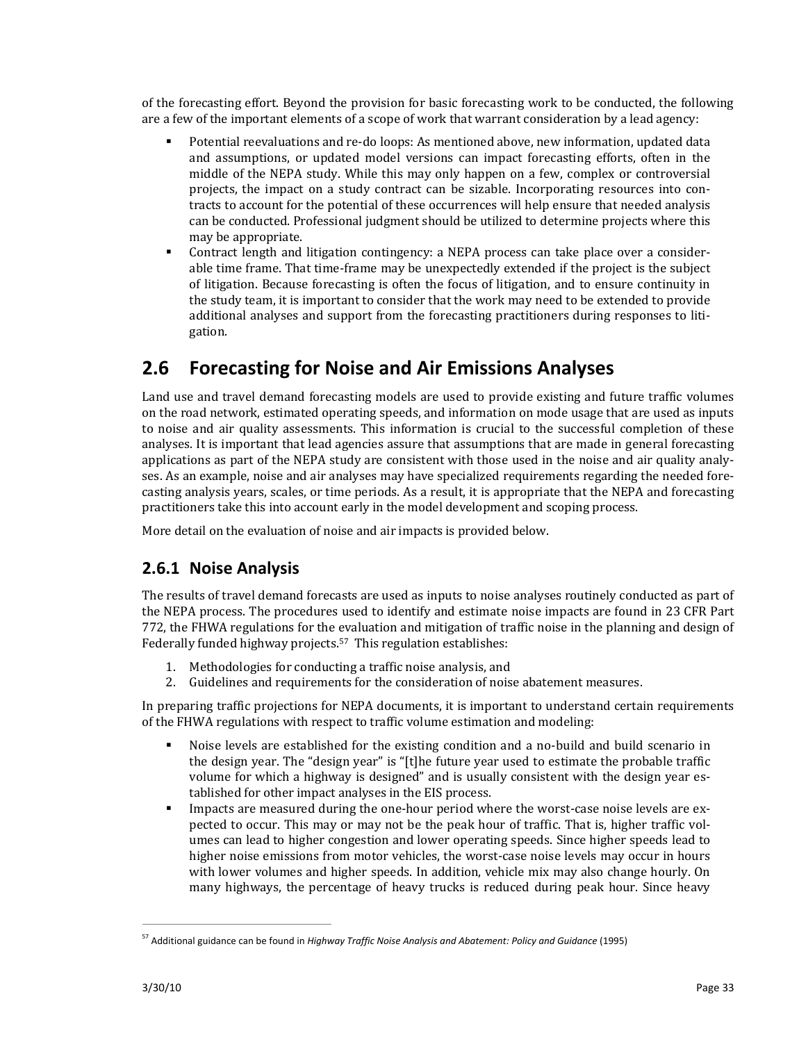of the forecasting effort. Beyond the provision for basic forecasting work to be conducted, the following are a few of the important elements of a scope of work that warrant consideration by a lead agency:

- Potential reevaluations and re-do loops: As mentioned above, new information, updated data and assumptions, or updated model versions can impact forecasting efforts, often in the middle of the NEPA study. While this may only happen on a few, complex or controversial projects, the impact on a study contract can be sizable. Incorporating resources into contracts to account for the potential of these occurrences will help ensure that needed analysis can be conducted. Professional judgment should be utilized to determine projects where this may be appropriate.
- Contract length and litigation contingency: a NEPA process can take place over a considerable time frame. That time-frame may be unexpectedly extended if the project is the subject of litigation. Because forecasting is often the focus of litigation, and to ensure continuity in the study team, it is important to consider that the work may need to be extended to provide additional analyses and support from the forecasting practitioners during responses to litigation.

## 2.6 Forecasting for Noise and Air Emissions Analyses

Land use and travel demand forecasting models are used to provide existing and future traffic volumes on the road network, estimated operating speeds, and information on mode usage that are used as inputs to noise and air quality assessments. This information is crucial to the successful completion of these analyses. It is important that lead agencies assure that assumptions that are made in general forecasting applications as part of the NEPA study are consistent with those used in the noise and air quality analyses. As an example, noise and air analyses may have specialized requirements regarding the needed forecasting analysis years, scales, or time periods. As a result, it is appropriate that the NEPA and forecasting practitioners take this into account early in the model development and scoping process.

More detail on the evaluation of noise and air impacts is provided below.

### 2.6.1 Noise Analysis

The results of travel demand forecasts are used as inputs to noise analyses routinely conducted as part of the NEPA process. The procedures used to identify and estimate noise impacts are found in 23 CFR Part 772, the FHWA regulations for the evaluation and mitigation of traffic noise in the planning and design of Federally funded highway projects.[57] This regulation establishes:

1. Methodologies for conducting a traffic noise analysis, and
2. Guidelines and requirements for the consideration of noise abatement measures.

In preparing traffic projections for NEPA documents, it is important to understand certain requirements of the FHWA regulations with respect to traffic volume estimation and modeling:

- Noise levels are established for the existing condition and a no-build and build scenario in the design year. The "design year" is "[t]he future year used to estimate the probable traffic volume for which a highway is designed" and is usually consistent with the design year established for other impact analyses in the EIS process.
- Impacts are measured during the one-hour period where the worst-case noise levels are expected to occur. This may or may not be the peak hour of traffic. That is, higher traffic volumes can lead to higher congestion and lower operating speeds. Since higher speeds lead to higher noise emissions from motor vehicles, the worst-case noise levels may occur in hours with lower volumes and higher speeds. In addition, vehicle mix may also change hourly. On many highways, the percentage of heavy trucks is reduced during peak hour. Since heavy

---

[57] Additional guidance can be found in *Highway Traffic Noise Analysis and Abatement: Policy and Guidance* (1995)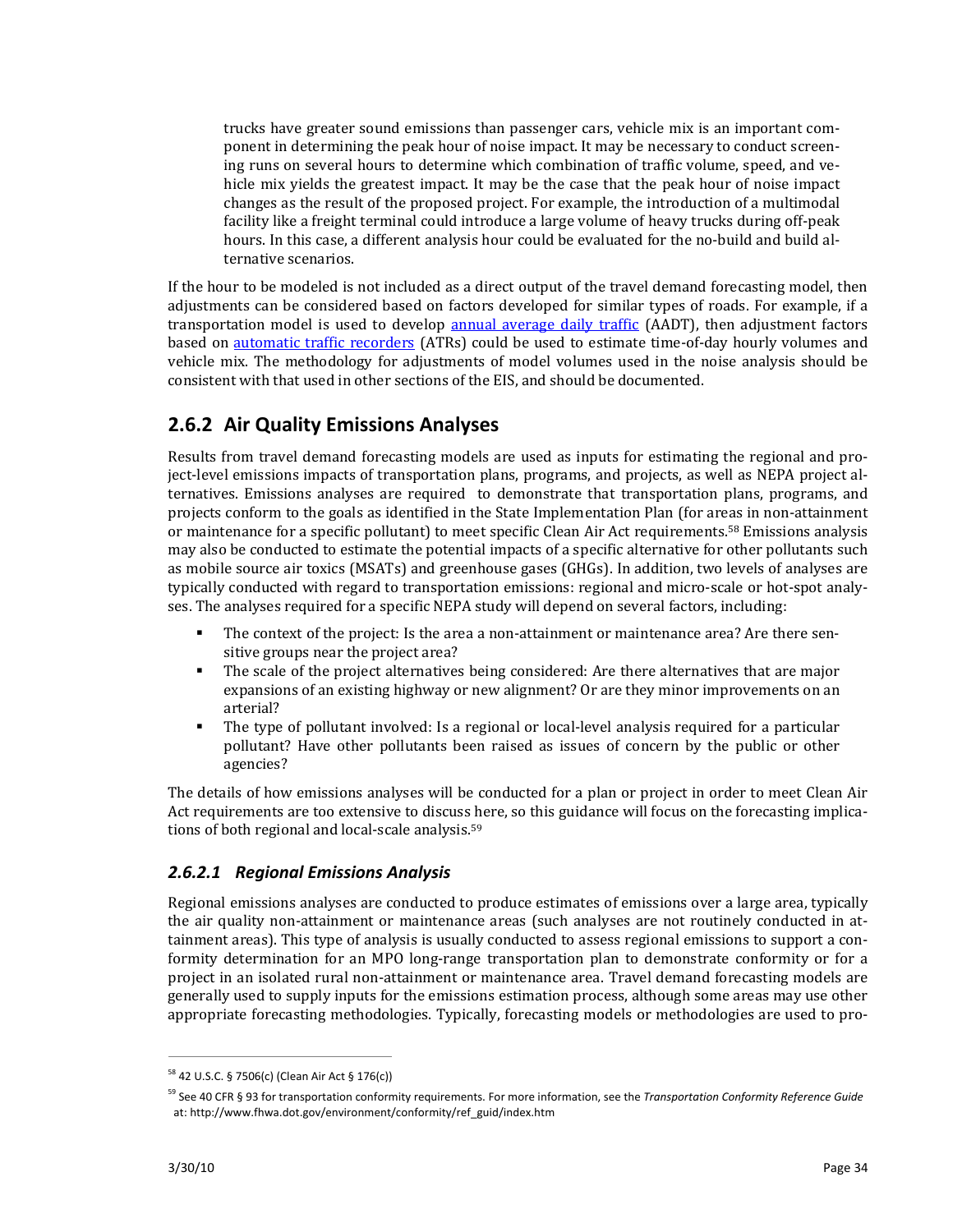trucks have greater sound emissions than passenger cars, vehicle mix is an important component in determining the peak hour of noise impact. It may be necessary to conduct screening runs on several hours to determine which combination of traffic volume, speed, and vehicle mix yields the greatest impact. It may be the case that the peak hour of noise impact changes as the result of the proposed project. For example, the introduction of a multimodal facility like a freight terminal could introduce a large volume of heavy trucks during off-peak hours. In this case, a different analysis hour could be evaluated for the no-build and build alternative scenarios.

If the hour to be modeled is not included as a direct output of the travel demand forecasting model, then adjustments can be considered based on factors developed for similar types of roads. For example, if a transportation model is used to develop annual average daily traffic (AADT), then adjustment factors based on automatic traffic recorders (ATRs) could be used to estimate time-of-day hourly volumes and vehicle mix. The methodology for adjustments of model volumes used in the noise analysis should be consistent with that used in other sections of the EIS, and should be documented.

## 2.6.2 Air Quality Emissions Analyses

Results from travel demand forecasting models are used as inputs for estimating the regional and project-level emissions impacts of transportation plans, programs, and projects, as well as NEPA project alternatives. Emissions analyses are required to demonstrate that transportation plans, programs, and projects conform to the goals as identified in the State Implementation Plan (for areas in non-attainment or maintenance for a specific pollutant) to meet specific Clean Air Act requirements.[58] Emissions analysis may also be conducted to estimate the potential impacts of a specific alternative for other pollutants such as mobile source air toxics (MSATs) and greenhouse gases (GHGs). In addition, two levels of analyses are typically conducted with regard to transportation emissions: regional and micro-scale or hot-spot analyses. The analyses required for a specific NEPA study will depend on several factors, including:

- The context of the project: Is the area a non-attainment or maintenance area? Are there sensitive groups near the project area?
- The scale of the project alternatives being considered: Are there alternatives that are major expansions of an existing highway or new alignment? Or are they minor improvements on an arterial?
- The type of pollutant involved: Is a regional or local-level analysis required for a particular pollutant? Have other pollutants been raised as issues of concern by the public or other agencies?

The details of how emissions analyses will be conducted for a plan or project in order to meet Clean Air Act requirements are too extensive to discuss here, so this guidance will focus on the forecasting implications of both regional and local-scale analysis.[59]

### *2.6.2.1 Regional Emissions Analysis*

Regional emissions analyses are conducted to produce estimates of emissions over a large area, typically the air quality non-attainment or maintenance areas (such analyses are not routinely conducted in attainment areas). This type of analysis is usually conducted to assess regional emissions to support a conformity determination for an MPO long-range transportation plan to demonstrate conformity or for a project in an isolated rural non-attainment or maintenance area. Travel demand forecasting models are generally used to supply inputs for the emissions estimation process, although some areas may use other appropriate forecasting methodologies. Typically, forecasting models or methodologies are used to pro-

---

[58] 42 U.S.C. § 7506(c) (Clean Air Act § 176(c))

[59] See 40 CFR § 93 for transportation conformity requirements. For more information, see the *Transportation Conformity Reference Guide* at: http://www.fhwa.dot.gov/environment/conformity/ref_guid/index.htm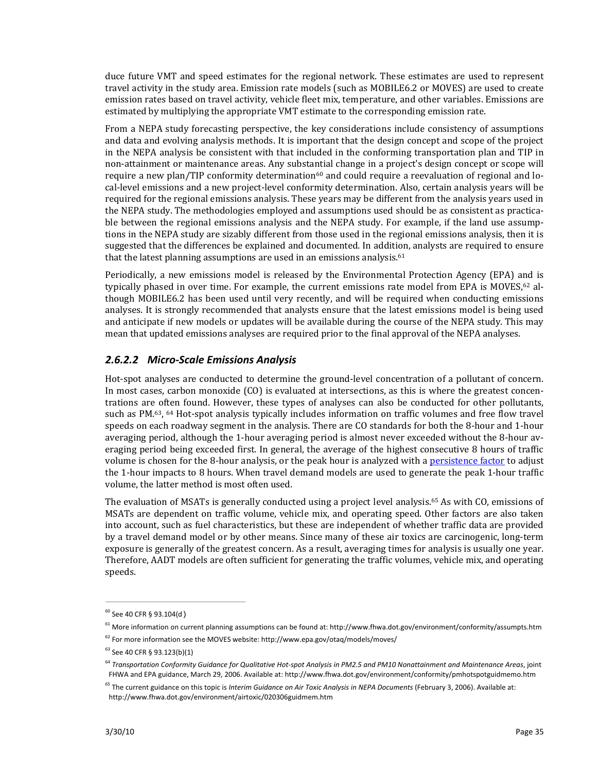duce future VMT and speed estimates for the regional network. These estimates are used to represent travel activity in the study area. Emission rate models (such as MOBILE6.2 or MOVES) are used to create emission rates based on travel activity, vehicle fleet mix, temperature, and other variables. Emissions are estimated by multiplying the appropriate VMT estimate to the corresponding emission rate.

From a NEPA study forecasting perspective, the key considerations include consistency of assumptions and data and evolving analysis methods. It is important that the design concept and scope of the project in the NEPA analysis be consistent with that included in the conforming transportation plan and TIP in non-attainment or maintenance areas. Any substantial change in a project's design concept or scope will require a new plan/TIP conformity determination[60] and could require a reevaluation of regional and local-level emissions and a new project-level conformity determination. Also, certain analysis years will be required for the regional emissions analysis. These years may be different from the analysis years used in the NEPA study. The methodologies employed and assumptions used should be as consistent as practicable between the regional emissions analysis and the NEPA study. For example, if the land use assumptions in the NEPA study are sizably different from those used in the regional emissions analysis, then it is suggested that the differences be explained and documented. In addition, analysts are required to ensure that the latest planning assumptions are used in an emissions analysis.[61]

Periodically, a new emissions model is released by the Environmental Protection Agency (EPA) and is typically phased in over time. For example, the current emissions rate model from EPA is MOVES,[62] although MOBILE6.2 has been used until very recently, and will be required when conducting emissions analyses. It is strongly recommended that analysts ensure that the latest emissions model is being used and anticipate if new models or updates will be available during the course of the NEPA study. This may mean that updated emissions analyses are required prior to the final approval of the NEPA analyses.

### *2.6.2.2 Micro-Scale Emissions Analysis*

Hot-spot analyses are conducted to determine the ground-level concentration of a pollutant of concern. In most cases, carbon monoxide (CO) is evaluated at intersections, as this is where the greatest concentrations are often found. However, these types of analyses can also be conducted for other pollutants, such as PM.[63], [64] Hot-spot analysis typically includes information on traffic volumes and free flow travel speeds on each roadway segment in the analysis. There are CO standards for both the 8-hour and 1-hour averaging period, although the 1-hour averaging period is almost never exceeded without the 8-hour averaging period being exceeded first. In general, the average of the highest consecutive 8 hours of traffic volume is chosen for the 8-hour analysis, or the peak hour is analyzed with a [persistence factor]() to adjust the 1-hour impacts to 8 hours. When travel demand models are used to generate the peak 1-hour traffic volume, the latter method is most often used.

The evaluation of MSATs is generally conducted using a project level analysis.[65] As with CO, emissions of MSATs are dependent on traffic volume, vehicle mix, and operating speed. Other factors are also taken into account, such as fuel characteristics, but these are independent of whether traffic data are provided by a travel demand model or by other means. Since many of these air toxics are carcinogenic, long-term exposure is generally of the greatest concern. As a result, averaging times for analysis is usually one year. Therefore, AADT models are often sufficient for generating the traffic volumes, vehicle mix, and operating speeds.

---

[60] See 40 CFR § 93.104(d)

[61] More information on current planning assumptions can be found at: http://www.fhwa.dot.gov/environment/conformity/assumpts.htm

[62] For more information see the MOVES website: http://www.epa.gov/otaq/models/moves/

[63] See 40 CFR § 93.123(b)(1)

[64] *Transportation Conformity Guidance for Qualitative Hot-spot Analysis in PM2.5 and PM10 Nonattainment and Maintenance Areas*, joint FHWA and EPA guidance, March 29, 2006. Available at: http://www.fhwa.dot.gov/environment/conformity/pmhotspotguidmemo.htm

[65] The current guidance on this topic is *Interim Guidance on Air Toxic Analysis in NEPA Documents* (February 3, 2006). Available at: http://www.fhwa.dot.gov/environment/airtoxic/020306guidmem.htm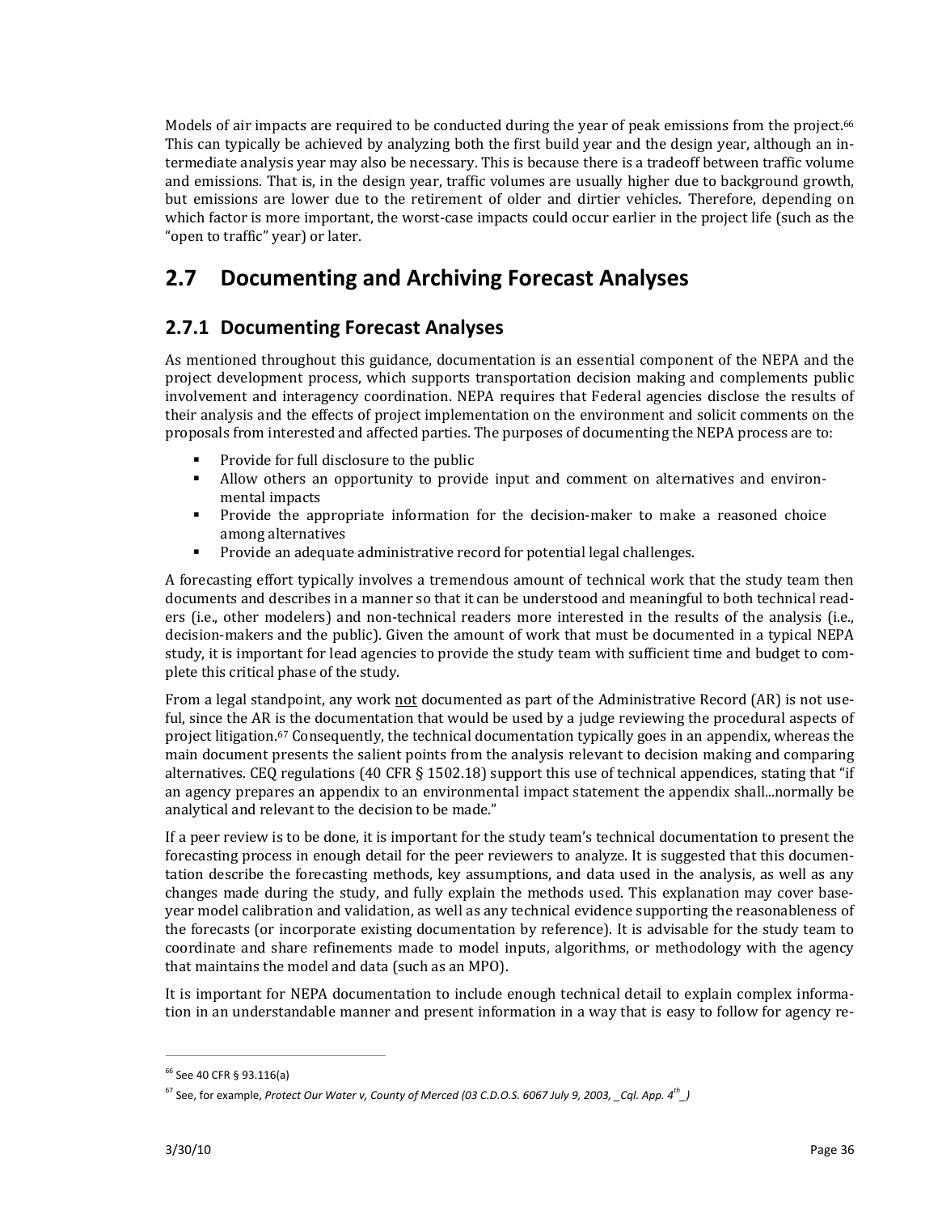Models of air impacts are required to be conducted during the year of peak emissions from the project.[66] This can typically be achieved by analyzing both the first build year and the design year, although an intermediate analysis year may also be necessary. This is because there is a tradeoff between traffic volume and emissions. That is, in the design year, traffic volumes are usually higher due to background growth, but emissions are lower due to the retirement of older and dirtier vehicles. Therefore, depending on which factor is more important, the worst-case impacts could occur earlier in the project life (such as the "open to traffic" year) or later.

## 2.7 Documenting and Archiving Forecast Analyses

### 2.7.1 Documenting Forecast Analyses

As mentioned throughout this guidance, documentation is an essential component of the NEPA and the project development process, which supports transportation decision making and complements public involvement and interagency coordination. NEPA requires that Federal agencies disclose the results of their analysis and the effects of project implementation on the environment and solicit comments on the proposals from interested and affected parties. The purposes of documenting the NEPA process are to:

- Provide for full disclosure to the public
- Allow others an opportunity to provide input and comment on alternatives and environmental impacts
- Provide the appropriate information for the decision-maker to make a reasoned choice among alternatives
- Provide an adequate administrative record for potential legal challenges.

A forecasting effort typically involves a tremendous amount of technical work that the study team then documents and describes in a manner so that it can be understood and meaningful to both technical readers (i.e., other modelers) and non-technical readers more interested in the results of the analysis (i.e., decision-makers and the public). Given the amount of work that must be documented in a typical NEPA study, it is important for lead agencies to provide the study team with sufficient time and budget to complete this critical phase of the study.

From a legal standpoint, any work <u>not</u> documented as part of the Administrative Record (AR) is not useful, since the AR is the documentation that would be used by a judge reviewing the procedural aspects of project litigation.[67] Consequently, the technical documentation typically goes in an appendix, whereas the main document presents the salient points from the analysis relevant to decision making and comparing alternatives. CEQ regulations (40 CFR § 1502.18) support this use of technical appendices, stating that "if an agency prepares an appendix to an environmental impact statement the appendix shall...normally be analytical and relevant to the decision to be made."

If a peer review is to be done, it is important for the study team's technical documentation to present the forecasting process in enough detail for the peer reviewers to analyze. It is suggested that this documentation describe the forecasting methods, key assumptions, and data used in the analysis, as well as any changes made during the study, and fully explain the methods used. This explanation may cover base-year model calibration and validation, as well as any technical evidence supporting the reasonableness of the forecasts (or incorporate existing documentation by reference). It is advisable for the study team to coordinate and share refinements made to model inputs, algorithms, or methodology with the agency that maintains the model and data (such as an MPO).

It is important for NEPA documentation to include enough technical detail to explain complex information in an understandable manner and present information in a way that is easy to follow for agency re-

---

[66] See 40 CFR § 93.116(a)

[67] See, for example, *Protect Our Water v, County of Merced (03 C.D.O.S. 6067 July 9, 2003, _Cql. App. 4th_)*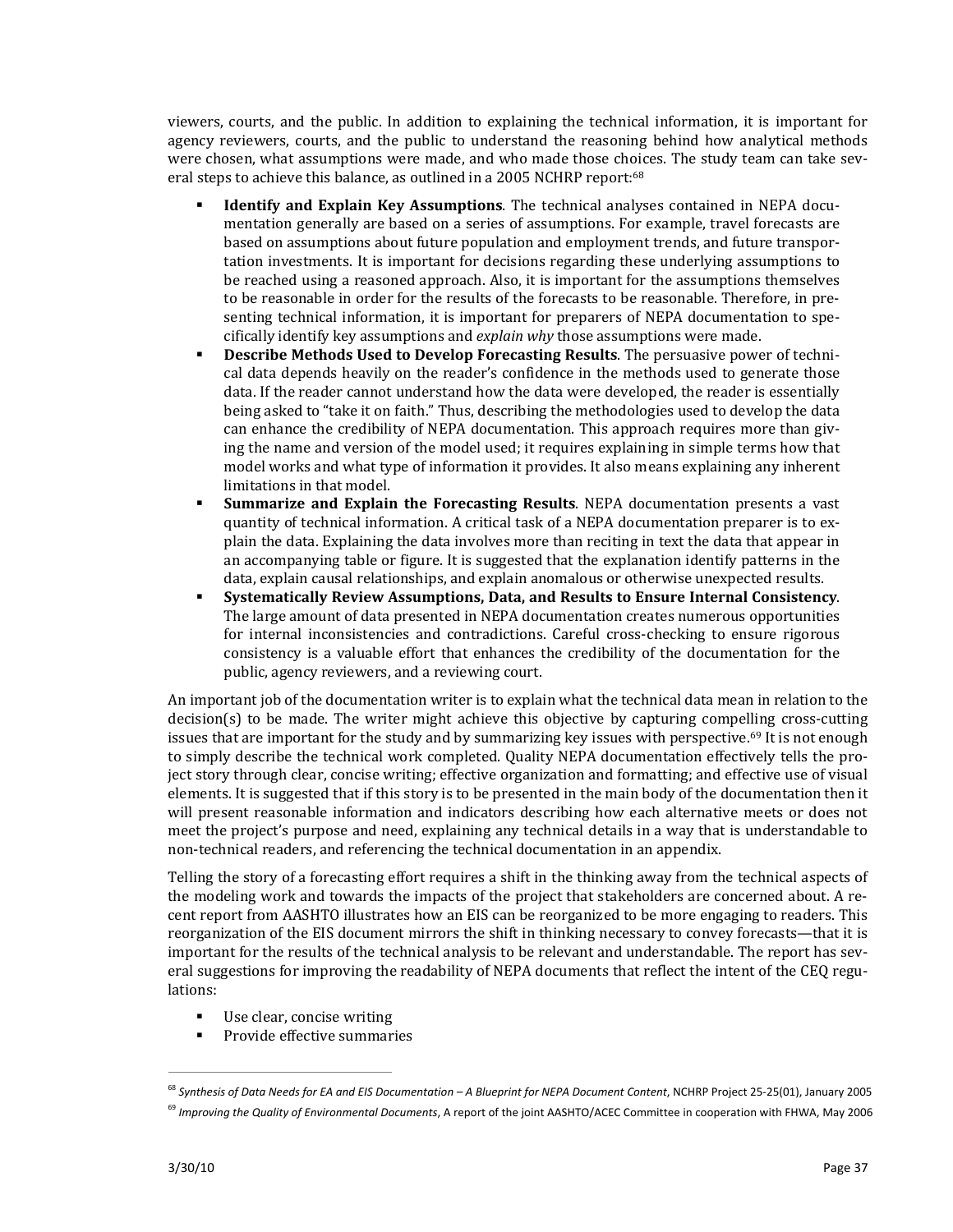viewers, courts, and the public. In addition to explaining the technical information, it is important for agency reviewers, courts, and the public to understand the reasoning behind how analytical methods were chosen, what assumptions were made, and who made those choices. The study team can take several steps to achieve this balance, as outlined in a 2005 NCHRP report:[68]

- **Identify and Explain Key Assumptions**. The technical analyses contained in NEPA documentation generally are based on a series of assumptions. For example, travel forecasts are based on assumptions about future population and employment trends, and future transportation investments. It is important for decisions regarding these underlying assumptions to be reached using a reasoned approach. Also, it is important for the assumptions themselves to be reasonable in order for the results of the forecasts to be reasonable. Therefore, in presenting technical information, it is important for preparers of NEPA documentation to specifically identify key assumptions and *explain why* those assumptions were made.
- **Describe Methods Used to Develop Forecasting Results**. The persuasive power of technical data depends heavily on the reader's confidence in the methods used to generate those data. If the reader cannot understand how the data were developed, the reader is essentially being asked to "take it on faith." Thus, describing the methodologies used to develop the data can enhance the credibility of NEPA documentation. This approach requires more than giving the name and version of the model used; it requires explaining in simple terms how that model works and what type of information it provides. It also means explaining any inherent limitations in that model.
- **Summarize and Explain the Forecasting Results**. NEPA documentation presents a vast quantity of technical information. A critical task of a NEPA documentation preparer is to explain the data. Explaining the data involves more than reciting in text the data that appear in an accompanying table or figure. It is suggested that the explanation identify patterns in the data, explain causal relationships, and explain anomalous or otherwise unexpected results.
- **Systematically Review Assumptions, Data, and Results to Ensure Internal Consistency**. The large amount of data presented in NEPA documentation creates numerous opportunities for internal inconsistencies and contradictions. Careful cross-checking to ensure rigorous consistency is a valuable effort that enhances the credibility of the documentation for the public, agency reviewers, and a reviewing court.

An important job of the documentation writer is to explain what the technical data mean in relation to the decision(s) to be made. The writer might achieve this objective by capturing compelling cross-cutting issues that are important for the study and by summarizing key issues with perspective.[69] It is not enough to simply describe the technical work completed. Quality NEPA documentation effectively tells the project story through clear, concise writing; effective organization and formatting; and effective use of visual elements. It is suggested that if this story is to be presented in the main body of the documentation then it will present reasonable information and indicators describing how each alternative meets or does not meet the project's purpose and need, explaining any technical details in a way that is understandable to non-technical readers, and referencing the technical documentation in an appendix.

Telling the story of a forecasting effort requires a shift in the thinking away from the technical aspects of the modeling work and towards the impacts of the project that stakeholders are concerned about. A recent report from AASHTO illustrates how an EIS can be reorganized to be more engaging to readers. This reorganization of the EIS document mirrors the shift in thinking necessary to convey forecasts—that it is important for the results of the technical analysis to be relevant and understandable. The report has several suggestions for improving the readability of NEPA documents that reflect the intent of the CEQ regulations:

- Use clear, concise writing
- Provide effective summaries

[68] *Synthesis of Data Needs for EA and EIS Documentation – A Blueprint for NEPA Document Content*, NCHRP Project 25-25(01), January 2005

[69] *Improving the Quality of Environmental Documents*, A report of the joint AASHTO/ACEC Committee in cooperation with FHWA, May 2006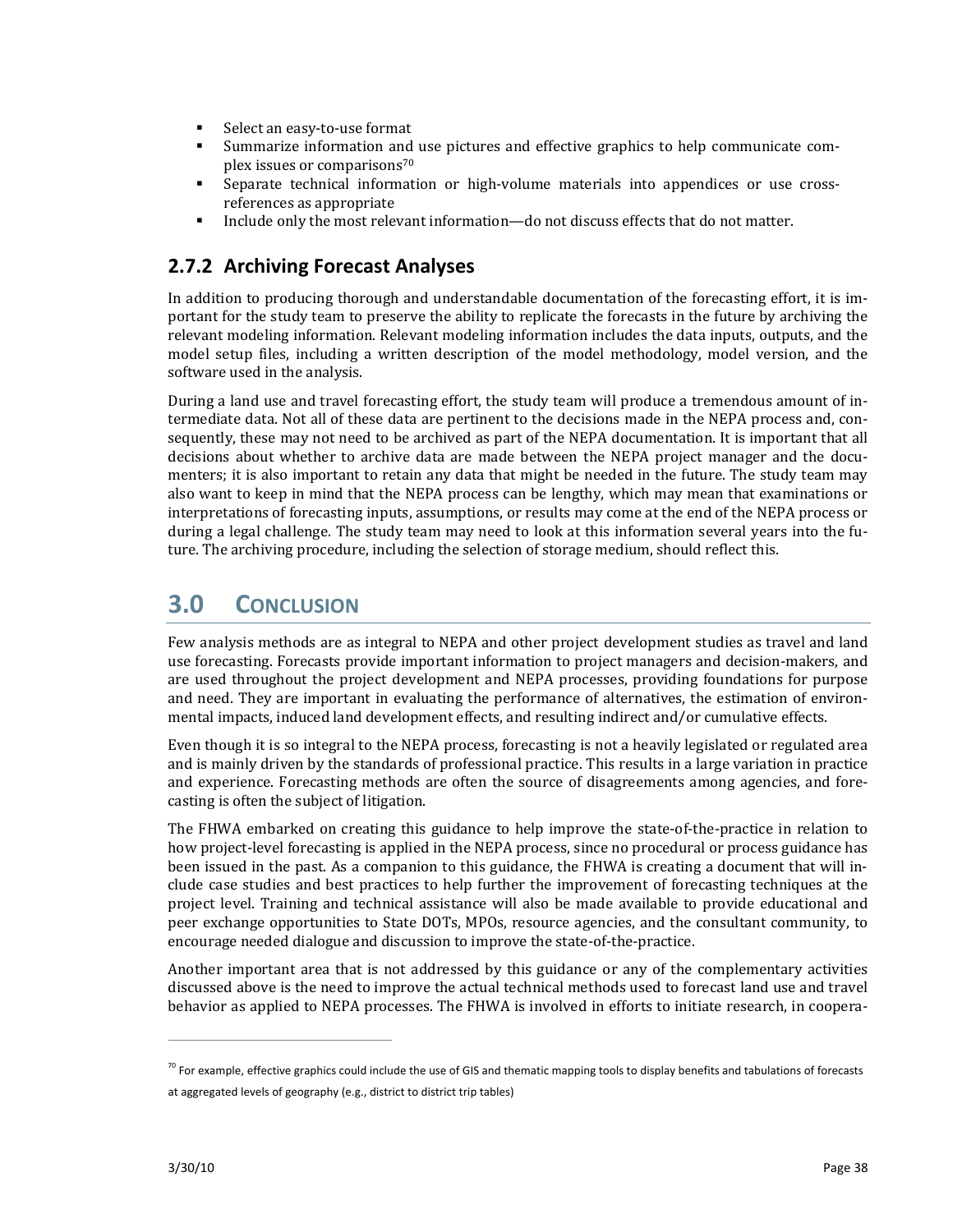- Select an easy-to-use format
- Summarize information and use pictures and effective graphics to help communicate complex issues or comparisons[70]
- Separate technical information or high-volume materials into appendices or use cross-references as appropriate
- Include only the most relevant information—do not discuss effects that do not matter.

### 2.7.2 Archiving Forecast Analyses

In addition to producing thorough and understandable documentation of the forecasting effort, it is important for the study team to preserve the ability to replicate the forecasts in the future by archiving the relevant modeling information. Relevant modeling information includes the data inputs, outputs, and the model setup files, including a written description of the model methodology, model version, and the software used in the analysis.

During a land use and travel forecasting effort, the study team will produce a tremendous amount of intermediate data. Not all of these data are pertinent to the decisions made in the NEPA process and, consequently, these may not need to be archived as part of the NEPA documentation. It is important that all decisions about whether to archive data are made between the NEPA project manager and the documenters; it is also important to retain any data that might be needed in the future. The study team may also want to keep in mind that the NEPA process can be lengthy, which may mean that examinations or interpretations of forecasting inputs, assumptions, or results may come at the end of the NEPA process or during a legal challenge. The study team may need to look at this information several years into the future. The archiving procedure, including the selection of storage medium, should reflect this.

## 3.0 Conclusion

Few analysis methods are as integral to NEPA and other project development studies as travel and land use forecasting. Forecasts provide important information to project managers and decision-makers, and are used throughout the project development and NEPA processes, providing foundations for purpose and need. They are important in evaluating the performance of alternatives, the estimation of environmental impacts, induced land development effects, and resulting indirect and/or cumulative effects.

Even though it is so integral to the NEPA process, forecasting is not a heavily legislated or regulated area and is mainly driven by the standards of professional practice. This results in a large variation in practice and experience. Forecasting methods are often the source of disagreements among agencies, and forecasting is often the subject of litigation.

The FHWA embarked on creating this guidance to help improve the state-of-the-practice in relation to how project-level forecasting is applied in the NEPA process, since no procedural or process guidance has been issued in the past. As a companion to this guidance, the FHWA is creating a document that will include case studies and best practices to help further the improvement of forecasting techniques at the project level. Training and technical assistance will also be made available to provide educational and peer exchange opportunities to State DOTs, MPOs, resource agencies, and the consultant community, to encourage needed dialogue and discussion to improve the state-of-the-practice.

Another important area that is not addressed by this guidance or any of the complementary activities discussed above is the need to improve the actual technical methods used to forecast land use and travel behavior as applied to NEPA processes. The FHWA is involved in efforts to initiate research, in coopera-

[70] For example, effective graphics could include the use of GIS and thematic mapping tools to display benefits and tabulations of forecasts at aggregated levels of geography (e.g., district to district trip tables)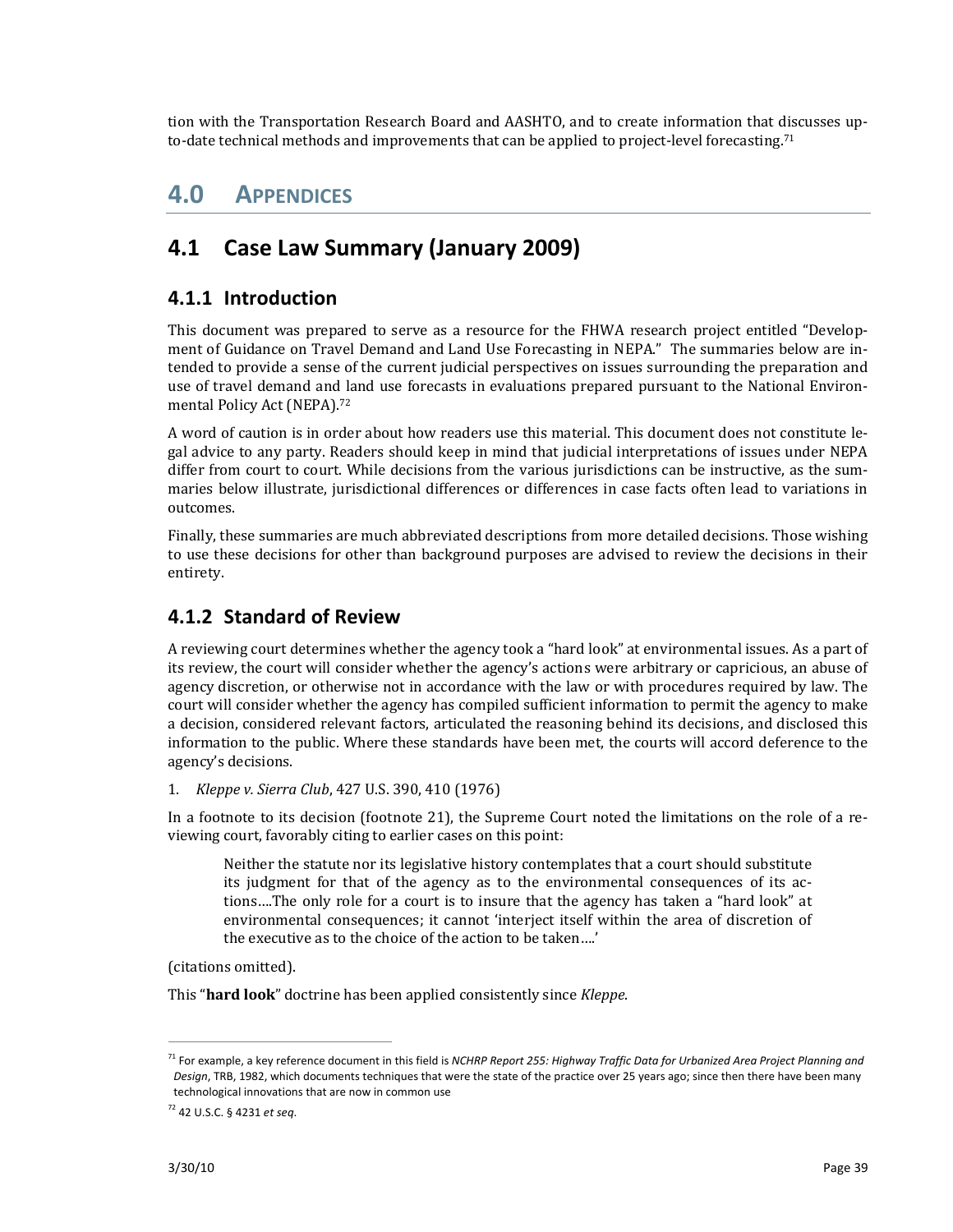tion with the Transportation Research Board and AASHTO, and to create information that discusses up-to-date technical methods and improvements that can be applied to project-level forecasting.[71]

# 4.0 APPENDICES

## 4.1 Case Law Summary (January 2009)

### 4.1.1 Introduction

This document was prepared to serve as a resource for the FHWA research project entitled "Development of Guidance on Travel Demand and Land Use Forecasting in NEPA." The summaries below are intended to provide a sense of the current judicial perspectives on issues surrounding the preparation and use of travel demand and land use forecasts in evaluations prepared pursuant to the National Environmental Policy Act (NEPA).[72]

A word of caution is in order about how readers use this material. This document does not constitute legal advice to any party. Readers should keep in mind that judicial interpretations of issues under NEPA differ from court to court. While decisions from the various jurisdictions can be instructive, as the summaries below illustrate, jurisdictional differences or differences in case facts often lead to variations in outcomes.

Finally, these summaries are much abbreviated descriptions from more detailed decisions. Those wishing to use these decisions for other than background purposes are advised to review the decisions in their entirety.

### 4.1.2 Standard of Review

A reviewing court determines whether the agency took a "hard look" at environmental issues. As a part of its review, the court will consider whether the agency's actions were arbitrary or capricious, an abuse of agency discretion, or otherwise not in accordance with the law or with procedures required by law. The court will consider whether the agency has compiled sufficient information to permit the agency to make a decision, considered relevant factors, articulated the reasoning behind its decisions, and disclosed this information to the public. Where these standards have been met, the courts will accord deference to the agency's decisions.

1. *Kleppe v. Sierra Club*, 427 U.S. 390, 410 (1976)

In a footnote to its decision (footnote 21), the Supreme Court noted the limitations on the role of a reviewing court, favorably citing to earlier cases on this point:

> Neither the statute nor its legislative history contemplates that a court should substitute its judgment for that of the agency as to the environmental consequences of its actions….The only role for a court is to insure that the agency has taken a "hard look" at environmental consequences; it cannot 'interject itself within the area of discretion of the executive as to the choice of the action to be taken….'

(citations omitted).

This "**hard look**" doctrine has been applied consistently since *Kleppe*.

---

[71] For example, a key reference document in this field is *NCHRP Report 255: Highway Traffic Data for Urbanized Area Project Planning and Design*, TRB, 1982, which documents techniques that were the state of the practice over 25 years ago; since then there have been many technological innovations that are now in common use

[72] 42 U.S.C. § 4231 *et seq.*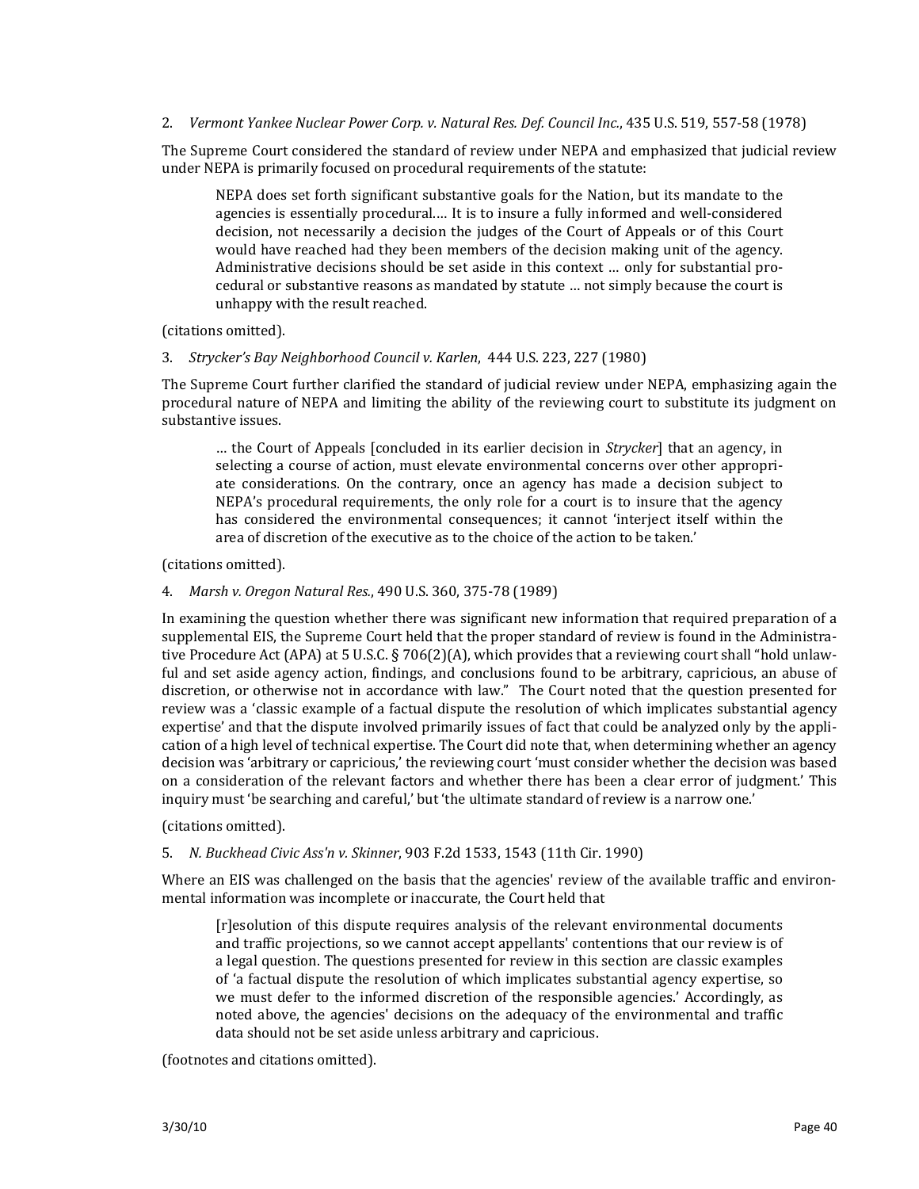2. *Vermont Yankee Nuclear Power Corp. v. Natural Res. Def. Council Inc.*, 435 U.S. 519, 557-58 (1978)

The Supreme Court considered the standard of review under NEPA and emphasized that judicial review under NEPA is primarily focused on procedural requirements of the statute:

> NEPA does set forth significant substantive goals for the Nation, but its mandate to the agencies is essentially procedural.… It is to insure a fully informed and well-considered decision, not necessarily a decision the judges of the Court of Appeals or of this Court would have reached had they been members of the decision making unit of the agency. Administrative decisions should be set aside in this context … only for substantial procedural or substantive reasons as mandated by statute … not simply because the court is unhappy with the result reached.

(citations omitted).

3. *Strycker's Bay Neighborhood Council v. Karlen*, 444 U.S. 223, 227 (1980)

The Supreme Court further clarified the standard of judicial review under NEPA, emphasizing again the procedural nature of NEPA and limiting the ability of the reviewing court to substitute its judgment on substantive issues.

> … the Court of Appeals [concluded in its earlier decision in *Strycker*] that an agency, in selecting a course of action, must elevate environmental concerns over other appropriate considerations. On the contrary, once an agency has made a decision subject to NEPA's procedural requirements, the only role for a court is to insure that the agency has considered the environmental consequences; it cannot 'interject itself within the area of discretion of the executive as to the choice of the action to be taken.'

(citations omitted).

4. *Marsh v. Oregon Natural Res.*, 490 U.S. 360, 375-78 (1989)

In examining the question whether there was significant new information that required preparation of a supplemental EIS, the Supreme Court held that the proper standard of review is found in the Administrative Procedure Act (APA) at 5 U.S.C. § 706(2)(A), which provides that a reviewing court shall "hold unlawful and set aside agency action, findings, and conclusions found to be arbitrary, capricious, an abuse of discretion, or otherwise not in accordance with law." The Court noted that the question presented for review was a 'classic example of a factual dispute the resolution of which implicates substantial agency expertise' and that the dispute involved primarily issues of fact that could be analyzed only by the application of a high level of technical expertise. The Court did note that, when determining whether an agency decision was 'arbitrary or capricious,' the reviewing court 'must consider whether the decision was based on a consideration of the relevant factors and whether there has been a clear error of judgment.' This inquiry must 'be searching and careful,' but 'the ultimate standard of review is a narrow one.'

(citations omitted).

5. *N. Buckhead Civic Ass'n v. Skinner*, 903 F.2d 1533, 1543 (11th Cir. 1990)

Where an EIS was challenged on the basis that the agencies' review of the available traffic and environmental information was incomplete or inaccurate, the Court held that

> [r]esolution of this dispute requires analysis of the relevant environmental documents and traffic projections, so we cannot accept appellants' contentions that our review is of a legal question. The questions presented for review in this section are classic examples of 'a factual dispute the resolution of which implicates substantial agency expertise, so we must defer to the informed discretion of the responsible agencies.' Accordingly, as noted above, the agencies' decisions on the adequacy of the environmental and traffic data should not be set aside unless arbitrary and capricious.

(footnotes and citations omitted).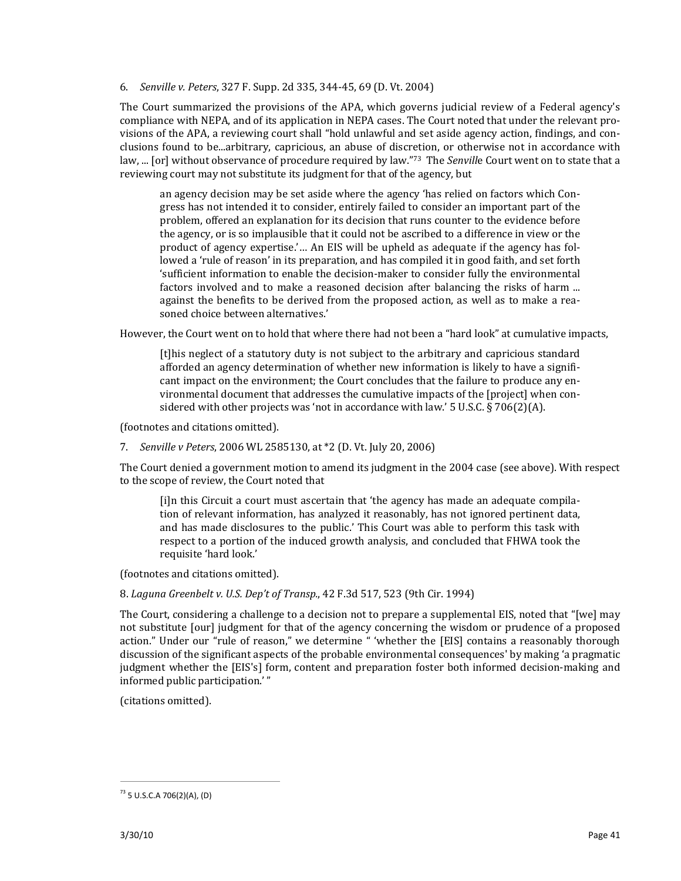6. *Senville v. Peters*, 327 F. Supp. 2d 335, 344-45, 69 (D. Vt. 2004)

The Court summarized the provisions of the APA, which governs judicial review of a Federal agency's compliance with NEPA, and of its application in NEPA cases. The Court noted that under the relevant provisions of the APA, a reviewing court shall "hold unlawful and set aside agency action, findings, and conclusions found to be...arbitrary, capricious, an abuse of discretion, or otherwise not in accordance with law, ... [or] without observance of procedure required by law."[73] The *Senville* Court went on to state that a reviewing court may not substitute its judgment for that of the agency, but

> an agency decision may be set aside where the agency 'has relied on factors which Congress has not intended it to consider, entirely failed to consider an important part of the problem, offered an explanation for its decision that runs counter to the evidence before the agency, or is so implausible that it could not be ascribed to a difference in view or the product of agency expertise.'… An EIS will be upheld as adequate if the agency has followed a 'rule of reason' in its preparation, and has compiled it in good faith, and set forth 'sufficient information to enable the decision-maker to consider fully the environmental factors involved and to make a reasoned decision after balancing the risks of harm ... against the benefits to be derived from the proposed action, as well as to make a reasoned choice between alternatives.'

However, the Court went on to hold that where there had not been a "hard look" at cumulative impacts,

> [t]his neglect of a statutory duty is not subject to the arbitrary and capricious standard afforded an agency determination of whether new information is likely to have a significant impact on the environment; the Court concludes that the failure to produce any environmental document that addresses the cumulative impacts of the [project] when considered with other projects was 'not in accordance with law.' 5 U.S.C. § 706(2)(A).

(footnotes and citations omitted).

7. *Senville v Peters*, 2006 WL 2585130, at *2 (D. Vt. July 20, 2006)

The Court denied a government motion to amend its judgment in the 2004 case (see above). With respect to the scope of review, the Court noted that

> [i]n this Circuit a court must ascertain that 'the agency has made an adequate compilation of relevant information, has analyzed it reasonably, has not ignored pertinent data, and has made disclosures to the public.' This Court was able to perform this task with respect to a portion of the induced growth analysis, and concluded that FHWA took the requisite 'hard look.'

(footnotes and citations omitted).

8. *Laguna Greenbelt v. U.S. Dep't of Transp.*, 42 F.3d 517, 523 (9th Cir. 1994)

The Court, considering a challenge to a decision not to prepare a supplemental EIS, noted that "[we] may not substitute [our] judgment for that of the agency concerning the wisdom or prudence of a proposed action." Under our "rule of reason," we determine " 'whether the [EIS] contains a reasonably thorough discussion of the significant aspects of the probable environmental consequences' by making 'a pragmatic judgment whether the [EIS's] form, content and preparation foster both informed decision-making and informed public participation.' "

(citations omitted).

---

[73] 5 U.S.C.A 706(2)(A), (D)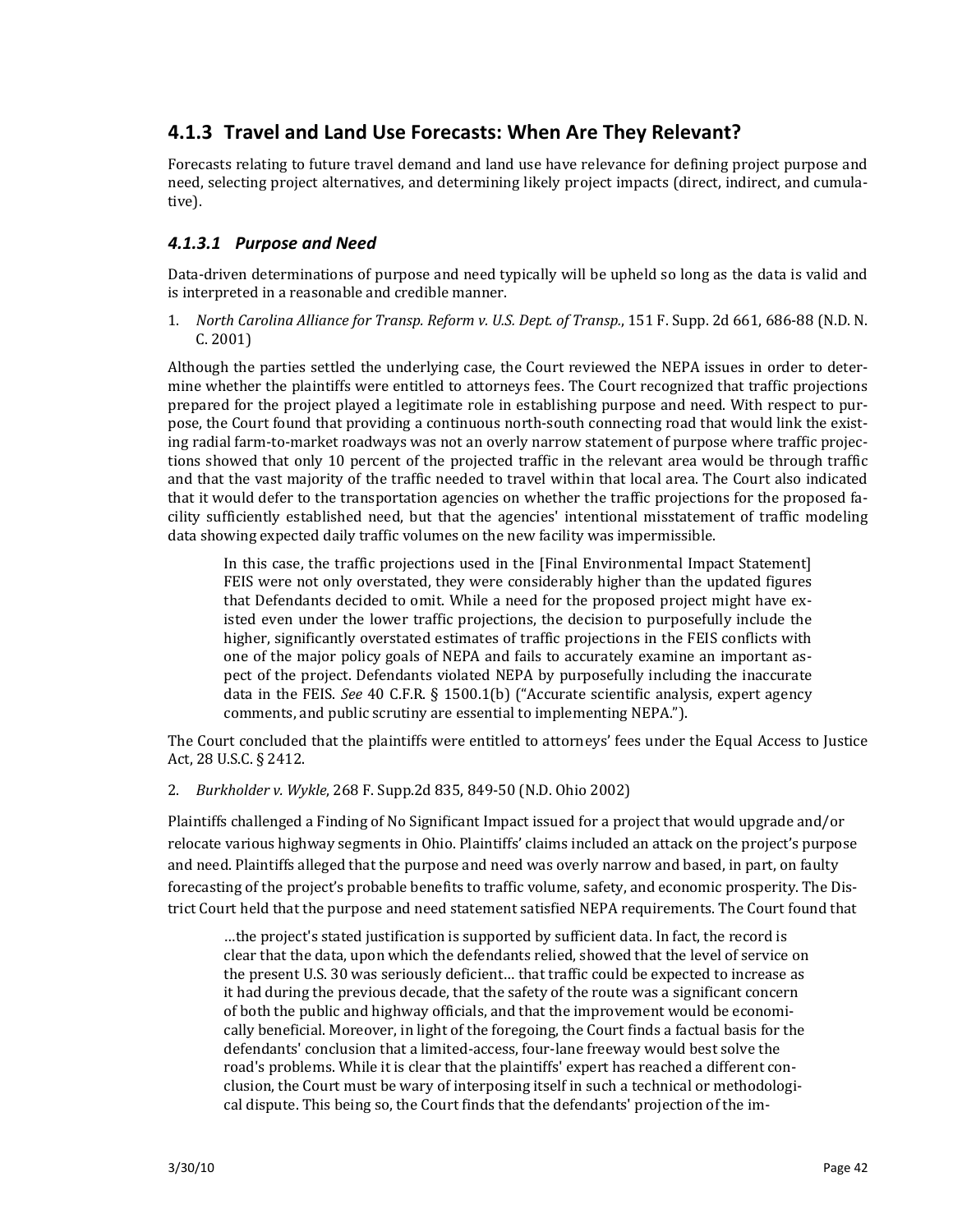## 4.1.3 Travel and Land Use Forecasts: When Are They Relevant?

Forecasts relating to future travel demand and land use have relevance for defining project purpose and need, selecting project alternatives, and determining likely project impacts (direct, indirect, and cumulative).

### *4.1.3.1 Purpose and Need*

Data-driven determinations of purpose and need typically will be upheld so long as the data is valid and is interpreted in a reasonable and credible manner.

1. *North Carolina Alliance for Transp. Reform v. U.S. Dept. of Transp.*, 151 F. Supp. 2d 661, 686-88 (N.D. N. C. 2001)

Although the parties settled the underlying case, the Court reviewed the NEPA issues in order to determine whether the plaintiffs were entitled to attorneys fees. The Court recognized that traffic projections prepared for the project played a legitimate role in establishing purpose and need. With respect to purpose, the Court found that providing a continuous north-south connecting road that would link the existing radial farm-to-market roadways was not an overly narrow statement of purpose where traffic projections showed that only 10 percent of the projected traffic in the relevant area would be through traffic and that the vast majority of the traffic needed to travel within that local area. The Court also indicated that it would defer to the transportation agencies on whether the traffic projections for the proposed facility sufficiently established need, but that the agencies' intentional misstatement of traffic modeling data showing expected daily traffic volumes on the new facility was impermissible.

> In this case, the traffic projections used in the [Final Environmental Impact Statement] FEIS were not only overstated, they were considerably higher than the updated figures that Defendants decided to omit. While a need for the proposed project might have existed even under the lower traffic projections, the decision to purposefully include the higher, significantly overstated estimates of traffic projections in the FEIS conflicts with one of the major policy goals of NEPA and fails to accurately examine an important aspect of the project. Defendants violated NEPA by purposefully including the inaccurate data in the FEIS. *See* 40 C.F.R. § 1500.1(b) ("Accurate scientific analysis, expert agency comments, and public scrutiny are essential to implementing NEPA.").

The Court concluded that the plaintiffs were entitled to attorneys' fees under the Equal Access to Justice Act, 28 U.S.C. § 2412.

2. *Burkholder v. Wykle*, 268 F. Supp.2d 835, 849-50 (N.D. Ohio 2002)

Plaintiffs challenged a Finding of No Significant Impact issued for a project that would upgrade and/or relocate various highway segments in Ohio. Plaintiffs' claims included an attack on the project's purpose and need. Plaintiffs alleged that the purpose and need was overly narrow and based, in part, on faulty forecasting of the project's probable benefits to traffic volume, safety, and economic prosperity. The District Court held that the purpose and need statement satisfied NEPA requirements. The Court found that

> …the project's stated justification is supported by sufficient data. In fact, the record is clear that the data, upon which the defendants relied, showed that the level of service on the present U.S. 30 was seriously deficient… that traffic could be expected to increase as it had during the previous decade, that the safety of the route was a significant concern of both the public and highway officials, and that the improvement would be economically beneficial. Moreover, in light of the foregoing, the Court finds a factual basis for the defendants' conclusion that a limited-access, four-lane freeway would best solve the road's problems. While it is clear that the plaintiffs' expert has reached a different conclusion, the Court must be wary of interposing itself in such a technical or methodological dispute. This being so, the Court finds that the defendants' projection of the im-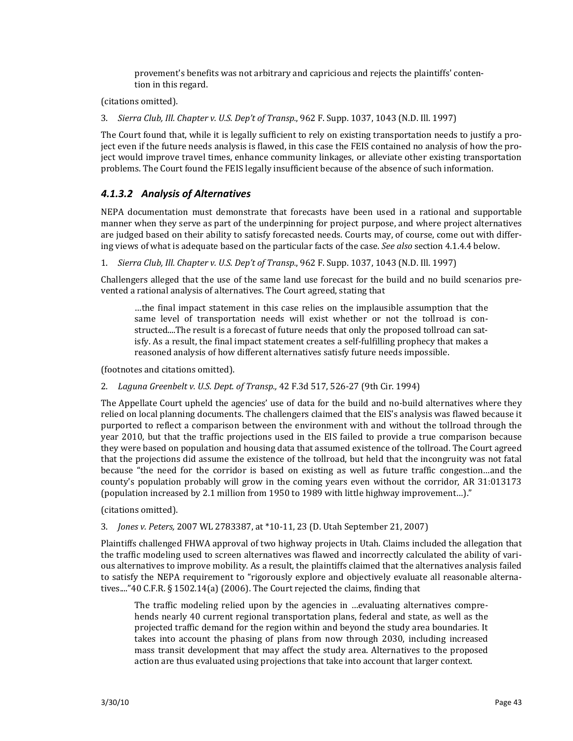> provement's benefits was not arbitrary and capricious and rejects the plaintiffs' contention in this regard.

(citations omitted).

3. *Sierra Club, Ill. Chapter v. U.S. Dep't of Transp.*, 962 F. Supp. 1037, 1043 (N.D. Ill. 1997)

The Court found that, while it is legally sufficient to rely on existing transportation needs to justify a project even if the future needs analysis is flawed, in this case the FEIS contained no analysis of how the project would improve travel times, enhance community linkages, or alleviate other existing transportation problems. The Court found the FEIS legally insufficient because of the absence of such information.

### *4.1.3.2 Analysis of Alternatives*

NEPA documentation must demonstrate that forecasts have been used in a rational and supportable manner when they serve as part of the underpinning for project purpose, and where project alternatives are judged based on their ability to satisfy forecasted needs. Courts may, of course, come out with differing views of what is adequate based on the particular facts of the case. *See also* section 4.1.4.4 below.

1. *Sierra Club, Ill. Chapter v. U.S. Dep't of Transp.*, 962 F. Supp. 1037, 1043 (N.D. Ill. 1997)

Challengers alleged that the use of the same land use forecast for the build and no build scenarios prevented a rational analysis of alternatives. The Court agreed, stating that

> …the final impact statement in this case relies on the implausible assumption that the same level of transportation needs will exist whether or not the tollroad is constructed....The result is a forecast of future needs that only the proposed tollroad can satisfy. As a result, the final impact statement creates a self-fulfilling prophecy that makes a reasoned analysis of how different alternatives satisfy future needs impossible.

(footnotes and citations omitted).

2. *Laguna Greenbelt v. U.S. Dept. of Transp.,* 42 F.3d 517, 526-27 (9th Cir. 1994)

The Appellate Court upheld the agencies' use of data for the build and no-build alternatives where they relied on local planning documents. The challengers claimed that the EIS's analysis was flawed because it purported to reflect a comparison between the environment with and without the tollroad through the year 2010, but that the traffic projections used in the EIS failed to provide a true comparison because they were based on population and housing data that assumed existence of the tollroad. The Court agreed that the projections did assume the existence of the tollroad, but held that the incongruity was not fatal because "the need for the corridor is based on existing as well as future traffic congestion…and the county's population probably will grow in the coming years even without the corridor, AR 31:013173 (population increased by 2.1 million from 1950 to 1989 with little highway improvement…)."

(citations omitted).

3. *Jones v. Peters,* 2007 WL 2783387, at *10-11, 23 (D. Utah September 21, 2007)

Plaintiffs challenged FHWA approval of two highway projects in Utah. Claims included the allegation that the traffic modeling used to screen alternatives was flawed and incorrectly calculated the ability of various alternatives to improve mobility. As a result, the plaintiffs claimed that the alternatives analysis failed to satisfy the NEPA requirement to "rigorously explore and objectively evaluate all reasonable alternatives...."40 C.F.R. § 1502.14(a) (2006). The Court rejected the claims, finding that

> The traffic modeling relied upon by the agencies in …evaluating alternatives comprehends nearly 40 current regional transportation plans, federal and state, as well as the projected traffic demand for the region within and beyond the study area boundaries. It takes into account the phasing of plans from now through 2030, including increased mass transit development that may affect the study area. Alternatives to the proposed action are thus evaluated using projections that take into account that larger context.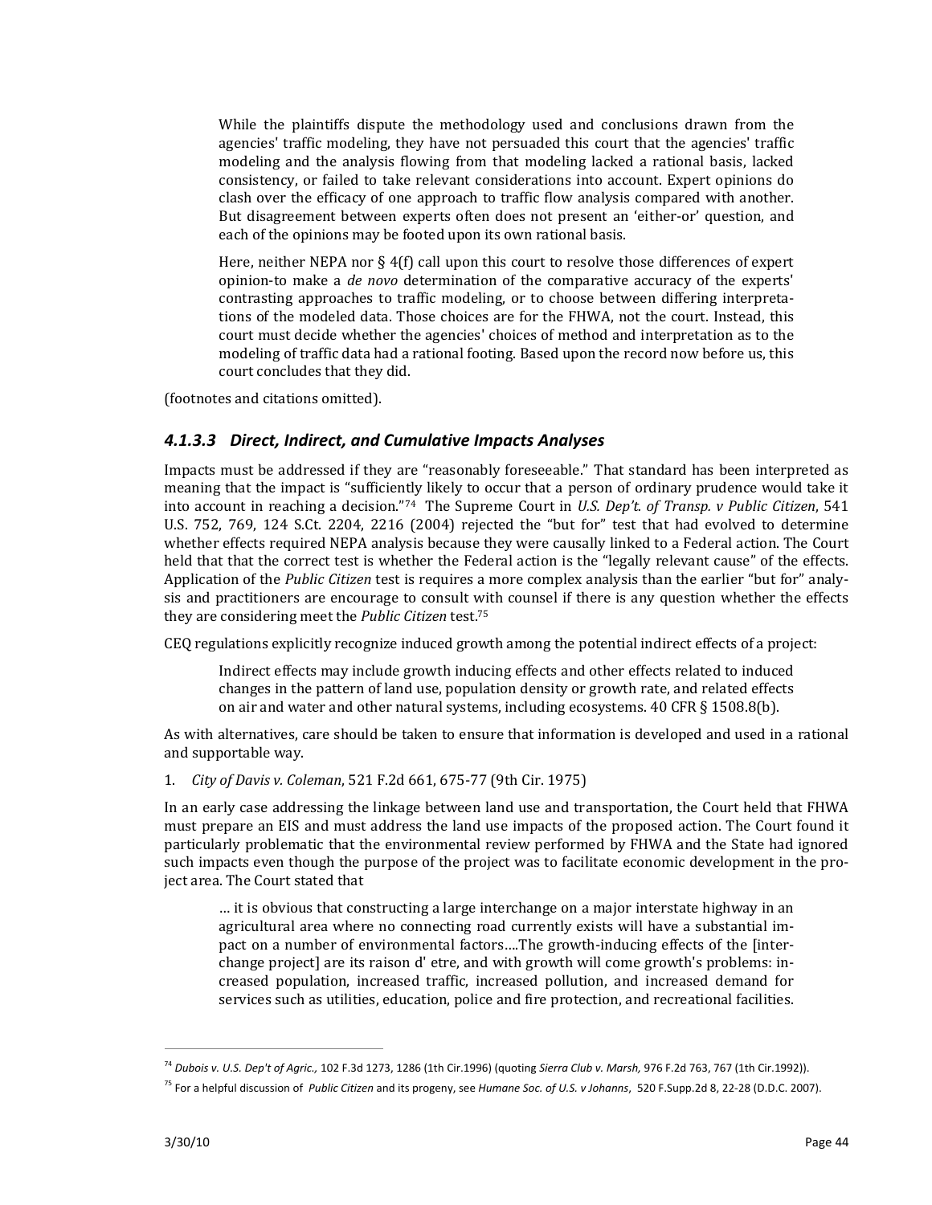> While the plaintiffs dispute the methodology used and conclusions drawn from the agencies' traffic modeling, they have not persuaded this court that the agencies' traffic modeling and the analysis flowing from that modeling lacked a rational basis, lacked consistency, or failed to take relevant considerations into account. Expert opinions do clash over the efficacy of one approach to traffic flow analysis compared with another. But disagreement between experts often does not present an 'either-or' question, and each of the opinions may be footed upon its own rational basis.
>
> Here, neither NEPA nor § 4(f) call upon this court to resolve those differences of expert opinion-to make a *de novo* determination of the comparative accuracy of the experts' contrasting approaches to traffic modeling, or to choose between differing interpretations of the modeled data. Those choices are for the FHWA, not the court. Instead, this court must decide whether the agencies' choices of method and interpretation as to the modeling of traffic data had a rational footing. Based upon the record now before us, this court concludes that they did.

(footnotes and citations omitted).

#### *4.1.3.3 Direct, Indirect, and Cumulative Impacts Analyses*

Impacts must be addressed if they are "reasonably foreseeable." That standard has been interpreted as meaning that the impact is "sufficiently likely to occur that a person of ordinary prudence would take it into account in reaching a decision."[74] The Supreme Court in *U.S. Dep't. of Transp. v Public Citizen*, 541 U.S. 752, 769, 124 S.Ct. 2204, 2216 (2004) rejected the "but for" test that had evolved to determine whether effects required NEPA analysis because they were causally linked to a Federal action. The Court held that that the correct test is whether the Federal action is the "legally relevant cause" of the effects. Application of the *Public Citizen* test is requires a more complex analysis than the earlier "but for" analysis and practitioners are encourage to consult with counsel if there is any question whether the effects they are considering meet the *Public Citizen* test.[75]

CEQ regulations explicitly recognize induced growth among the potential indirect effects of a project:

> Indirect effects may include growth inducing effects and other effects related to induced changes in the pattern of land use, population density or growth rate, and related effects on air and water and other natural systems, including ecosystems. 40 CFR § 1508.8(b).

As with alternatives, care should be taken to ensure that information is developed and used in a rational and supportable way.

1. *City of Davis v. Coleman*, 521 F.2d 661, 675-77 (9th Cir. 1975)

In an early case addressing the linkage between land use and transportation, the Court held that FHWA must prepare an EIS and must address the land use impacts of the proposed action. The Court found it particularly problematic that the environmental review performed by FHWA and the State had ignored such impacts even though the purpose of the project was to facilitate economic development in the project area. The Court stated that

> … it is obvious that constructing a large interchange on a major interstate highway in an agricultural area where no connecting road currently exists will have a substantial impact on a number of environmental factors….The growth-inducing effects of the [interchange project] are its raison d' etre, and with growth will come growth's problems: increased population, increased traffic, increased pollution, and increased demand for services such as utilities, education, police and fire protection, and recreational facilities.

---

[74] *Dubois v. U.S. Dep't of Agric.,* 102 F.3d 1273, 1286 (1th Cir.1996) (quoting *Sierra Club v. Marsh,* 976 F.2d 763, 767 (1th Cir.1992)).

[75] For a helpful discussion of *Public Citizen* and its progeny, see *Humane Soc. of U.S. v Johanns*, 520 F.Supp.2d 8, 22-28 (D.D.C. 2007).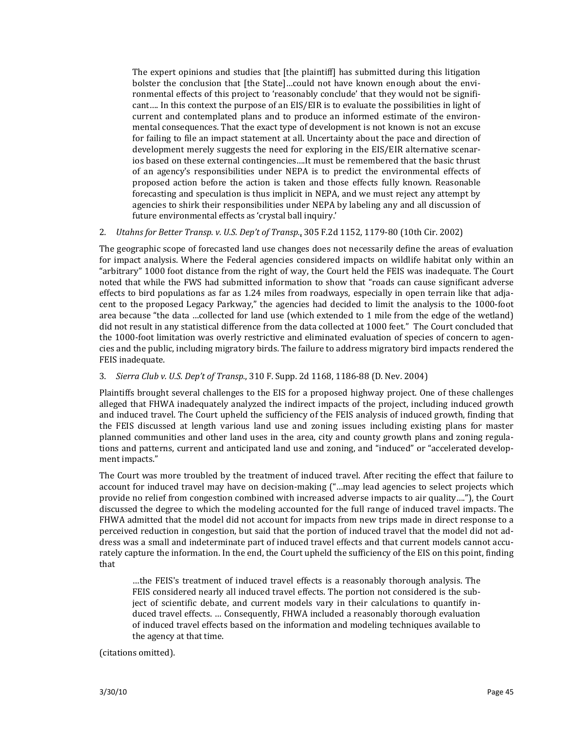> The expert opinions and studies that [the plaintiff] has submitted during this litigation bolster the conclusion that [the State]…could not have known enough about the environmental effects of this project to 'reasonably conclude' that they would not be significant…. In this context the purpose of an EIS/EIR is to evaluate the possibilities in light of current and contemplated plans and to produce an informed estimate of the environmental consequences. That the exact type of development is not known is not an excuse for failing to file an impact statement at all. Uncertainty about the pace and direction of development merely suggests the need for exploring in the EIS/EIR alternative scenarios based on these external contingencies….It must be remembered that the basic thrust of an agency's responsibilities under NEPA is to predict the environmental effects of proposed action before the action is taken and those effects fully known. Reasonable forecasting and speculation is thus implicit in NEPA, and we must reject any attempt by agencies to shirk their responsibilities under NEPA by labeling any and all discussion of future environmental effects as 'crystal ball inquiry.'

2. *Utahns for Better Transp. v. U.S. Dep't of Transp.*, 305 F.2d 1152, 1179-80 (10th Cir. 2002)

The geographic scope of forecasted land use changes does not necessarily define the areas of evaluation for impact analysis. Where the Federal agencies considered impacts on wildlife habitat only within an "arbitrary" 1000 foot distance from the right of way, the Court held the FEIS was inadequate. The Court noted that while the FWS had submitted information to show that "roads can cause significant adverse effects to bird populations as far as 1.24 miles from roadways, especially in open terrain like that adjacent to the proposed Legacy Parkway," the agencies had decided to limit the analysis to the 1000-foot area because "the data …collected for land use (which extended to 1 mile from the edge of the wetland) did not result in any statistical difference from the data collected at 1000 feet." The Court concluded that the 1000-foot limitation was overly restrictive and eliminated evaluation of species of concern to agencies and the public, including migratory birds. The failure to address migratory bird impacts rendered the FEIS inadequate.

3. *Sierra Club v. U.S. Dep't of Transp.*, 310 F. Supp. 2d 1168, 1186-88 (D. Nev. 2004)

Plaintiffs brought several challenges to the EIS for a proposed highway project. One of these challenges alleged that FHWA inadequately analyzed the indirect impacts of the project, including induced growth and induced travel. The Court upheld the sufficiency of the FEIS analysis of induced growth, finding that the FEIS discussed at length various land use and zoning issues including existing plans for master planned communities and other land uses in the area, city and county growth plans and zoning regulations and patterns, current and anticipated land use and zoning, and "induced" or "accelerated development impacts."

The Court was more troubled by the treatment of induced travel. After reciting the effect that failure to account for induced travel may have on decision-making ("…may lead agencies to select projects which provide no relief from congestion combined with increased adverse impacts to air quality…."), the Court discussed the degree to which the modeling accounted for the full range of induced travel impacts. The FHWA admitted that the model did not account for impacts from new trips made in direct response to a perceived reduction in congestion, but said that the portion of induced travel that the model did not address was a small and indeterminate part of induced travel effects and that current models cannot accurately capture the information. In the end, the Court upheld the sufficiency of the EIS on this point, finding that

> …the FEIS's treatment of induced travel effects is a reasonably thorough analysis. The FEIS considered nearly all induced travel effects. The portion not considered is the subject of scientific debate, and current models vary in their calculations to quantify induced travel effects. … Consequently, FHWA included a reasonably thorough evaluation of induced travel effects based on the information and modeling techniques available to the agency at that time.

(citations omitted).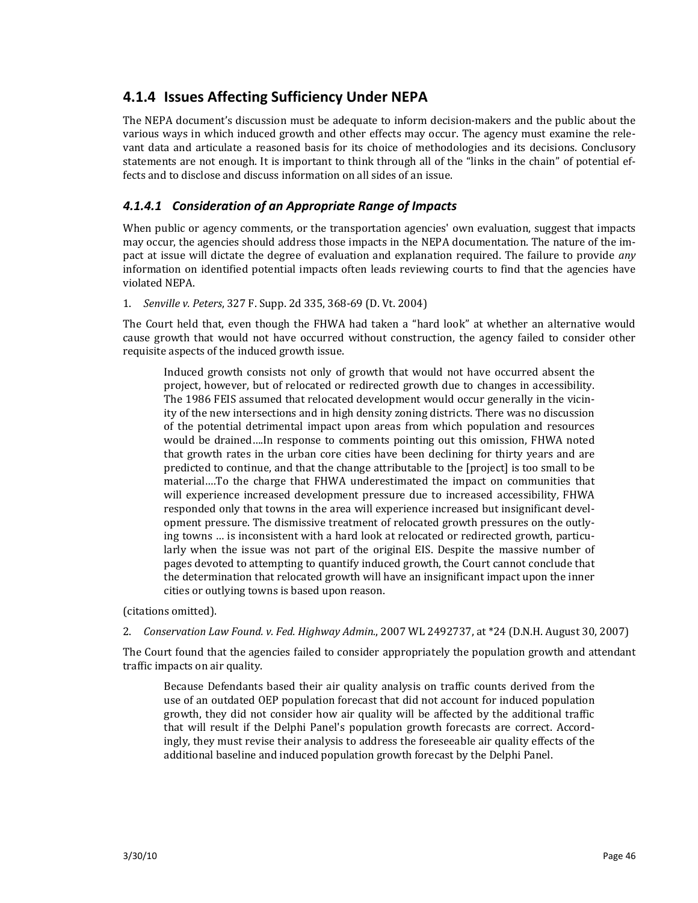## 4.1.4 Issues Affecting Sufficiency Under NEPA

The NEPA document's discussion must be adequate to inform decision-makers and the public about the various ways in which induced growth and other effects may occur. The agency must examine the relevant data and articulate a reasoned basis for its choice of methodologies and its decisions. Conclusory statements are not enough. It is important to think through all of the "links in the chain" of potential effects and to disclose and discuss information on all sides of an issue.

### *4.1.4.1 Consideration of an Appropriate Range of Impacts*

When public or agency comments, or the transportation agencies' own evaluation, suggest that impacts may occur, the agencies should address those impacts in the NEPA documentation. The nature of the impact at issue will dictate the degree of evaluation and explanation required. The failure to provide *any* information on identified potential impacts often leads reviewing courts to find that the agencies have violated NEPA.

1. *Senville v. Peters*, 327 F. Supp. 2d 335, 368-69 (D. Vt. 2004)

The Court held that, even though the FHWA had taken a "hard look" at whether an alternative would cause growth that would not have occurred without construction, the agency failed to consider other requisite aspects of the induced growth issue.

> Induced growth consists not only of growth that would not have occurred absent the project, however, but of relocated or redirected growth due to changes in accessibility. The 1986 FEIS assumed that relocated development would occur generally in the vicinity of the new intersections and in high density zoning districts. There was no discussion of the potential detrimental impact upon areas from which population and resources would be drained….In response to comments pointing out this omission, FHWA noted that growth rates in the urban core cities have been declining for thirty years and are predicted to continue, and that the change attributable to the [project] is too small to be material….To the charge that FHWA underestimated the impact on communities that will experience increased development pressure due to increased accessibility, FHWA responded only that towns in the area will experience increased but insignificant development pressure. The dismissive treatment of relocated growth pressures on the outlying towns … is inconsistent with a hard look at relocated or redirected growth, particularly when the issue was not part of the original EIS. Despite the massive number of pages devoted to attempting to quantify induced growth, the Court cannot conclude that the determination that relocated growth will have an insignificant impact upon the inner cities or outlying towns is based upon reason.

(citations omitted).

2. *Conservation Law Found. v. Fed. Highway Admin.*, 2007 WL 2492737, at *24 (D.N.H. August 30, 2007)

The Court found that the agencies failed to consider appropriately the population growth and attendant traffic impacts on air quality.

> Because Defendants based their air quality analysis on traffic counts derived from the use of an outdated OEP population forecast that did not account for induced population growth, they did not consider how air quality will be affected by the additional traffic that will result if the Delphi Panel's population growth forecasts are correct. Accordingly, they must revise their analysis to address the foreseeable air quality effects of the additional baseline and induced population growth forecast by the Delphi Panel.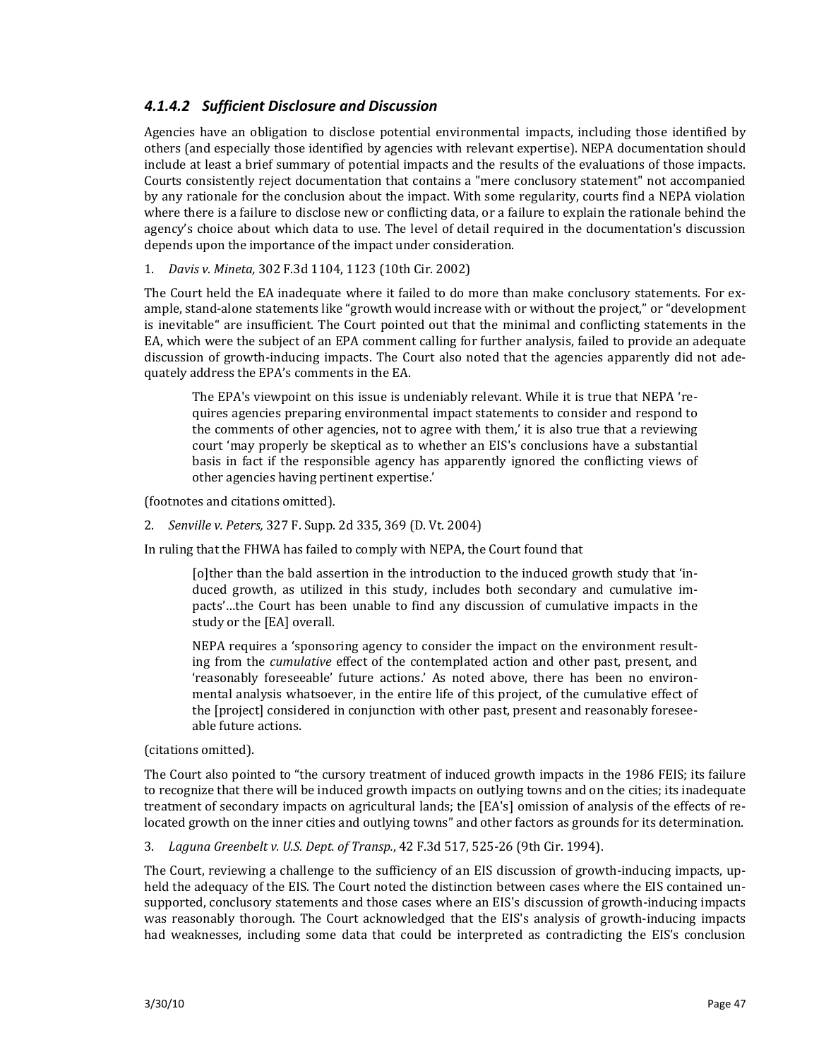#### *4.1.4.2 Sufficient Disclosure and Discussion*

Agencies have an obligation to disclose potential environmental impacts, including those identified by others (and especially those identified by agencies with relevant expertise). NEPA documentation should include at least a brief summary of potential impacts and the results of the evaluations of those impacts. Courts consistently reject documentation that contains a "mere conclusory statement" not accompanied by any rationale for the conclusion about the impact. With some regularity, courts find a NEPA violation where there is a failure to disclose new or conflicting data, or a failure to explain the rationale behind the agency's choice about which data to use. The level of detail required in the documentation's discussion depends upon the importance of the impact under consideration.

1. *Davis v. Mineta,* 302 F.3d 1104, 1123 (10th Cir. 2002)

The Court held the EA inadequate where it failed to do more than make conclusory statements. For example, stand-alone statements like "growth would increase with or without the project," or "development is inevitable" are insufficient. The Court pointed out that the minimal and conflicting statements in the EA, which were the subject of an EPA comment calling for further analysis, failed to provide an adequate discussion of growth-inducing impacts. The Court also noted that the agencies apparently did not adequately address the EPA's comments in the EA.

> The EPA's viewpoint on this issue is undeniably relevant. While it is true that NEPA 'requires agencies preparing environmental impact statements to consider and respond to the comments of other agencies, not to agree with them,' it is also true that a reviewing court 'may properly be skeptical as to whether an EIS's conclusions have a substantial basis in fact if the responsible agency has apparently ignored the conflicting views of other agencies having pertinent expertise.'

(footnotes and citations omitted).

2. *Senville v. Peters,* 327 F. Supp. 2d 335, 369 (D. Vt. 2004)

In ruling that the FHWA has failed to comply with NEPA, the Court found that

> [o]ther than the bald assertion in the introduction to the induced growth study that 'induced growth, as utilized in this study, includes both secondary and cumulative impacts'…the Court has been unable to find any discussion of cumulative impacts in the study or the [EA] overall.
>
> NEPA requires a 'sponsoring agency to consider the impact on the environment resulting from the *cumulative* effect of the contemplated action and other past, present, and 'reasonably foreseeable' future actions.' As noted above, there has been no environmental analysis whatsoever, in the entire life of this project, of the cumulative effect of the [project] considered in conjunction with other past, present and reasonably foreseeable future actions.

(citations omitted).

The Court also pointed to "the cursory treatment of induced growth impacts in the 1986 FEIS; its failure to recognize that there will be induced growth impacts on outlying towns and on the cities; its inadequate treatment of secondary impacts on agricultural lands; the [EA's] omission of analysis of the effects of relocated growth on the inner cities and outlying towns" and other factors as grounds for its determination.

3. *Laguna Greenbelt v. U.S. Dept. of Transp.*, 42 F.3d 517, 525-26 (9th Cir. 1994).

The Court, reviewing a challenge to the sufficiency of an EIS discussion of growth-inducing impacts, upheld the adequacy of the EIS. The Court noted the distinction between cases where the EIS contained unsupported, conclusory statements and those cases where an EIS's discussion of growth-inducing impacts was reasonably thorough. The Court acknowledged that the EIS's analysis of growth-inducing impacts had weaknesses, including some data that could be interpreted as contradicting the EIS's conclusion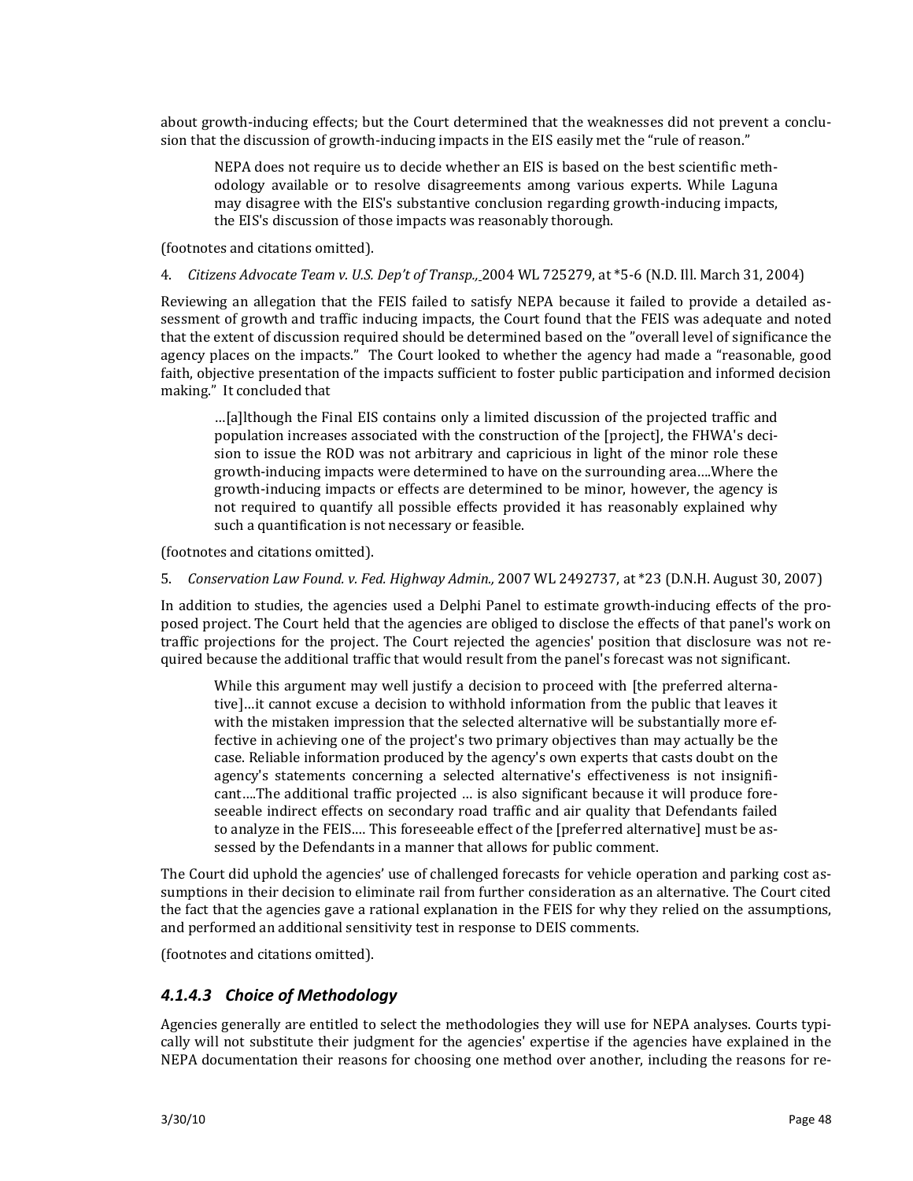about growth-inducing effects; but the Court determined that the weaknesses did not prevent a conclusion that the discussion of growth-inducing impacts in the EIS easily met the "rule of reason."

> NEPA does not require us to decide whether an EIS is based on the best scientific methodology available or to resolve disagreements among various experts. While Laguna may disagree with the EIS's substantive conclusion regarding growth-inducing impacts, the EIS's discussion of those impacts was reasonably thorough.

(footnotes and citations omitted).

4. *Citizens Advocate Team v. U.S. Dep't of Transp.,* 2004 WL 725279, at *5-6 (N.D. Ill. March 31, 2004)

Reviewing an allegation that the FEIS failed to satisfy NEPA because it failed to provide a detailed assessment of growth and traffic inducing impacts, the Court found that the FEIS was adequate and noted that the extent of discussion required should be determined based on the "overall level of significance the agency places on the impacts." The Court looked to whether the agency had made a "reasonable, good faith, objective presentation of the impacts sufficient to foster public participation and informed decision making." It concluded that

> …[a]lthough the Final EIS contains only a limited discussion of the projected traffic and population increases associated with the construction of the [project], the FHWA's decision to issue the ROD was not arbitrary and capricious in light of the minor role these growth-inducing impacts were determined to have on the surrounding area….Where the growth-inducing impacts or effects are determined to be minor, however, the agency is not required to quantify all possible effects provided it has reasonably explained why such a quantification is not necessary or feasible.

(footnotes and citations omitted).

5. *Conservation Law Found. v. Fed. Highway Admin.,* 2007 WL 2492737, at *23 (D.N.H. August 30, 2007)

In addition to studies, the agencies used a Delphi Panel to estimate growth-inducing effects of the proposed project. The Court held that the agencies are obliged to disclose the effects of that panel's work on traffic projections for the project. The Court rejected the agencies' position that disclosure was not required because the additional traffic that would result from the panel's forecast was not significant.

> While this argument may well justify a decision to proceed with [the preferred alternative]…it cannot excuse a decision to withhold information from the public that leaves it with the mistaken impression that the selected alternative will be substantially more effective in achieving one of the project's two primary objectives than may actually be the case. Reliable information produced by the agency's own experts that casts doubt on the agency's statements concerning a selected alternative's effectiveness is not insignificant….The additional traffic projected … is also significant because it will produce foreseeable indirect effects on secondary road traffic and air quality that Defendants failed to analyze in the FEIS…. This foreseeable effect of the [preferred alternative] must be assessed by the Defendants in a manner that allows for public comment.

The Court did uphold the agencies' use of challenged forecasts for vehicle operation and parking cost assumptions in their decision to eliminate rail from further consideration as an alternative. The Court cited the fact that the agencies gave a rational explanation in the FEIS for why they relied on the assumptions, and performed an additional sensitivity test in response to DEIS comments.

(footnotes and citations omitted).

### *4.1.4.3 Choice of Methodology*

Agencies generally are entitled to select the methodologies they will use for NEPA analyses. Courts typically will not substitute their judgment for the agencies' expertise if the agencies have explained in the NEPA documentation their reasons for choosing one method over another, including the reasons for re-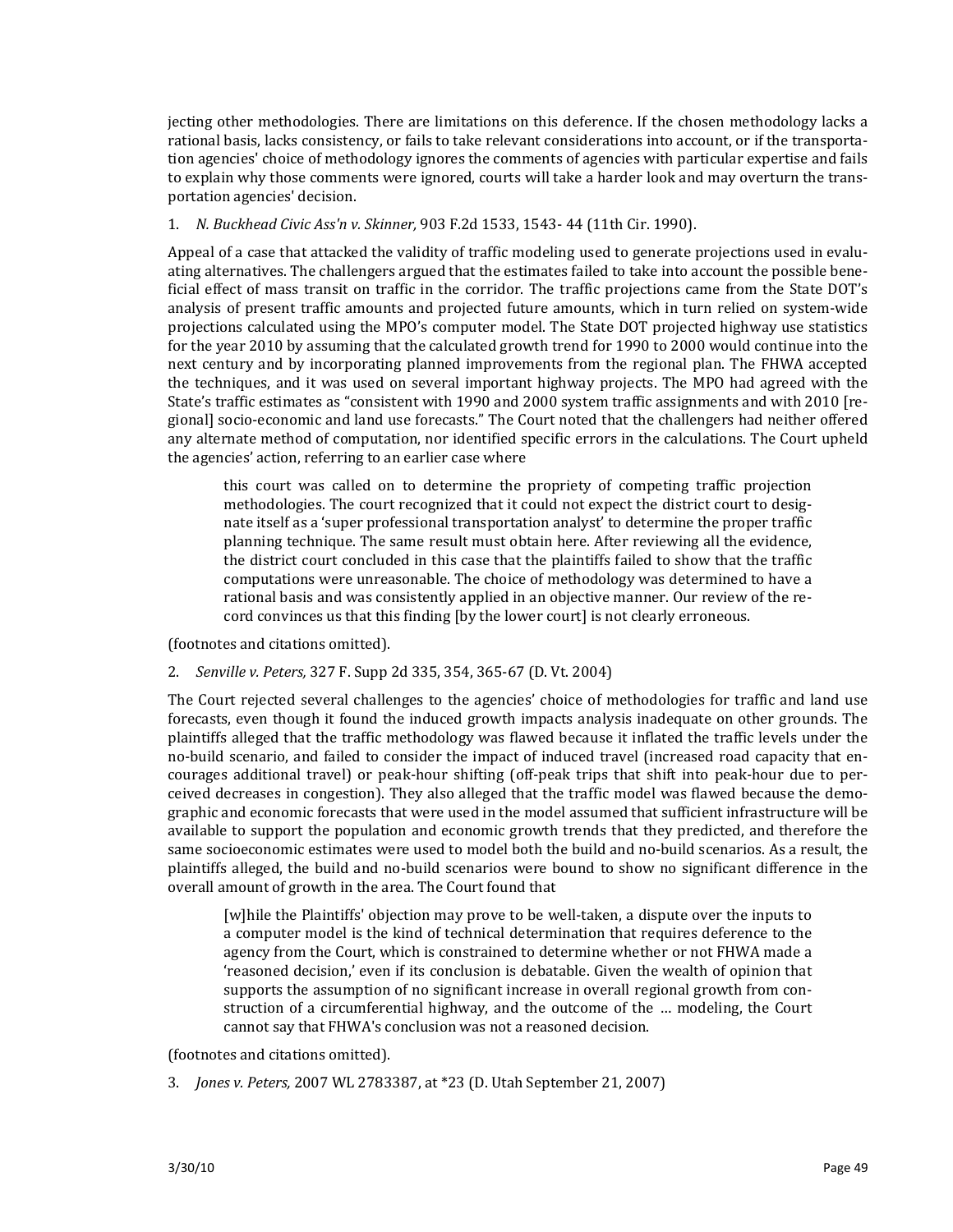jecting other methodologies. There are limitations on this deference. If the chosen methodology lacks a rational basis, lacks consistency, or fails to take relevant considerations into account, or if the transportation agencies' choice of methodology ignores the comments of agencies with particular expertise and fails to explain why those comments were ignored, courts will take a harder look and may overturn the transportation agencies' decision.

1. *N. Buckhead Civic Ass'n v. Skinner,* 903 F.2d 1533, 1543- 44 (11th Cir. 1990).

Appeal of a case that attacked the validity of traffic modeling used to generate projections used in evaluating alternatives. The challengers argued that the estimates failed to take into account the possible beneficial effect of mass transit on traffic in the corridor. The traffic projections came from the State DOT's analysis of present traffic amounts and projected future amounts, which in turn relied on system-wide projections calculated using the MPO's computer model. The State DOT projected highway use statistics for the year 2010 by assuming that the calculated growth trend for 1990 to 2000 would continue into the next century and by incorporating planned improvements from the regional plan. The FHWA accepted the techniques, and it was used on several important highway projects. The MPO had agreed with the State's traffic estimates as "consistent with 1990 and 2000 system traffic assignments and with 2010 [regional] socio-economic and land use forecasts." The Court noted that the challengers had neither offered any alternate method of computation, nor identified specific errors in the calculations. The Court upheld the agencies' action, referring to an earlier case where

> this court was called on to determine the propriety of competing traffic projection methodologies. The court recognized that it could not expect the district court to designate itself as a 'super professional transportation analyst' to determine the proper traffic planning technique. The same result must obtain here. After reviewing all the evidence, the district court concluded in this case that the plaintiffs failed to show that the traffic computations were unreasonable. The choice of methodology was determined to have a rational basis and was consistently applied in an objective manner. Our review of the record convinces us that this finding [by the lower court] is not clearly erroneous.

(footnotes and citations omitted).

2. *Senville v. Peters,* 327 F. Supp 2d 335, 354, 365-67 (D. Vt. 2004)

The Court rejected several challenges to the agencies' choice of methodologies for traffic and land use forecasts, even though it found the induced growth impacts analysis inadequate on other grounds. The plaintiffs alleged that the traffic methodology was flawed because it inflated the traffic levels under the no-build scenario, and failed to consider the impact of induced travel (increased road capacity that encourages additional travel) or peak-hour shifting (off-peak trips that shift into peak-hour due to perceived decreases in congestion). They also alleged that the traffic model was flawed because the demographic and economic forecasts that were used in the model assumed that sufficient infrastructure will be available to support the population and economic growth trends that they predicted, and therefore the same socioeconomic estimates were used to model both the build and no-build scenarios. As a result, the plaintiffs alleged, the build and no-build scenarios were bound to show no significant difference in the overall amount of growth in the area. The Court found that

> [w]hile the Plaintiffs' objection may prove to be well-taken, a dispute over the inputs to a computer model is the kind of technical determination that requires deference to the agency from the Court, which is constrained to determine whether or not FHWA made a 'reasoned decision,' even if its conclusion is debatable. Given the wealth of opinion that supports the assumption of no significant increase in overall regional growth from construction of a circumferential highway, and the outcome of the … modeling, the Court cannot say that FHWA's conclusion was not a reasoned decision.

(footnotes and citations omitted).

3. *Jones v. Peters,* 2007 WL 2783387, at *23 (D. Utah September 21, 2007)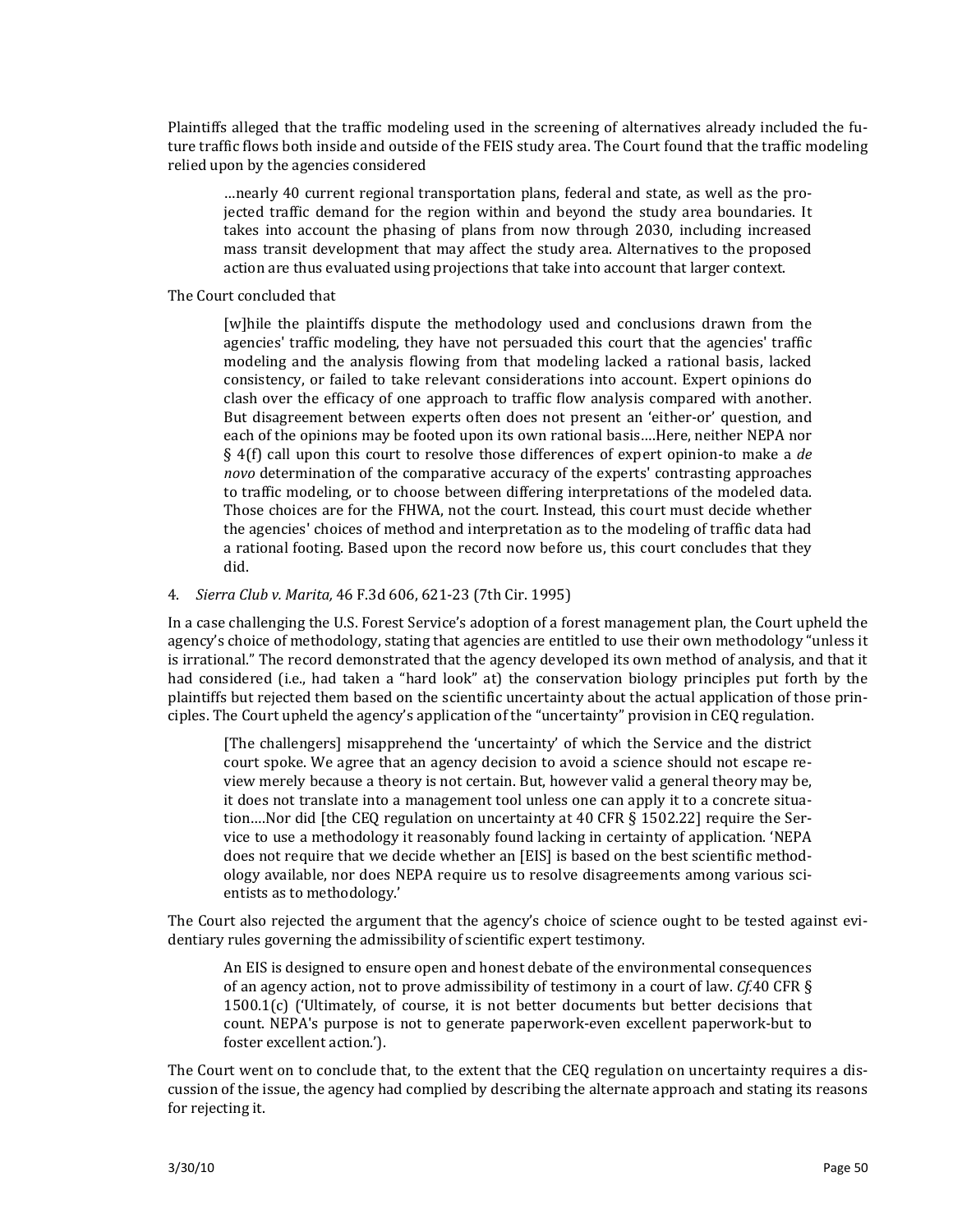Plaintiffs alleged that the traffic modeling used in the screening of alternatives already included the future traffic flows both inside and outside of the FEIS study area. The Court found that the traffic modeling relied upon by the agencies considered

> …nearly 40 current regional transportation plans, federal and state, as well as the projected traffic demand for the region within and beyond the study area boundaries. It takes into account the phasing of plans from now through 2030, including increased mass transit development that may affect the study area. Alternatives to the proposed action are thus evaluated using projections that take into account that larger context.

The Court concluded that

> [w]hile the plaintiffs dispute the methodology used and conclusions drawn from the agencies' traffic modeling, they have not persuaded this court that the agencies' traffic modeling and the analysis flowing from that modeling lacked a rational basis, lacked consistency, or failed to take relevant considerations into account. Expert opinions do clash over the efficacy of one approach to traffic flow analysis compared with another. But disagreement between experts often does not present an 'either-or' question, and each of the opinions may be footed upon its own rational basis….Here, neither NEPA nor § 4(f) call upon this court to resolve those differences of expert opinion-to make a *de novo* determination of the comparative accuracy of the experts' contrasting approaches to traffic modeling, or to choose between differing interpretations of the modeled data. Those choices are for the FHWA, not the court. Instead, this court must decide whether the agencies' choices of method and interpretation as to the modeling of traffic data had a rational footing. Based upon the record now before us, this court concludes that they did.

4. *Sierra Club v. Marita,* 46 F.3d 606, 621-23 (7th Cir. 1995)

In a case challenging the U.S. Forest Service's adoption of a forest management plan, the Court upheld the agency's choice of methodology, stating that agencies are entitled to use their own methodology "unless it is irrational." The record demonstrated that the agency developed its own method of analysis, and that it had considered (i.e., had taken a "hard look" at) the conservation biology principles put forth by the plaintiffs but rejected them based on the scientific uncertainty about the actual application of those principles. The Court upheld the agency's application of the "uncertainty" provision in CEQ regulation.

> [The challengers] misapprehend the 'uncertainty' of which the Service and the district court spoke. We agree that an agency decision to avoid a science should not escape review merely because a theory is not certain. But, however valid a general theory may be, it does not translate into a management tool unless one can apply it to a concrete situation….Nor did [the CEQ regulation on uncertainty at 40 CFR § 1502.22] require the Service to use a methodology it reasonably found lacking in certainty of application. 'NEPA does not require that we decide whether an [EIS] is based on the best scientific methodology available, nor does NEPA require us to resolve disagreements among various scientists as to methodology.'

The Court also rejected the argument that the agency's choice of science ought to be tested against evidentiary rules governing the admissibility of scientific expert testimony.

> An EIS is designed to ensure open and honest debate of the environmental consequences of an agency action, not to prove admissibility of testimony in a court of law. *Cf.* 40 CFR § 1500.1(c) ('Ultimately, of course, it is not better documents but better decisions that count. NEPA's purpose is not to generate paperwork-even excellent paperwork-but to foster excellent action.').

The Court went on to conclude that, to the extent that the CEQ regulation on uncertainty requires a discussion of the issue, the agency had complied by describing the alternate approach and stating its reasons for rejecting it.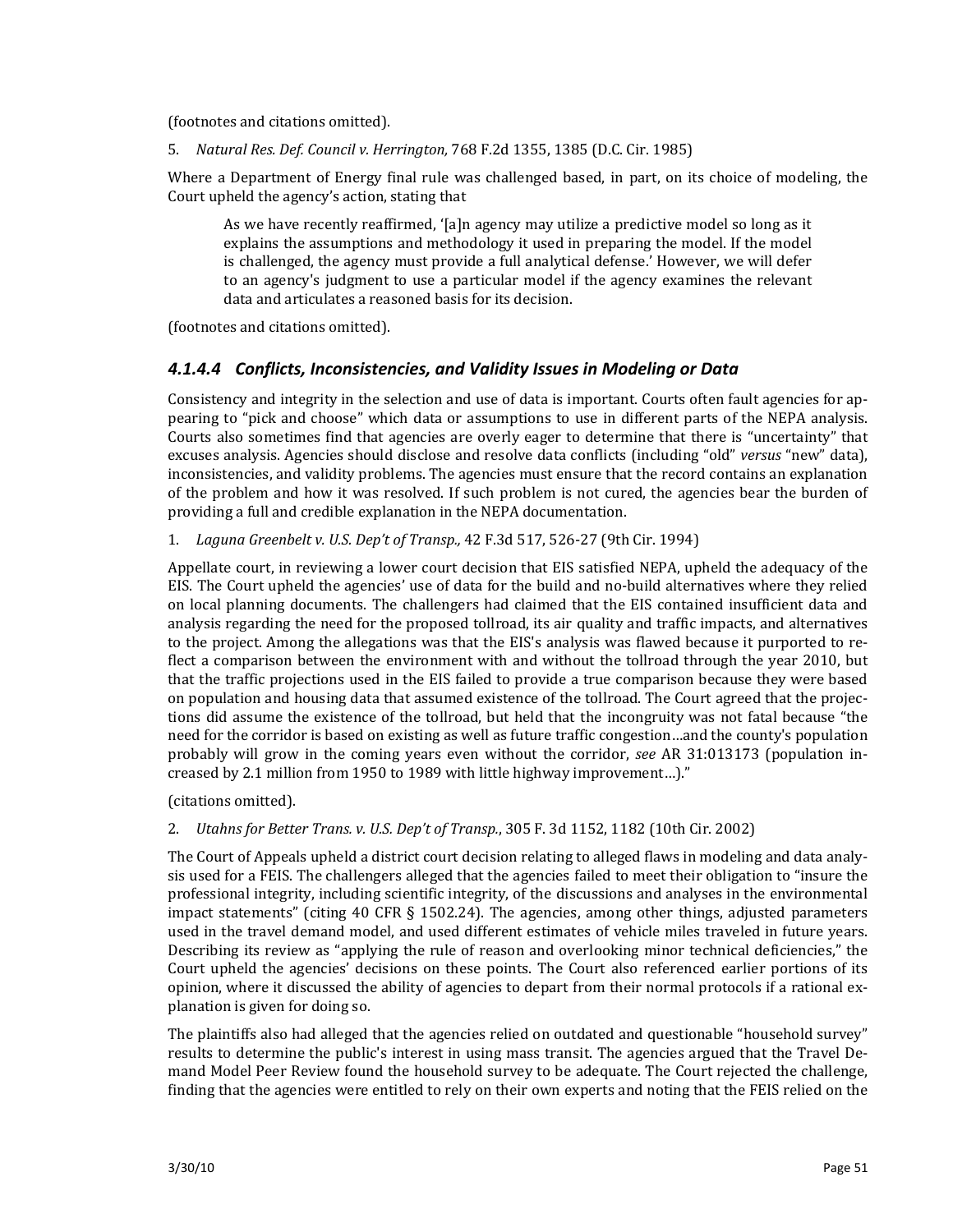(footnotes and citations omitted).

5. *Natural Res. Def. Council v. Herrington,* 768 F.2d 1355, 1385 (D.C. Cir. 1985)

Where a Department of Energy final rule was challenged based, in part, on its choice of modeling, the Court upheld the agency's action, stating that

> As we have recently reaffirmed, '[a]n agency may utilize a predictive model so long as it explains the assumptions and methodology it used in preparing the model. If the model is challenged, the agency must provide a full analytical defense.' However, we will defer to an agency's judgment to use a particular model if the agency examines the relevant data and articulates a reasoned basis for its decision.

(footnotes and citations omitted).

### *4.1.4.4 Conflicts, Inconsistencies, and Validity Issues in Modeling or Data*

Consistency and integrity in the selection and use of data is important. Courts often fault agencies for appearing to "pick and choose" which data or assumptions to use in different parts of the NEPA analysis. Courts also sometimes find that agencies are overly eager to determine that there is "uncertainty" that excuses analysis. Agencies should disclose and resolve data conflicts (including "old" *versus* "new" data), inconsistencies, and validity problems. The agencies must ensure that the record contains an explanation of the problem and how it was resolved. If such problem is not cured, the agencies bear the burden of providing a full and credible explanation in the NEPA documentation.

1. *Laguna Greenbelt v. U.S. Dep't of Transp.,* 42 F.3d 517, 526-27 (9th Cir. 1994)

Appellate court, in reviewing a lower court decision that EIS satisfied NEPA, upheld the adequacy of the EIS. The Court upheld the agencies' use of data for the build and no-build alternatives where they relied on local planning documents. The challengers had claimed that the EIS contained insufficient data and analysis regarding the need for the proposed tollroad, its air quality and traffic impacts, and alternatives to the project. Among the allegations was that the EIS's analysis was flawed because it purported to reflect a comparison between the environment with and without the tollroad through the year 2010, but that the traffic projections used in the EIS failed to provide a true comparison because they were based on population and housing data that assumed existence of the tollroad. The Court agreed that the projections did assume the existence of the tollroad, but held that the incongruity was not fatal because "the need for the corridor is based on existing as well as future traffic congestion…and the county's population probably will grow in the coming years even without the corridor, *see* AR 31:013173 (population increased by 2.1 million from 1950 to 1989 with little highway improvement…)."

(citations omitted).

2. *Utahns for Better Trans. v. U.S. Dep't of Transp.*, 305 F. 3d 1152, 1182 (10th Cir. 2002)

The Court of Appeals upheld a district court decision relating to alleged flaws in modeling and data analysis used for a FEIS. The challengers alleged that the agencies failed to meet their obligation to "insure the professional integrity, including scientific integrity, of the discussions and analyses in the environmental impact statements" (citing 40 CFR § 1502.24). The agencies, among other things, adjusted parameters used in the travel demand model, and used different estimates of vehicle miles traveled in future years. Describing its review as "applying the rule of reason and overlooking minor technical deficiencies," the Court upheld the agencies' decisions on these points. The Court also referenced earlier portions of its opinion, where it discussed the ability of agencies to depart from their normal protocols if a rational explanation is given for doing so.

The plaintiffs also had alleged that the agencies relied on outdated and questionable "household survey" results to determine the public's interest in using mass transit. The agencies argued that the Travel Demand Model Peer Review found the household survey to be adequate. The Court rejected the challenge, finding that the agencies were entitled to rely on their own experts and noting that the FEIS relied on the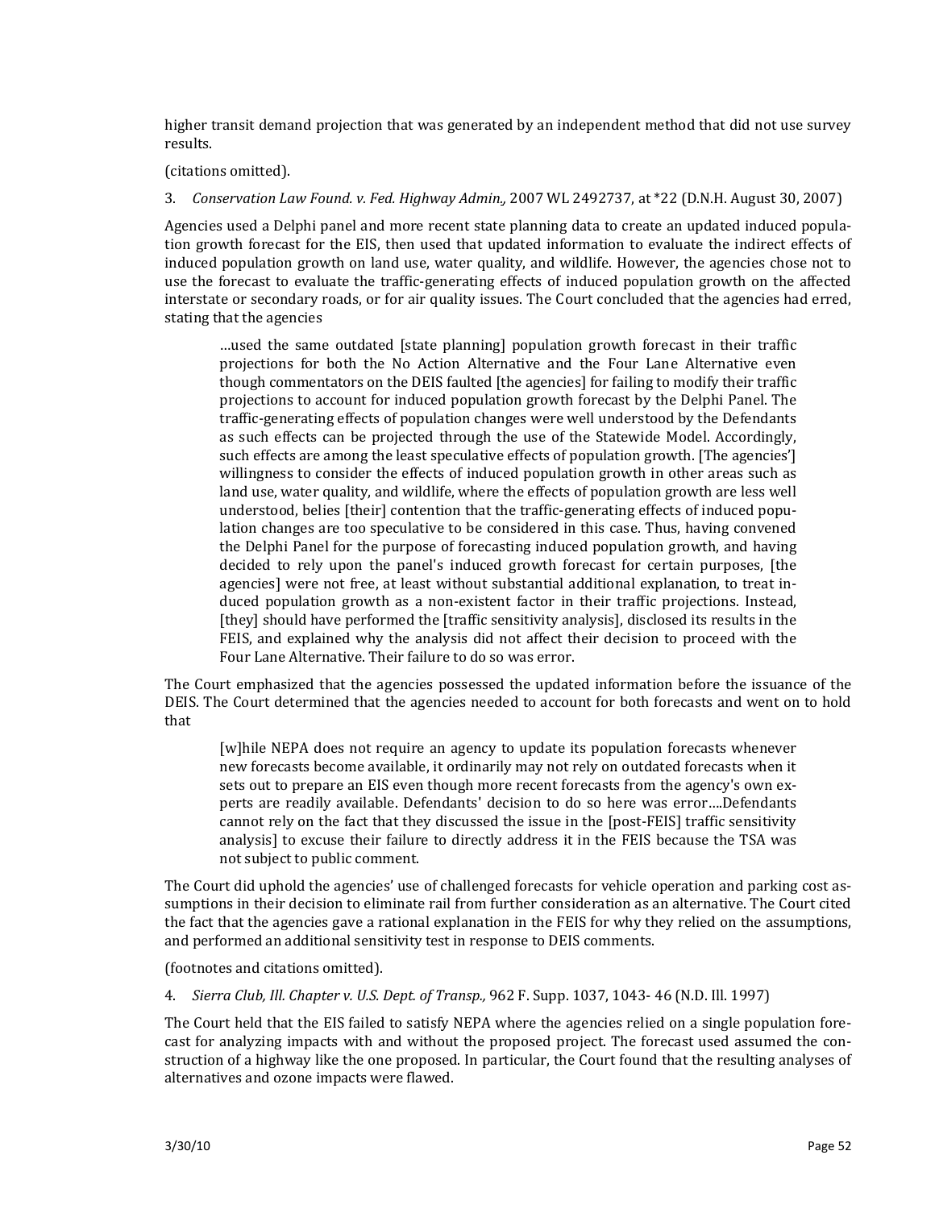higher transit demand projection that was generated by an independent method that did not use survey results.

(citations omitted).

3. *Conservation Law Found. v. Fed. Highway Admin*., 2007 WL 2492737, at *22 (D.N.H. August 30, 2007)

Agencies used a Delphi panel and more recent state planning data to create an updated induced population growth forecast for the EIS, then used that updated information to evaluate the indirect effects of induced population growth on land use, water quality, and wildlife. However, the agencies chose not to use the forecast to evaluate the traffic-generating effects of induced population growth on the affected interstate or secondary roads, or for air quality issues. The Court concluded that the agencies had erred, stating that the agencies

> …used the same outdated [state planning] population growth forecast in their traffic projections for both the No Action Alternative and the Four Lane Alternative even though commentators on the DEIS faulted [the agencies] for failing to modify their traffic projections to account for induced population growth forecast by the Delphi Panel. The traffic-generating effects of population changes were well understood by the Defendants as such effects can be projected through the use of the Statewide Model. Accordingly, such effects are among the least speculative effects of population growth. [The agencies'] willingness to consider the effects of induced population growth in other areas such as land use, water quality, and wildlife, where the effects of population growth are less well understood, belies [their] contention that the traffic-generating effects of induced population changes are too speculative to be considered in this case. Thus, having convened the Delphi Panel for the purpose of forecasting induced population growth, and having decided to rely upon the panel's induced growth forecast for certain purposes, [the agencies] were not free, at least without substantial additional explanation, to treat induced population growth as a non-existent factor in their traffic projections. Instead, [they] should have performed the [traffic sensitivity analysis], disclosed its results in the FEIS, and explained why the analysis did not affect their decision to proceed with the Four Lane Alternative. Their failure to do so was error.

The Court emphasized that the agencies possessed the updated information before the issuance of the DEIS. The Court determined that the agencies needed to account for both forecasts and went on to hold that

> [w]hile NEPA does not require an agency to update its population forecasts whenever new forecasts become available, it ordinarily may not rely on outdated forecasts when it sets out to prepare an EIS even though more recent forecasts from the agency's own experts are readily available. Defendants' decision to do so here was error….Defendants cannot rely on the fact that they discussed the issue in the [post-FEIS] traffic sensitivity analysis] to excuse their failure to directly address it in the FEIS because the TSA was not subject to public comment.

The Court did uphold the agencies' use of challenged forecasts for vehicle operation and parking cost assumptions in their decision to eliminate rail from further consideration as an alternative. The Court cited the fact that the agencies gave a rational explanation in the FEIS for why they relied on the assumptions, and performed an additional sensitivity test in response to DEIS comments.

(footnotes and citations omitted).

4. *Sierra Club, Ill. Chapter v. U.S. Dept. of Transp.,* 962 F. Supp. 1037, 1043- 46 (N.D. Ill. 1997)

The Court held that the EIS failed to satisfy NEPA where the agencies relied on a single population forecast for analyzing impacts with and without the proposed project. The forecast used assumed the construction of a highway like the one proposed. In particular, the Court found that the resulting analyses of alternatives and ozone impacts were flawed.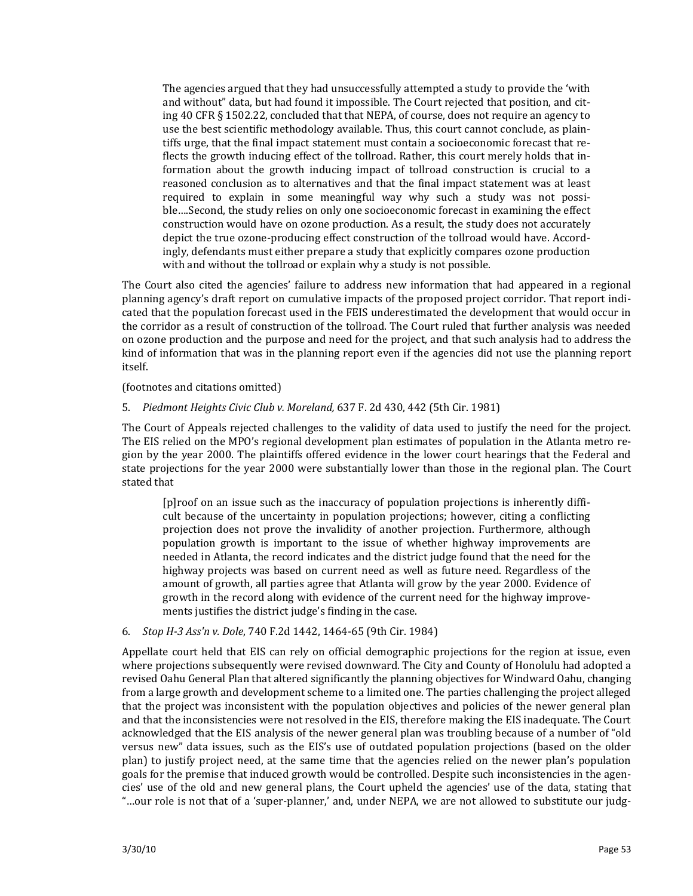> The agencies argued that they had unsuccessfully attempted a study to provide the 'with and without" data, but had found it impossible. The Court rejected that position, and citing 40 CFR § 1502.22, concluded that that NEPA, of course, does not require an agency to use the best scientific methodology available. Thus, this court cannot conclude, as plaintiffs urge, that the final impact statement must contain a socioeconomic forecast that reflects the growth inducing effect of the tollroad. Rather, this court merely holds that information about the growth inducing impact of tollroad construction is crucial to a reasoned conclusion as to alternatives and that the final impact statement was at least required to explain in some meaningful way why such a study was not possible….Second, the study relies on only one socioeconomic forecast in examining the effect construction would have on ozone production. As a result, the study does not accurately depict the true ozone-producing effect construction of the tollroad would have. Accordingly, defendants must either prepare a study that explicitly compares ozone production with and without the tollroad or explain why a study is not possible.

The Court also cited the agencies' failure to address new information that had appeared in a regional planning agency's draft report on cumulative impacts of the proposed project corridor. That report indicated that the population forecast used in the FEIS underestimated the development that would occur in the corridor as a result of construction of the tollroad. The Court ruled that further analysis was needed on ozone production and the purpose and need for the project, and that such analysis had to address the kind of information that was in the planning report even if the agencies did not use the planning report itself.

(footnotes and citations omitted)

5. *Piedmont Heights Civic Club v. Moreland,* 637 F. 2d 430, 442 (5th Cir. 1981)

The Court of Appeals rejected challenges to the validity of data used to justify the need for the project. The EIS relied on the MPO's regional development plan estimates of population in the Atlanta metro region by the year 2000. The plaintiffs offered evidence in the lower court hearings that the Federal and state projections for the year 2000 were substantially lower than those in the regional plan. The Court stated that

> [p]roof on an issue such as the inaccuracy of population projections is inherently difficult because of the uncertainty in population projections; however, citing a conflicting projection does not prove the invalidity of another projection. Furthermore, although population growth is important to the issue of whether highway improvements are needed in Atlanta, the record indicates and the district judge found that the need for the highway projects was based on current need as well as future need. Regardless of the amount of growth, all parties agree that Atlanta will grow by the year 2000. Evidence of growth in the record along with evidence of the current need for the highway improvements justifies the district judge's finding in the case.

6. *Stop H-3 Ass'n v. Dole*, 740 F.2d 1442, 1464-65 (9th Cir. 1984)

Appellate court held that EIS can rely on official demographic projections for the region at issue, even where projections subsequently were revised downward. The City and County of Honolulu had adopted a revised Oahu General Plan that altered significantly the planning objectives for Windward Oahu, changing from a large growth and development scheme to a limited one. The parties challenging the project alleged that the project was inconsistent with the population objectives and policies of the newer general plan and that the inconsistencies were not resolved in the EIS, therefore making the EIS inadequate. The Court acknowledged that the EIS analysis of the newer general plan was troubling because of a number of "old versus new" data issues, such as the EIS's use of outdated population projections (based on the older plan) to justify project need, at the same time that the agencies relied on the newer plan's population goals for the premise that induced growth would be controlled. Despite such inconsistencies in the agencies' use of the old and new general plans, the Court upheld the agencies' use of the data, stating that "…our role is not that of a 'super-planner,' and, under NEPA, we are not allowed to substitute our judg-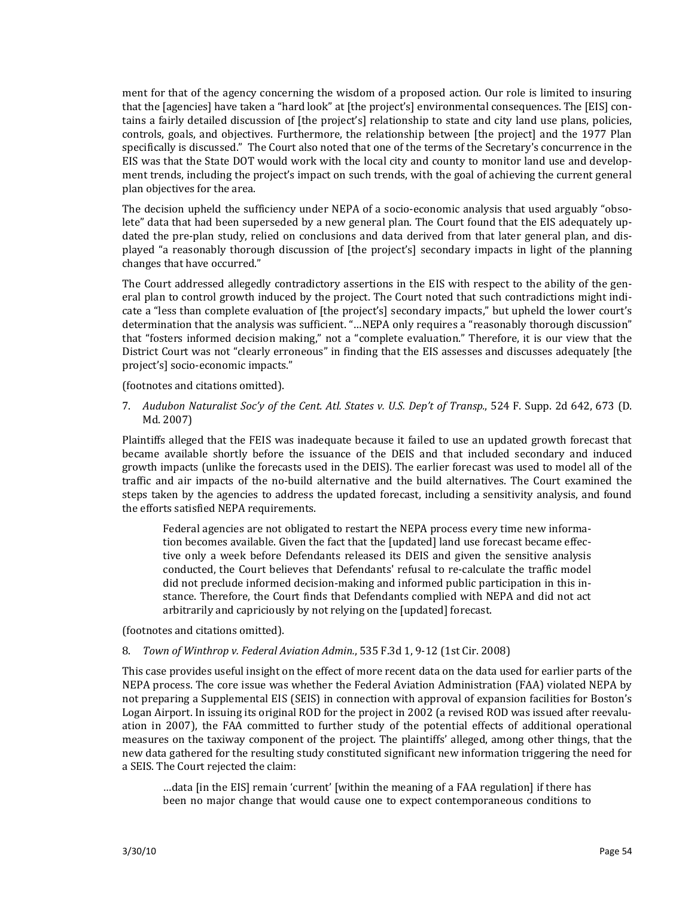ment for that of the agency concerning the wisdom of a proposed action. Our role is limited to insuring that the [agencies] have taken a "hard look" at [the project's] environmental consequences. The [EIS] contains a fairly detailed discussion of [the project's] relationship to state and city land use plans, policies, controls, goals, and objectives. Furthermore, the relationship between [the project] and the 1977 Plan specifically is discussed." The Court also noted that one of the terms of the Secretary's concurrence in the EIS was that the State DOT would work with the local city and county to monitor land use and development trends, including the project's impact on such trends, with the goal of achieving the current general plan objectives for the area.

The decision upheld the sufficiency under NEPA of a socio-economic analysis that used arguably "obsolete" data that had been superseded by a new general plan. The Court found that the EIS adequately updated the pre-plan study, relied on conclusions and data derived from that later general plan, and displayed "a reasonably thorough discussion of [the project's] secondary impacts in light of the planning changes that have occurred."

The Court addressed allegedly contradictory assertions in the EIS with respect to the ability of the general plan to control growth induced by the project. The Court noted that such contradictions might indicate a "less than complete evaluation of [the project's] secondary impacts," but upheld the lower court's determination that the analysis was sufficient. "…NEPA only requires a "reasonably thorough discussion" that "fosters informed decision making," not a "complete evaluation." Therefore, it is our view that the District Court was not "clearly erroneous" in finding that the EIS assesses and discusses adequately [the project's] socio-economic impacts."

(footnotes and citations omitted).

7. *Audubon Naturalist Soc'y of the Cent. Atl. States v. U.S. Dep't of Transp.*, 524 F. Supp. 2d 642, 673 (D. Md. 2007)

Plaintiffs alleged that the FEIS was inadequate because it failed to use an updated growth forecast that became available shortly before the issuance of the DEIS and that included secondary and induced growth impacts (unlike the forecasts used in the DEIS). The earlier forecast was used to model all of the traffic and air impacts of the no-build alternative and the build alternatives. The Court examined the steps taken by the agencies to address the updated forecast, including a sensitivity analysis, and found the efforts satisfied NEPA requirements.

> Federal agencies are not obligated to restart the NEPA process every time new information becomes available. Given the fact that the [updated] land use forecast became effective only a week before Defendants released its DEIS and given the sensitive analysis conducted, the Court believes that Defendants' refusal to re-calculate the traffic model did not preclude informed decision-making and informed public participation in this instance. Therefore, the Court finds that Defendants complied with NEPA and did not act arbitrarily and capriciously by not relying on the [updated] forecast.

(footnotes and citations omitted).

8. *Town of Winthrop v. Federal Aviation Admin.*, 535 F.3d 1, 9-12 (1st Cir. 2008)

This case provides useful insight on the effect of more recent data on the data used for earlier parts of the NEPA process. The core issue was whether the Federal Aviation Administration (FAA) violated NEPA by not preparing a Supplemental EIS (SEIS) in connection with approval of expansion facilities for Boston's Logan Airport. In issuing its original ROD for the project in 2002 (a revised ROD was issued after reevaluation in 2007), the FAA committed to further study of the potential effects of additional operational measures on the taxiway component of the project. The plaintiffs' alleged, among other things, that the new data gathered for the resulting study constituted significant new information triggering the need for a SEIS. The Court rejected the claim:

> …data [in the EIS] remain 'current' [within the meaning of a FAA regulation] if there has been no major change that would cause one to expect contemporaneous conditions to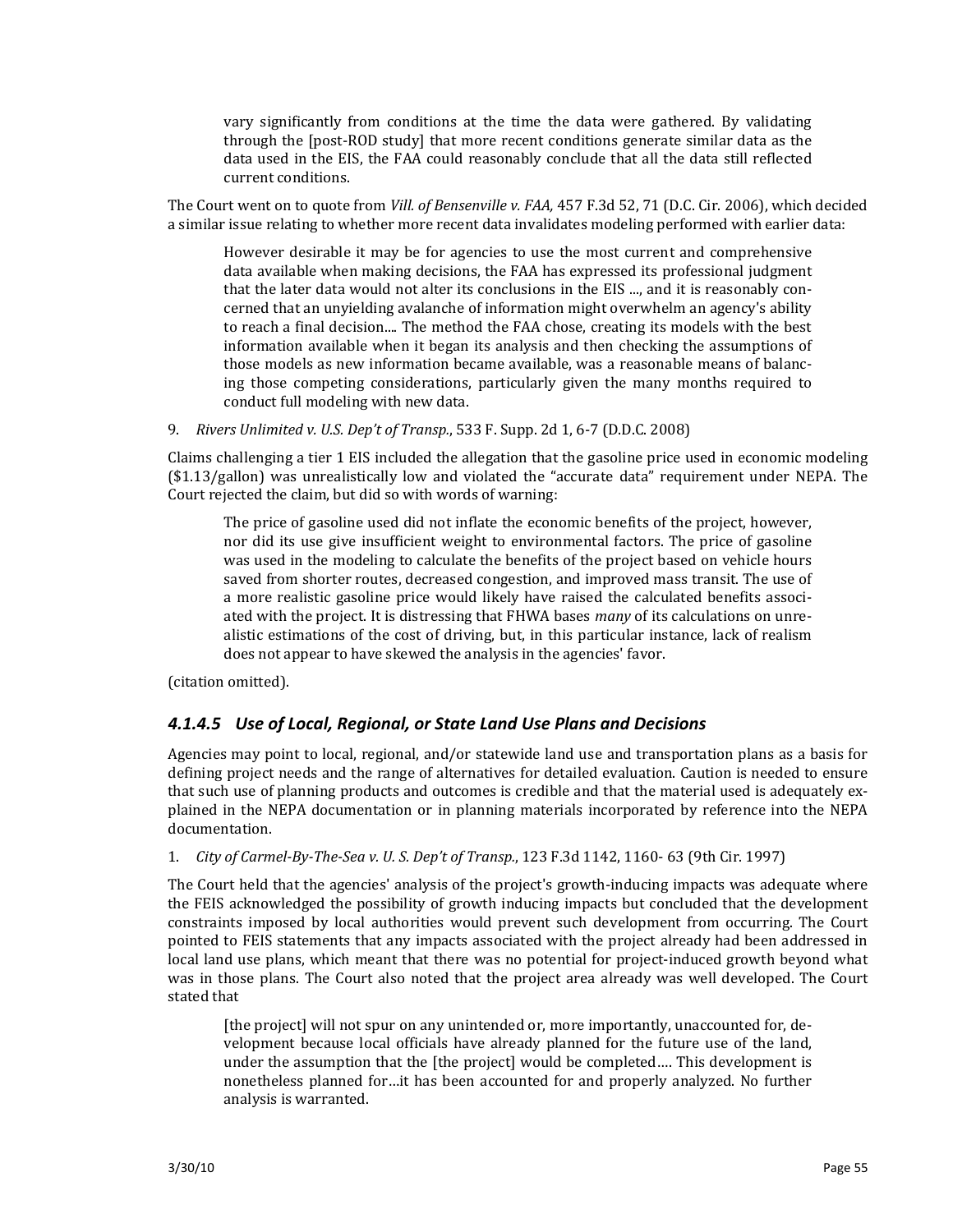> vary significantly from conditions at the time the data were gathered. By validating through the [post-ROD study] that more recent conditions generate similar data as the data used in the EIS, the FAA could reasonably conclude that all the data still reflected current conditions.

The Court went on to quote from *Vill. of Bensenville v. FAA,* 457 F.3d 52, 71 (D.C. Cir. 2006), which decided a similar issue relating to whether more recent data invalidates modeling performed with earlier data:

> However desirable it may be for agencies to use the most current and comprehensive data available when making decisions, the FAA has expressed its professional judgment that the later data would not alter its conclusions in the EIS ..., and it is reasonably concerned that an unyielding avalanche of information might overwhelm an agency's ability to reach a final decision.... The method the FAA chose, creating its models with the best information available when it began its analysis and then checking the assumptions of those models as new information became available, was a reasonable means of balancing those competing considerations, particularly given the many months required to conduct full modeling with new data.

9. *Rivers Unlimited v. U.S. Dep't of Transp.*, 533 F. Supp. 2d 1, 6-7 (D.D.C. 2008)

Claims challenging a tier 1 EIS included the allegation that the gasoline price used in economic modeling ($1.13/gallon) was unrealistically low and violated the "accurate data" requirement under NEPA. The Court rejected the claim, but did so with words of warning:

> The price of gasoline used did not inflate the economic benefits of the project, however, nor did its use give insufficient weight to environmental factors. The price of gasoline was used in the modeling to calculate the benefits of the project based on vehicle hours saved from shorter routes, decreased congestion, and improved mass transit. The use of a more realistic gasoline price would likely have raised the calculated benefits associated with the project. It is distressing that FHWA bases *many* of its calculations on unrealistic estimations of the cost of driving, but, in this particular instance, lack of realism does not appear to have skewed the analysis in the agencies' favor.

(citation omitted).

#### *4.1.4.5 Use of Local, Regional, or State Land Use Plans and Decisions*

Agencies may point to local, regional, and/or statewide land use and transportation plans as a basis for defining project needs and the range of alternatives for detailed evaluation. Caution is needed to ensure that such use of planning products and outcomes is credible and that the material used is adequately explained in the NEPA documentation or in planning materials incorporated by reference into the NEPA documentation.

1. *City of Carmel-By-The-Sea v. U. S. Dep't of Transp.*, 123 F.3d 1142, 1160- 63 (9th Cir. 1997)

The Court held that the agencies' analysis of the project's growth-inducing impacts was adequate where the FEIS acknowledged the possibility of growth inducing impacts but concluded that the development constraints imposed by local authorities would prevent such development from occurring. The Court pointed to FEIS statements that any impacts associated with the project already had been addressed in local land use plans, which meant that there was no potential for project-induced growth beyond what was in those plans. The Court also noted that the project area already was well developed. The Court stated that

> [the project] will not spur on any unintended or, more importantly, unaccounted for, development because local officials have already planned for the future use of the land, under the assumption that the [the project] would be completed.... This development is nonetheless planned for…it has been accounted for and properly analyzed. No further analysis is warranted.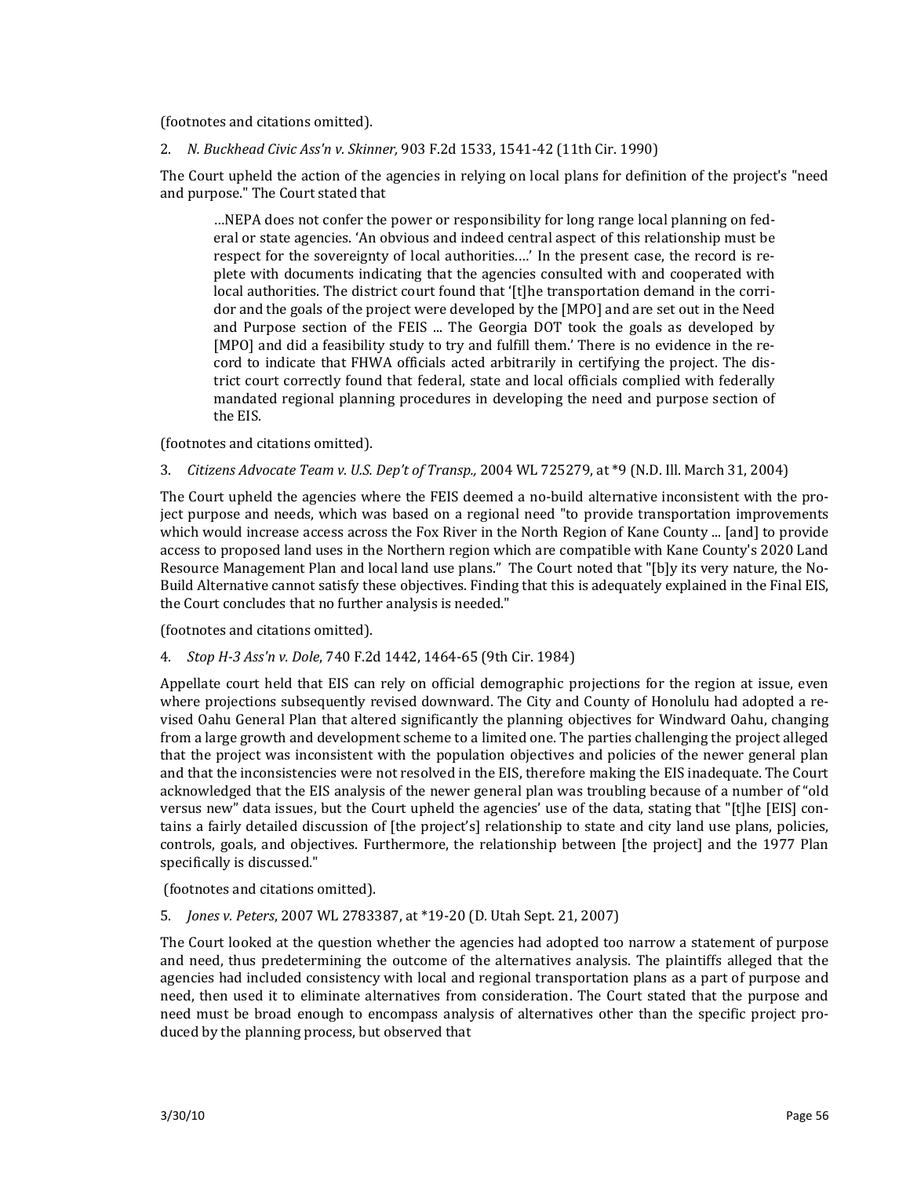(footnotes and citations omitted).

2. *N. Buckhead Civic Ass'n v. Skinner,* 903 F.2d 1533, 1541-42 (11th Cir. 1990)

The Court upheld the action of the agencies in relying on local plans for definition of the project's "need and purpose." The Court stated that

> …NEPA does not confer the power or responsibility for long range local planning on federal or state agencies. 'An obvious and indeed central aspect of this relationship must be respect for the sovereignty of local authorities….' In the present case, the record is replete with documents indicating that the agencies consulted with and cooperated with local authorities. The district court found that '[t]he transportation demand in the corridor and the goals of the project were developed by the [MPO] and are set out in the Need and Purpose section of the FEIS ... The Georgia DOT took the goals as developed by [MPO] and did a feasibility study to try and fulfill them.' There is no evidence in the record to indicate that FHWA officials acted arbitrarily in certifying the project. The district court correctly found that federal, state and local officials complied with federally mandated regional planning procedures in developing the need and purpose section of the EIS.

(footnotes and citations omitted).

3. *Citizens Advocate Team v. U.S. Dep't of Transp.,* 2004 WL 725279, at *9 (N.D. Ill. March 31, 2004)

The Court upheld the agencies where the FEIS deemed a no-build alternative inconsistent with the project purpose and needs, which was based on a regional need "to provide transportation improvements which would increase access across the Fox River in the North Region of Kane County ... [and] to provide access to proposed land uses in the Northern region which are compatible with Kane County's 2020 Land Resource Management Plan and local land use plans." The Court noted that "[b]y its very nature, the No-Build Alternative cannot satisfy these objectives. Finding that this is adequately explained in the Final EIS, the Court concludes that no further analysis is needed."

(footnotes and citations omitted).

4. *Stop H-3 Ass'n v. Dole*, 740 F.2d 1442, 1464-65 (9th Cir. 1984)

Appellate court held that EIS can rely on official demographic projections for the region at issue, even where projections subsequently revised downward. The City and County of Honolulu had adopted a revised Oahu General Plan that altered significantly the planning objectives for Windward Oahu, changing from a large growth and development scheme to a limited one. The parties challenging the project alleged that the project was inconsistent with the population objectives and policies of the newer general plan and that the inconsistencies were not resolved in the EIS, therefore making the EIS inadequate. The Court acknowledged that the EIS analysis of the newer general plan was troubling because of a number of "old versus new" data issues, but the Court upheld the agencies' use of the data, stating that "[t]he [EIS] contains a fairly detailed discussion of [the project's] relationship to state and city land use plans, policies, controls, goals, and objectives. Furthermore, the relationship between [the project] and the 1977 Plan specifically is discussed."

(footnotes and citations omitted).

5. *Jones v. Peters*, 2007 WL 2783387, at *19-20 (D. Utah Sept. 21, 2007)

The Court looked at the question whether the agencies had adopted too narrow a statement of purpose and need, thus predetermining the outcome of the alternatives analysis. The plaintiffs alleged that the agencies had included consistency with local and regional transportation plans as a part of purpose and need, then used it to eliminate alternatives from consideration. The Court stated that the purpose and need must be broad enough to encompass analysis of alternatives other than the specific project produced by the planning process, but observed that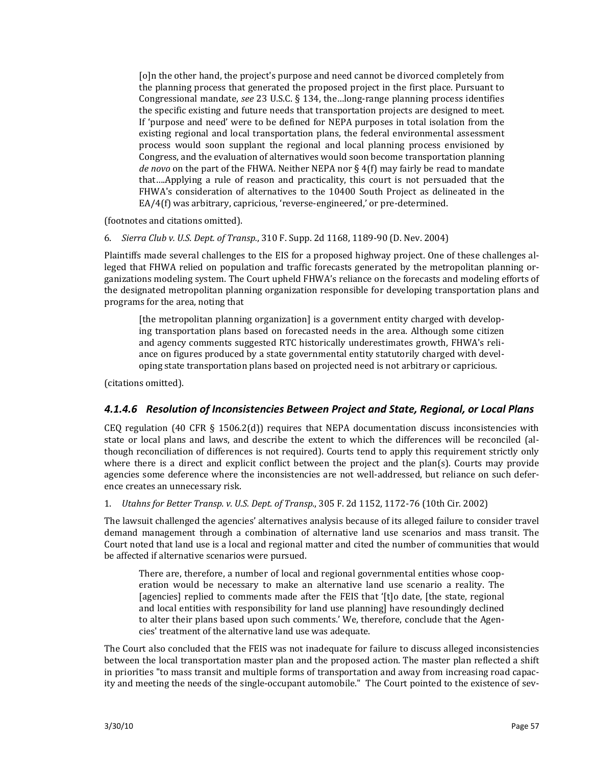> [o]n the other hand, the project's purpose and need cannot be divorced completely from the planning process that generated the proposed project in the first place. Pursuant to Congressional mandate, *see* 23 U.S.C. § 134, the…long-range planning process identifies the specific existing and future needs that transportation projects are designed to meet. If 'purpose and need' were to be defined for NEPA purposes in total isolation from the existing regional and local transportation plans, the federal environmental assessment process would soon supplant the regional and local planning process envisioned by Congress, and the evaluation of alternatives would soon become transportation planning *de novo* on the part of the FHWA. Neither NEPA nor § 4(f) may fairly be read to mandate that….Applying a rule of reason and practicality, this court is not persuaded that the FHWA's consideration of alternatives to the 10400 South Project as delineated in the EA/4(f) was arbitrary, capricious, 'reverse-engineered,' or pre-determined.

(footnotes and citations omitted).

6. *Sierra Club v. U.S. Dept. of Transp.*, 310 F. Supp. 2d 1168, 1189-90 (D. Nev. 2004)

Plaintiffs made several challenges to the EIS for a proposed highway project. One of these challenges alleged that FHWA relied on population and traffic forecasts generated by the metropolitan planning organizations modeling system. The Court upheld FHWA's reliance on the forecasts and modeling efforts of the designated metropolitan planning organization responsible for developing transportation plans and programs for the area, noting that

> [the metropolitan planning organization] is a government entity charged with developing transportation plans based on forecasted needs in the area. Although some citizen and agency comments suggested RTC historically underestimates growth, FHWA's reliance on figures produced by a state governmental entity statutorily charged with developing state transportation plans based on projected need is not arbitrary or capricious.

(citations omitted).

### *4.1.4.6 Resolution of Inconsistencies Between Project and State, Regional, or Local Plans*

CEQ regulation (40 CFR § 1506.2(d)) requires that NEPA documentation discuss inconsistencies with state or local plans and laws, and describe the extent to which the differences will be reconciled (although reconciliation of differences is not required). Courts tend to apply this requirement strictly only where there is a direct and explicit conflict between the project and the plan(s). Courts may provide agencies some deference where the inconsistencies are not well-addressed, but reliance on such deference creates an unnecessary risk.

1. *Utahns for Better Transp. v. U.S. Dept. of Transp.*, 305 F. 2d 1152, 1172-76 (10th Cir. 2002)

The lawsuit challenged the agencies' alternatives analysis because of its alleged failure to consider travel demand management through a combination of alternative land use scenarios and mass transit. The Court noted that land use is a local and regional matter and cited the number of communities that would be affected if alternative scenarios were pursued.

> There are, therefore, a number of local and regional governmental entities whose cooperation would be necessary to make an alternative land use scenario a reality. The [agencies] replied to comments made after the FEIS that '[t]o date, [the state, regional and local entities with responsibility for land use planning] have resoundingly declined to alter their plans based upon such comments.' We, therefore, conclude that the Agencies' treatment of the alternative land use was adequate.

The Court also concluded that the FEIS was not inadequate for failure to discuss alleged inconsistencies between the local transportation master plan and the proposed action. The master plan reflected a shift in priorities "to mass transit and multiple forms of transportation and away from increasing road capacity and meeting the needs of the single-occupant automobile." The Court pointed to the existence of sev-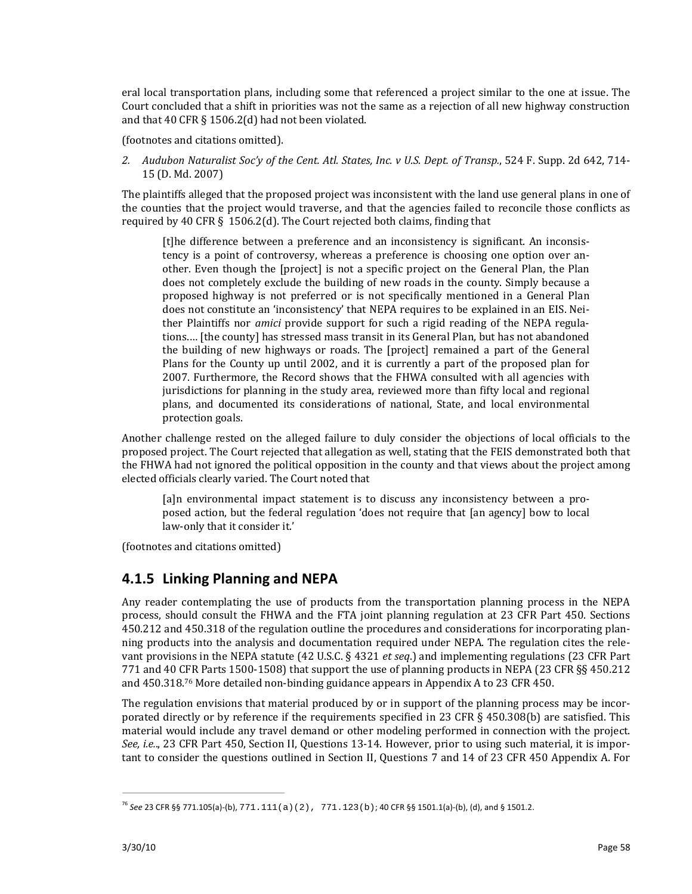eral local transportation plans, including some that referenced a project similar to the one at issue. The Court concluded that a shift in priorities was not the same as a rejection of all new highway construction and that 40 CFR § 1506.2(d) had not been violated.

(footnotes and citations omitted).

2. *Audubon Naturalist Soc'y of the Cent. Atl. States, Inc. v U.S. Dept. of Transp.*, 524 F. Supp. 2d 642, 714-15 (D. Md. 2007)

The plaintiffs alleged that the proposed project was inconsistent with the land use general plans in one of the counties that the project would traverse, and that the agencies failed to reconcile those conflicts as required by 40 CFR § 1506.2(d). The Court rejected both claims, finding that

> [t]he difference between a preference and an inconsistency is significant. An inconsistency is a point of controversy, whereas a preference is choosing one option over another. Even though the [project] is not a specific project on the General Plan, the Plan does not completely exclude the building of new roads in the county. Simply because a proposed highway is not preferred or is not specifically mentioned in a General Plan does not constitute an 'inconsistency' that NEPA requires to be explained in an EIS. Neither Plaintiffs nor *amici* provide support for such a rigid reading of the NEPA regulations.... [the county] has stressed mass transit in its General Plan, but has not abandoned the building of new highways or roads. The [project] remained a part of the General Plans for the County up until 2002, and it is currently a part of the proposed plan for 2007. Furthermore, the Record shows that the FHWA consulted with all agencies with jurisdictions for planning in the study area, reviewed more than fifty local and regional plans, and documented its considerations of national, State, and local environmental protection goals.

Another challenge rested on the alleged failure to duly consider the objections of local officials to the proposed project. The Court rejected that allegation as well, stating that the FEIS demonstrated both that the FHWA had not ignored the political opposition in the county and that views about the project among elected officials clearly varied. The Court noted that

> [a]n environmental impact statement is to discuss any inconsistency between a proposed action, but the federal regulation 'does not require that [an agency] bow to local law-only that it consider it.'

(footnotes and citations omitted)

## 4.1.5 Linking Planning and NEPA

Any reader contemplating the use of products from the transportation planning process in the NEPA process, should consult the FHWA and the FTA joint planning regulation at 23 CFR Part 450. Sections 450.212 and 450.318 of the regulation outline the procedures and considerations for incorporating planning products into the analysis and documentation required under NEPA. The regulation cites the relevant provisions in the NEPA statute (42 U.S.C. § 4321 *et seq.*) and implementing regulations (23 CFR Part 771 and 40 CFR Parts 1500-1508) that support the use of planning products in NEPA (23 CFR §§ 450.212 and 450.318.[76] More detailed non-binding guidance appears in Appendix A to 23 CFR 450.

The regulation envisions that material produced by or in support of the planning process may be incorporated directly or by reference if the requirements specified in 23 CFR § 450.308(b) are satisfied. This material would include any travel demand or other modeling performed in connection with the project. *See, i.e.*., 23 CFR Part 450, Section II, Questions 13-14. However, prior to using such material, it is important to consider the questions outlined in Section II, Questions 7 and 14 of 23 CFR 450 Appendix A. For

[76] *See* 23 CFR §§ 771.105(a)-(b), 771.111(a)(2), 771.123(b); 40 CFR §§ 1501.1(a)-(b), (d), and § 1501.2.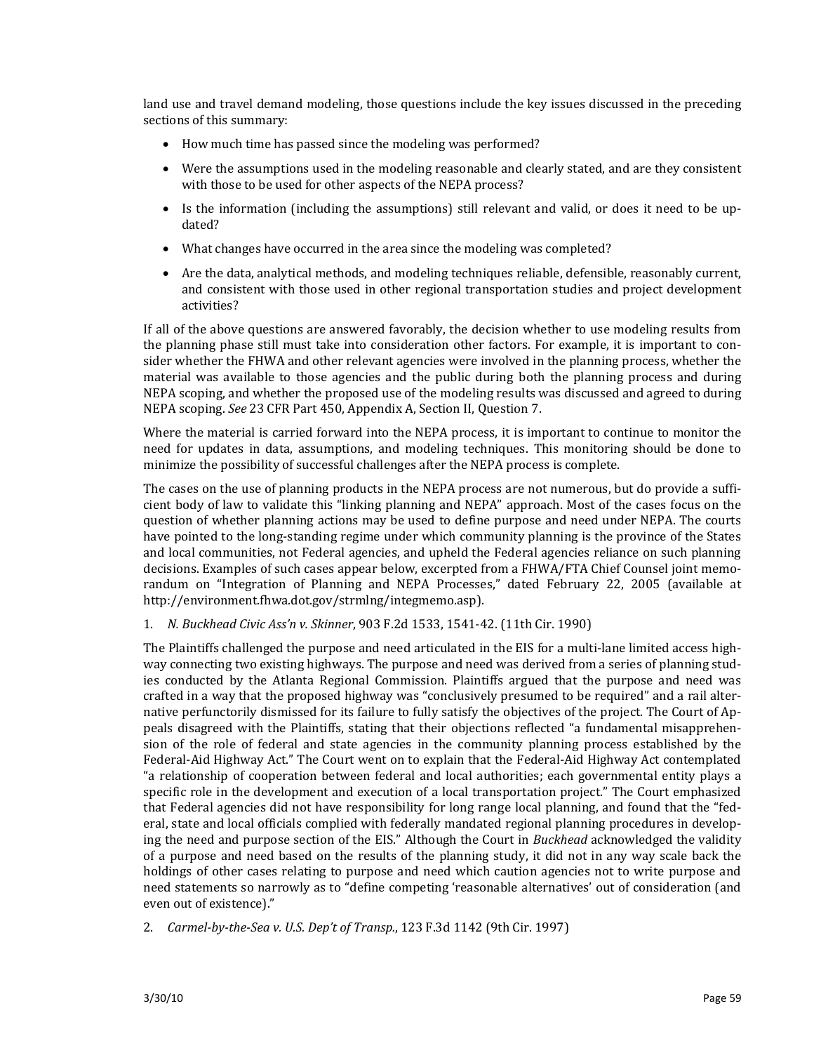land use and travel demand modeling, those questions include the key issues discussed in the preceding sections of this summary:

- How much time has passed since the modeling was performed?
- Were the assumptions used in the modeling reasonable and clearly stated, and are they consistent with those to be used for other aspects of the NEPA process?
- Is the information (including the assumptions) still relevant and valid, or does it need to be updated?
- What changes have occurred in the area since the modeling was completed?
- Are the data, analytical methods, and modeling techniques reliable, defensible, reasonably current, and consistent with those used in other regional transportation studies and project development activities?

If all of the above questions are answered favorably, the decision whether to use modeling results from the planning phase still must take into consideration other factors. For example, it is important to consider whether the FHWA and other relevant agencies were involved in the planning process, whether the material was available to those agencies and the public during both the planning process and during NEPA scoping, and whether the proposed use of the modeling results was discussed and agreed to during NEPA scoping. *See* 23 CFR Part 450, Appendix A, Section II, Question 7.

Where the material is carried forward into the NEPA process, it is important to continue to monitor the need for updates in data, assumptions, and modeling techniques. This monitoring should be done to minimize the possibility of successful challenges after the NEPA process is complete.

The cases on the use of planning products in the NEPA process are not numerous, but do provide a sufficient body of law to validate this "linking planning and NEPA" approach. Most of the cases focus on the question of whether planning actions may be used to define purpose and need under NEPA. The courts have pointed to the long-standing regime under which community planning is the province of the States and local communities, not Federal agencies, and upheld the Federal agencies reliance on such planning decisions. Examples of such cases appear below, excerpted from a FHWA/FTA Chief Counsel joint memorandum on "Integration of Planning and NEPA Processes," dated February 22, 2005 (available at http://environment.fhwa.dot.gov/strmlng/integmemo.asp).

1. *N. Buckhead Civic Ass'n v. Skinner*, 903 F.2d 1533, 1541-42. (11th Cir. 1990)

The Plaintiffs challenged the purpose and need articulated in the EIS for a multi-lane limited access highway connecting two existing highways. The purpose and need was derived from a series of planning studies conducted by the Atlanta Regional Commission. Plaintiffs argued that the purpose and need was crafted in a way that the proposed highway was "conclusively presumed to be required" and a rail alternative perfunctorily dismissed for its failure to fully satisfy the objectives of the project. The Court of Appeals disagreed with the Plaintiffs, stating that their objections reflected "a fundamental misapprehension of the role of federal and state agencies in the community planning process established by the Federal-Aid Highway Act." The Court went on to explain that the Federal-Aid Highway Act contemplated "a relationship of cooperation between federal and local authorities; each governmental entity plays a specific role in the development and execution of a local transportation project." The Court emphasized that Federal agencies did not have responsibility for long range local planning, and found that the "federal, state and local officials complied with federally mandated regional planning procedures in developing the need and purpose section of the EIS." Although the Court in *Buckhead* acknowledged the validity of a purpose and need based on the results of the planning study, it did not in any way scale back the holdings of other cases relating to purpose and need which caution agencies not to write purpose and need statements so narrowly as to "define competing 'reasonable alternatives' out of consideration (and even out of existence)."

2. *Carmel-by-the-Sea v. U.S. Dep't of Transp.*, 123 F.3d 1142 (9th Cir. 1997)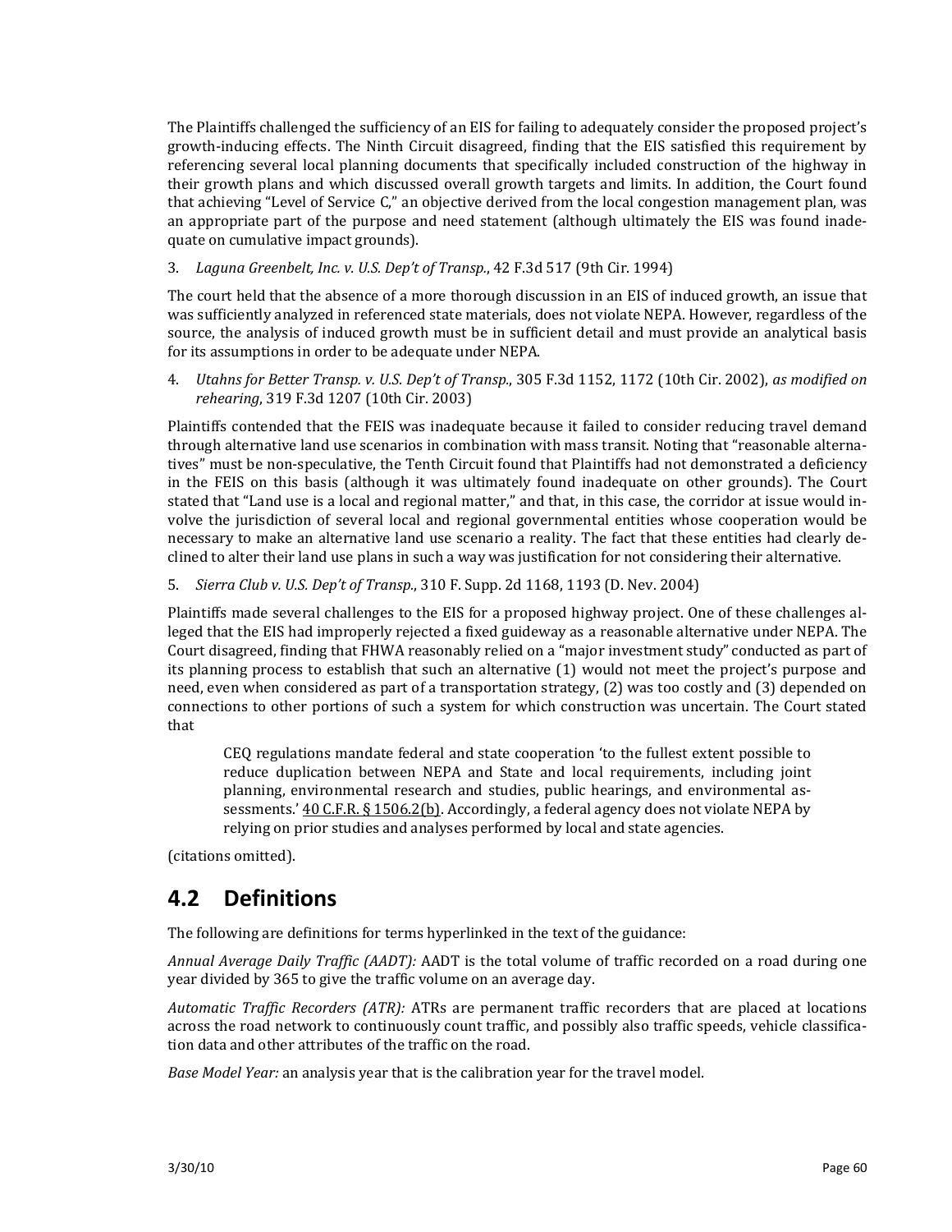The Plaintiffs challenged the sufficiency of an EIS for failing to adequately consider the proposed project's growth-inducing effects. The Ninth Circuit disagreed, finding that the EIS satisfied this requirement by referencing several local planning documents that specifically included construction of the highway in their growth plans and which discussed overall growth targets and limits. In addition, the Court found that achieving "Level of Service C," an objective derived from the local congestion management plan, was an appropriate part of the purpose and need statement (although ultimately the EIS was found inadequate on cumulative impact grounds).

3. *Laguna Greenbelt, Inc. v. U.S. Dep't of Transp.*, 42 F.3d 517 (9th Cir. 1994)

The court held that the absence of a more thorough discussion in an EIS of induced growth, an issue that was sufficiently analyzed in referenced state materials, does not violate NEPA. However, regardless of the source, the analysis of induced growth must be in sufficient detail and must provide an analytical basis for its assumptions in order to be adequate under NEPA.

4. *Utahns for Better Transp. v. U.S. Dep't of Transp.*, 305 F.3d 1152, 1172 (10th Cir. 2002), *as modified on rehearing*, 319 F.3d 1207 (10th Cir. 2003)

Plaintiffs contended that the FEIS was inadequate because it failed to consider reducing travel demand through alternative land use scenarios in combination with mass transit. Noting that "reasonable alternatives" must be non-speculative, the Tenth Circuit found that Plaintiffs had not demonstrated a deficiency in the FEIS on this basis (although it was ultimately found inadequate on other grounds). The Court stated that "Land use is a local and regional matter," and that, in this case, the corridor at issue would involve the jurisdiction of several local and regional governmental entities whose cooperation would be necessary to make an alternative land use scenario a reality. The fact that these entities had clearly declined to alter their land use plans in such a way was justification for not considering their alternative.

5. *Sierra Club v. U.S. Dep't of Transp.*, 310 F. Supp. 2d 1168, 1193 (D. Nev. 2004)

Plaintiffs made several challenges to the EIS for a proposed highway project. One of these challenges alleged that the EIS had improperly rejected a fixed guideway as a reasonable alternative under NEPA. The Court disagreed, finding that FHWA reasonably relied on a "major investment study" conducted as part of its planning process to establish that such an alternative (1) would not meet the project's purpose and need, even when considered as part of a transportation strategy, (2) was too costly and (3) depended on connections to other portions of such a system for which construction was uncertain. The Court stated that

> CEQ regulations mandate federal and state cooperation 'to the fullest extent possible to reduce duplication between NEPA and State and local requirements, including joint planning, environmental research and studies, public hearings, and environmental assessments.' 40 C.F.R. § 1506.2(b). Accordingly, a federal agency does not violate NEPA by relying on prior studies and analyses performed by local and state agencies.

(citations omitted).

## 4.2 Definitions

The following are definitions for terms hyperlinked in the text of the guidance:

*Annual Average Daily Traffic (AADT):* AADT is the total volume of traffic recorded on a road during one year divided by 365 to give the traffic volume on an average day.

*Automatic Traffic Recorders (ATR):* ATRs are permanent traffic recorders that are placed at locations across the road network to continuously count traffic, and possibly also traffic speeds, vehicle classification data and other attributes of the traffic on the road.

*Base Model Year:* an analysis year that is the calibration year for the travel model.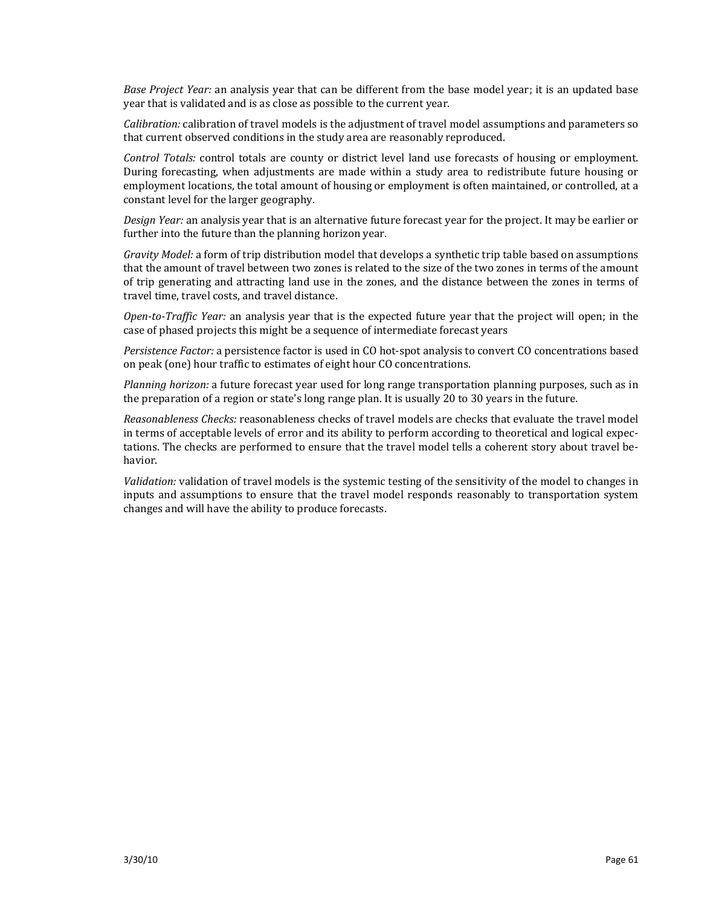*Base Project Year:* an analysis year that can be different from the base model year; it is an updated base year that is validated and is as close as possible to the current year.

*Calibration:* calibration of travel models is the adjustment of travel model assumptions and parameters so that current observed conditions in the study area are reasonably reproduced.

*Control Totals:* control totals are county or district level land use forecasts of housing or employment. During forecasting, when adjustments are made within a study area to redistribute future housing or employment locations, the total amount of housing or employment is often maintained, or controlled, at a constant level for the larger geography.

*Design Year:* an analysis year that is an alternative future forecast year for the project. It may be earlier or further into the future than the planning horizon year.

*Gravity Model:* a form of trip distribution model that develops a synthetic trip table based on assumptions that the amount of travel between two zones is related to the size of the two zones in terms of the amount of trip generating and attracting land use in the zones, and the distance between the zones in terms of travel time, travel costs, and travel distance.

*Open-to-Traffic Year:* an analysis year that is the expected future year that the project will open; in the case of phased projects this might be a sequence of intermediate forecast years

*Persistence Factor:* a persistence factor is used in CO hot-spot analysis to convert CO concentrations based on peak (one) hour traffic to estimates of eight hour CO concentrations.

*Planning horizon:* a future forecast year used for long range transportation planning purposes, such as in the preparation of a region or state's long range plan. It is usually 20 to 30 years in the future.

*Reasonableness Checks:* reasonableness checks of travel models are checks that evaluate the travel model in terms of acceptable levels of error and its ability to perform according to theoretical and logical expectations. The checks are performed to ensure that the travel model tells a coherent story about travel behavior.

*Validation:* validation of travel models is the systemic testing of the sensitivity of the model to changes in inputs and assumptions to ensure that the travel model responds reasonably to transportation system changes and will have the ability to produce forecasts.